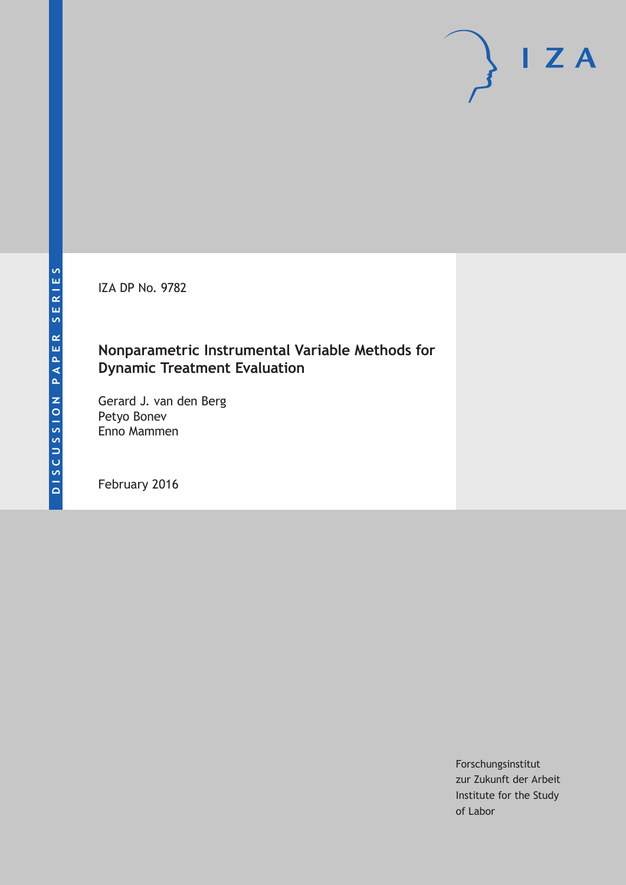DISCUSSION PAPER SERIES

IZA DP No. 9782

# Nonparametric Instrumental Variable Methods for Dynamic Treatment Evaluation

Gerard J. van den Berg
Petyo Bonev
Enno Mammen

February 2016

IZA

Forschungsinstitut
zur Zukunft der Arbeit
Institute for the Study
of Labor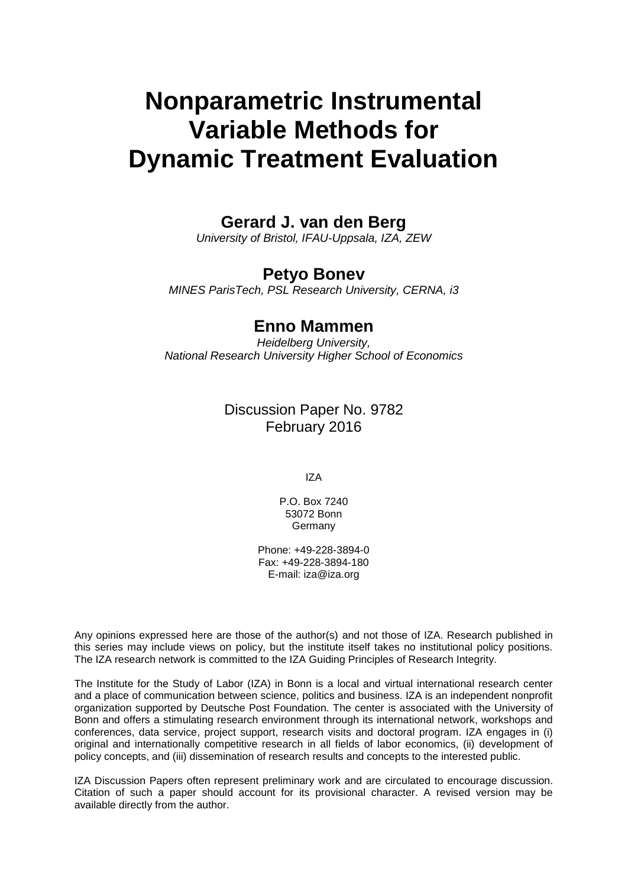# Nonparametric Instrumental Variable Methods for Dynamic Treatment Evaluation

**Gerard J. van den Berg**

*University of Bristol, IFAU-Uppsala, IZA, ZEW*

**Petyo Bonev**

*MINES ParisTech, PSL Research University, CERNA, i3*

**Enno Mammen**

*Heidelberg University,*
*National Research University Higher School of Economics*

Discussion Paper No. 9782
February 2016

IZA

P.O. Box 7240
53072 Bonn
Germany

Phone: +49-228-3894-0
Fax: +49-228-3894-180
E-mail: iza@iza.org

Any opinions expressed here are those of the author(s) and not those of IZA. Research published in this series may include views on policy, but the institute itself takes no institutional policy positions. The IZA research network is committed to the IZA Guiding Principles of Research Integrity.

The Institute for the Study of Labor (IZA) in Bonn is a local and virtual international research center and a place of communication between science, politics and business. IZA is an independent nonprofit organization supported by Deutsche Post Foundation. The center is associated with the University of Bonn and offers a stimulating research environment through its international network, workshops and conferences, data service, project support, research visits and doctoral program. IZA engages in (i) original and internationally competitive research in all fields of labor economics, (ii) development of policy concepts, and (iii) dissemination of research results and concepts to the interested public.

IZA Discussion Papers often represent preliminary work and are circulated to encourage discussion. Citation of such a paper should account for its provisional character. A revised version may be available directly from the author.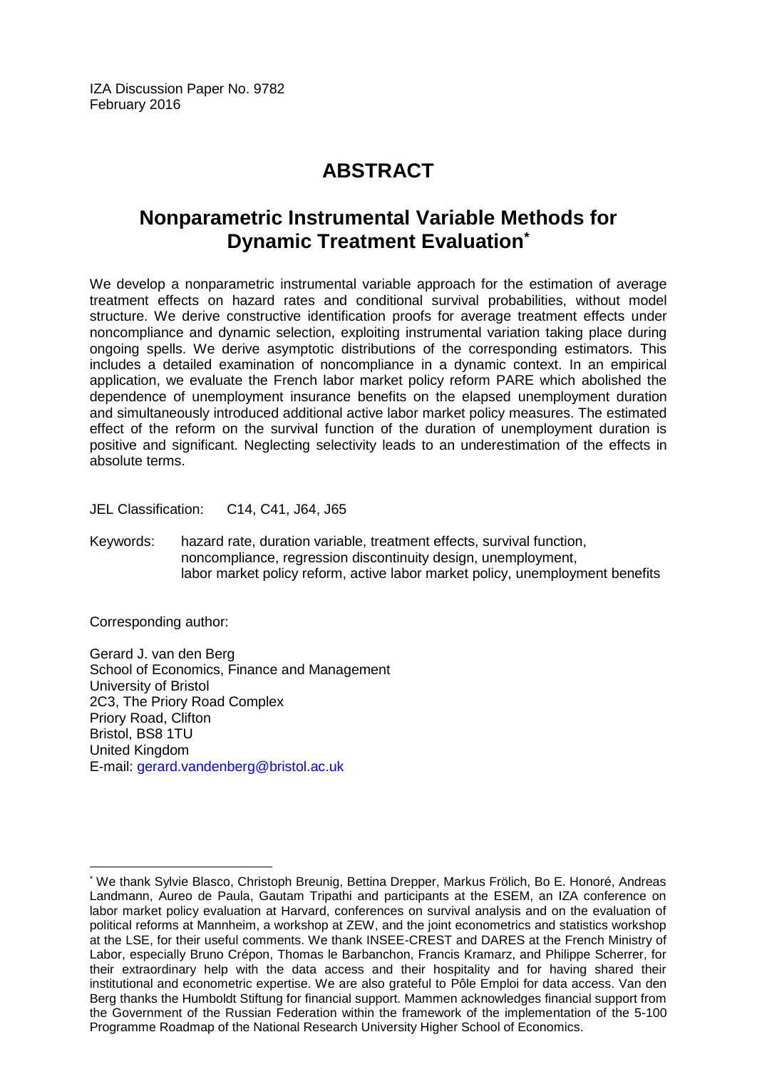IZA Discussion Paper No. 9782
February 2016

# ABSTRACT

## Nonparametric Instrumental Variable Methods for Dynamic Treatment Evaluation*

We develop a nonparametric instrumental variable approach for the estimation of average treatment effects on hazard rates and conditional survival probabilities, without model structure. We derive constructive identification proofs for average treatment effects under noncompliance and dynamic selection, exploiting instrumental variation taking place during ongoing spells. We derive asymptotic distributions of the corresponding estimators. This includes a detailed examination of noncompliance in a dynamic context. In an empirical application, we evaluate the French labor market policy reform PARE which abolished the dependence of unemployment insurance benefits on the elapsed unemployment duration and simultaneously introduced additional active labor market policy measures. The estimated effect of the reform on the survival function of the duration of unemployment duration is positive and significant. Neglecting selectivity leads to an underestimation of the effects in absolute terms.

JEL Classification: C14, C41, J64, J65

Keywords: hazard rate, duration variable, treatment effects, survival function, noncompliance, regression discontinuity design, unemployment, labor market policy reform, active labor market policy, unemployment benefits

Corresponding author:

Gerard J. van den Berg
School of Economics, Finance and Management
University of Bristol
2C3, The Priory Road Complex
Priory Road, Clifton
Bristol, BS8 1TU
United Kingdom
E-mail: gerard.vandenberg@bristol.ac.uk

---

* We thank Sylvie Blasco, Christoph Breunig, Bettina Drepper, Markus Frölich, Bo E. Honoré, Andreas Landmann, Aureo de Paula, Gautam Tripathi and participants at the ESEM, an IZA conference on labor market policy evaluation at Harvard, conferences on survival analysis and on the evaluation of political reforms at Mannheim, a workshop at ZEW, and the joint econometrics and statistics workshop at the LSE, for their useful comments. We thank INSEE-CREST and DARES at the French Ministry of Labor, especially Bruno Crépon, Thomas le Barbanchon, Francis Kramarz, and Philippe Scherrer, for their extraordinary help with the data access and their hospitality and for having shared their institutional and econometric expertise. We are also grateful to Pôle Emploi for data access. Van den Berg thanks the Humboldt Stiftung for financial support. Mammen acknowledges financial support from the Government of the Russian Federation within the framework of the implementation of the 5-100 Programme Roadmap of the National Research University Higher School of Economics.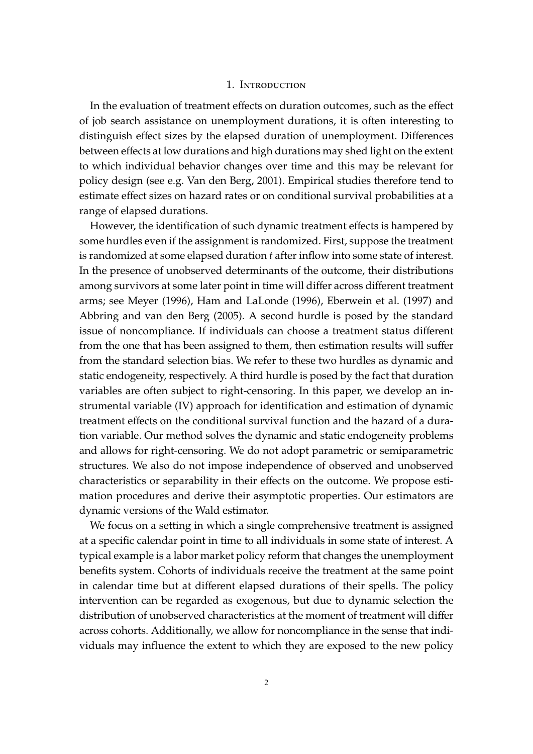# 1. Introduction

In the evaluation of treatment effects on duration outcomes, such as the effect of job search assistance on unemployment durations, it is often interesting to distinguish effect sizes by the elapsed duration of unemployment. Differences between effects at low durations and high durations may shed light on the extent to which individual behavior changes over time and this may be relevant for policy design (see e.g. Van den Berg, 2001). Empirical studies therefore tend to estimate effect sizes on hazard rates or on conditional survival probabilities at a range of elapsed durations.

However, the identification of such dynamic treatment effects is hampered by some hurdles even if the assignment is randomized. First, suppose the treatment is randomized at some elapsed duration $t$ after inflow into some state of interest. In the presence of unobserved determinants of the outcome, their distributions among survivors at some later point in time will differ across different treatment arms; see Meyer (1996), Ham and LaLonde (1996), Eberwein et al. (1997) and Abbring and van den Berg (2005). A second hurdle is posed by the standard issue of noncompliance. If individuals can choose a treatment status different from the one that has been assigned to them, then estimation results will suffer from the standard selection bias. We refer to these two hurdles as dynamic and static endogeneity, respectively. A third hurdle is posed by the fact that duration variables are often subject to right-censoring. In this paper, we develop an instrumental variable (IV) approach for identification and estimation of dynamic treatment effects on the conditional survival function and the hazard of a duration variable. Our method solves the dynamic and static endogeneity problems and allows for right-censoring. We do not adopt parametric or semiparametric structures. We also do not impose independence of observed and unobserved characteristics or separability in their effects on the outcome. We propose estimation procedures and derive their asymptotic properties. Our estimators are dynamic versions of the Wald estimator.

We focus on a setting in which a single comprehensive treatment is assigned at a specific calendar point in time to all individuals in some state of interest. A typical example is a labor market policy reform that changes the unemployment benefits system. Cohorts of individuals receive the treatment at the same point in calendar time but at different elapsed durations of their spells. The policy intervention can be regarded as exogenous, but due to dynamic selection the distribution of unobserved characteristics at the moment of treatment will differ across cohorts. Additionally, we allow for noncompliance in the sense that individuals may influence the extent to which they are exposed to the new policy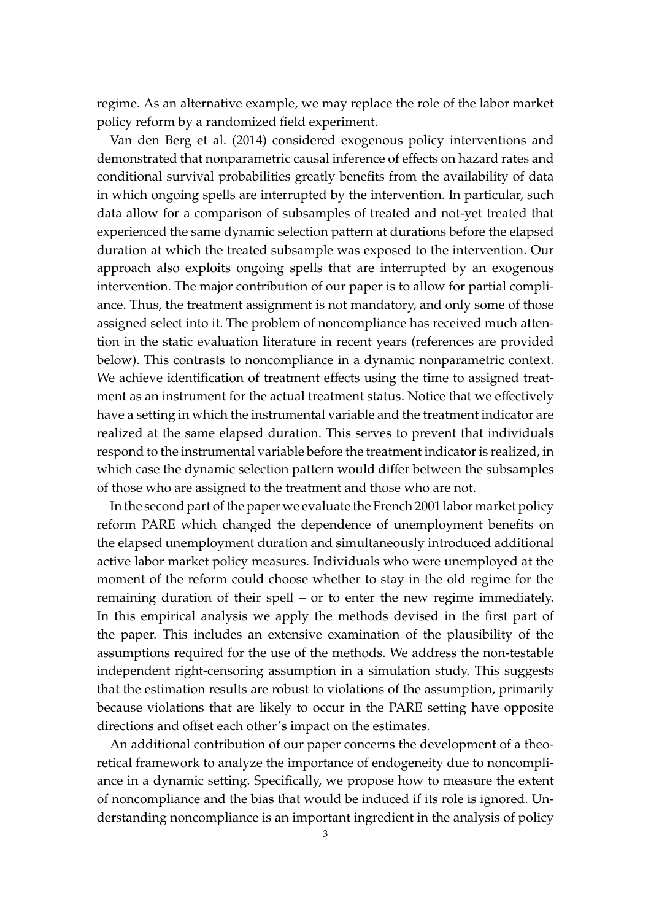regime. As an alternative example, we may replace the role of the labor market policy reform by a randomized field experiment.

Van den Berg et al. (2014) considered exogenous policy interventions and demonstrated that nonparametric causal inference of effects on hazard rates and conditional survival probabilities greatly benefits from the availability of data in which ongoing spells are interrupted by the intervention. In particular, such data allow for a comparison of subsamples of treated and not-yet treated that experienced the same dynamic selection pattern at durations before the elapsed duration at which the treated subsample was exposed to the intervention. Our approach also exploits ongoing spells that are interrupted by an exogenous intervention. The major contribution of our paper is to allow for partial compliance. Thus, the treatment assignment is not mandatory, and only some of those assigned select into it. The problem of noncompliance has received much attention in the static evaluation literature in recent years (references are provided below). This contrasts to noncompliance in a dynamic nonparametric context. We achieve identification of treatment effects using the time to assigned treatment as an instrument for the actual treatment status. Notice that we effectively have a setting in which the instrumental variable and the treatment indicator are realized at the same elapsed duration. This serves to prevent that individuals respond to the instrumental variable before the treatment indicator is realized, in which case the dynamic selection pattern would differ between the subsamples of those who are assigned to the treatment and those who are not.

In the second part of the paper we evaluate the French 2001 labor market policy reform PARE which changed the dependence of unemployment benefits on the elapsed unemployment duration and simultaneously introduced additional active labor market policy measures. Individuals who were unemployed at the moment of the reform could choose whether to stay in the old regime for the remaining duration of their spell – or to enter the new regime immediately. In this empirical analysis we apply the methods devised in the first part of the paper. This includes an extensive examination of the plausibility of the assumptions required for the use of the methods. We address the non-testable independent right-censoring assumption in a simulation study. This suggests that the estimation results are robust to violations of the assumption, primarily because violations that are likely to occur in the PARE setting have opposite directions and offset each other's impact on the estimates.

An additional contribution of our paper concerns the development of a theoretical framework to analyze the importance of endogeneity due to noncompliance in a dynamic setting. Specifically, we propose how to measure the extent of noncompliance and the bias that would be induced if its role is ignored. Understanding noncompliance is an important ingredient in the analysis of policy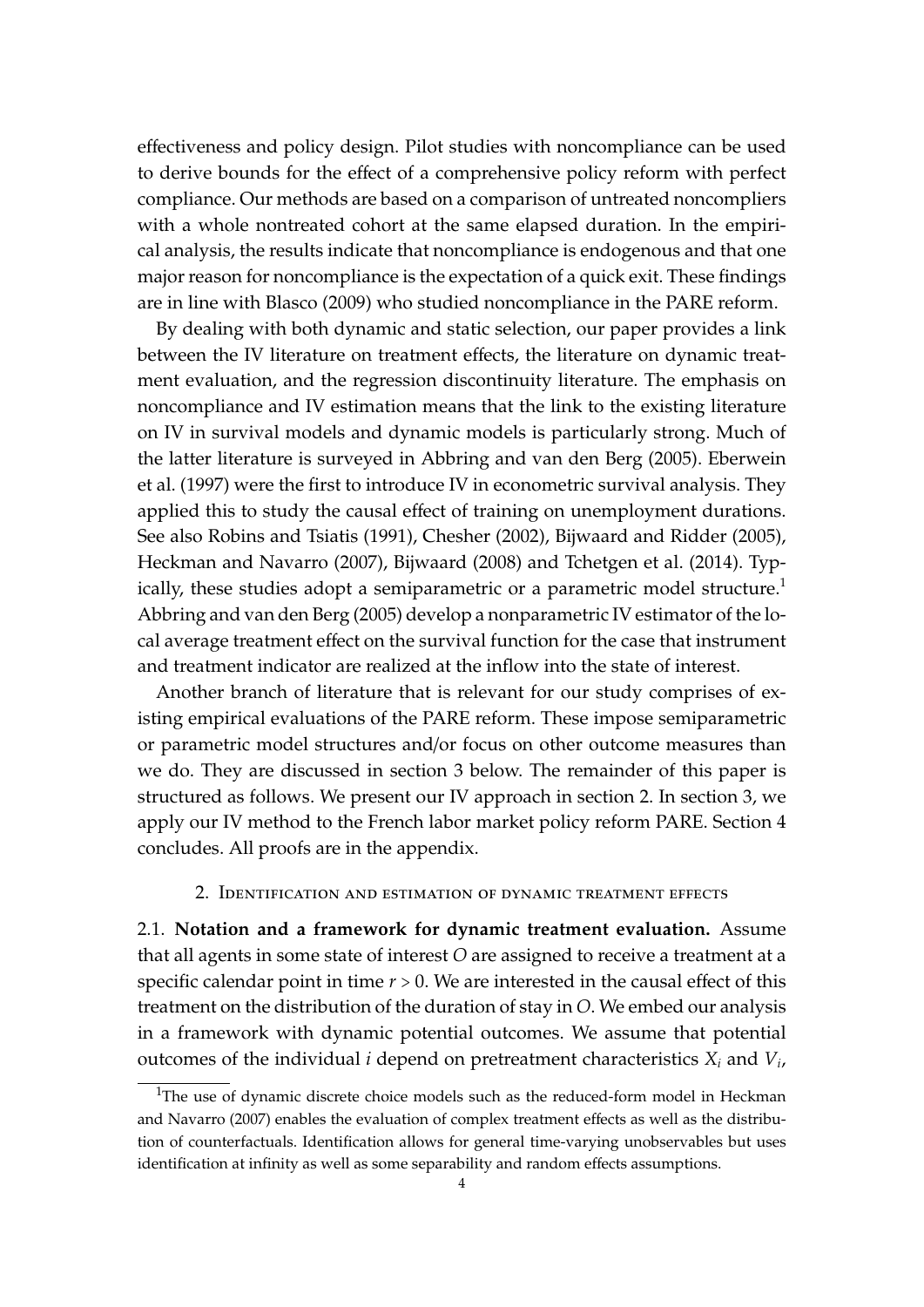effectiveness and policy design. Pilot studies with noncompliance can be used to derive bounds for the effect of a comprehensive policy reform with perfect compliance. Our methods are based on a comparison of untreated noncompliers with a whole nontreated cohort at the same elapsed duration. In the empirical analysis, the results indicate that noncompliance is endogenous and that one major reason for noncompliance is the expectation of a quick exit. These findings are in line with Blasco (2009) who studied noncompliance in the PARE reform.

By dealing with both dynamic and static selection, our paper provides a link between the IV literature on treatment effects, the literature on dynamic treatment evaluation, and the regression discontinuity literature. The emphasis on noncompliance and IV estimation means that the link to the existing literature on IV in survival models and dynamic models is particularly strong. Much of the latter literature is surveyed in Abbring and van den Berg (2005). Eberwein et al. (1997) were the first to introduce IV in econometric survival analysis. They applied this to study the causal effect of training on unemployment durations. See also Robins and Tsiatis (1991), Chesher (2002), Bijwaard and Ridder (2005), Heckman and Navarro (2007), Bijwaard (2008) and Tchetgen et al. (2014). Typically, these studies adopt a semiparametric or a parametric model structure.[1] Abbring and van den Berg (2005) develop a nonparametric IV estimator of the local average treatment effect on the survival function for the case that instrument and treatment indicator are realized at the inflow into the state of interest.

Another branch of literature that is relevant for our study comprises of existing empirical evaluations of the PARE reform. These impose semiparametric or parametric model structures and/or focus on other outcome measures than we do. They are discussed in section 3 below. The remainder of this paper is structured as follows. We present our IV approach in section 2. In section 3, we apply our IV method to the French labor market policy reform PARE. Section 4 concludes. All proofs are in the appendix.

## 2. Identification and estimation of dynamic treatment effects

2.1. **Notation and a framework for dynamic treatment evaluation.** Assume that all agents in some state of interest $O$ are assigned to receive a treatment at a specific calendar point in time $r > 0$. We are interested in the causal effect of this treatment on the distribution of the duration of stay in $O$. We embed our analysis in a framework with dynamic potential outcomes. We assume that potential outcomes of the individual $i$ depend on pretreatment characteristics $X_i$ and $V_i$,

[1] The use of dynamic discrete choice models such as the reduced-form model in Heckman and Navarro (2007) enables the evaluation of complex treatment effects as well as the distribution of counterfactuals. Identification allows for general time-varying unobservables but uses identification at infinity as well as some separability and random effects assumptions.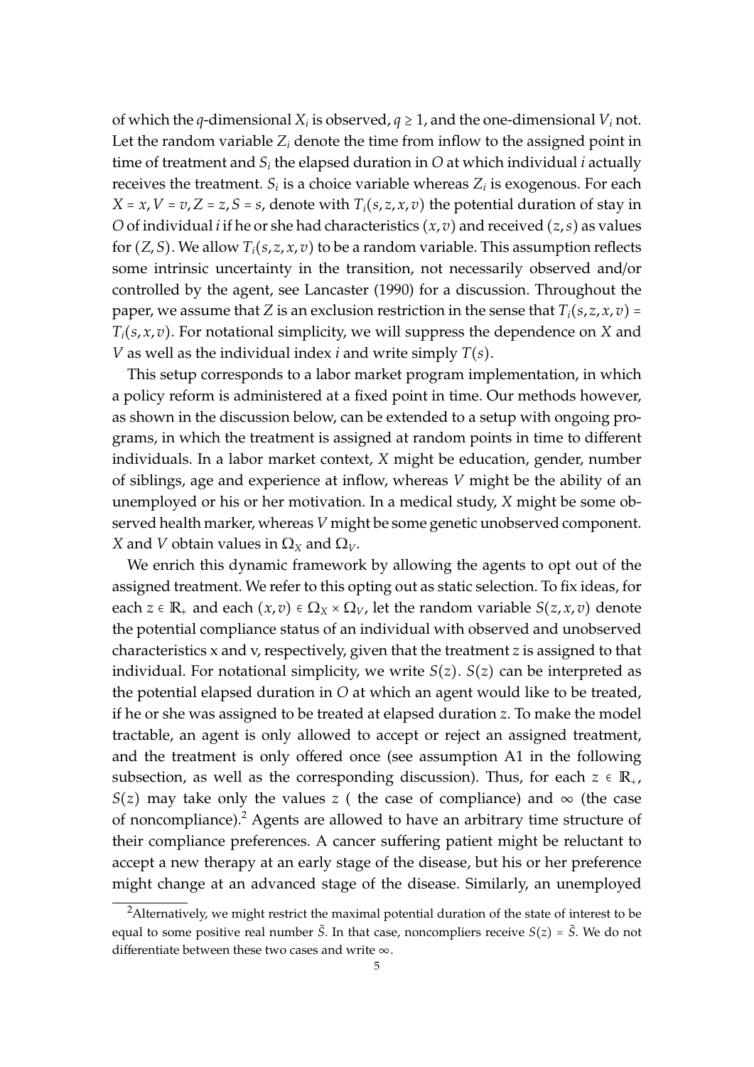of which the $q$-dimensional $X_i$ is observed, $q \geq 1$, and the one-dimensional $V_i$ not. Let the random variable $Z_i$ denote the time from inflow to the assigned point in time of treatment and $S_i$ the elapsed duration in $O$ at which individual $i$ actually receives the treatment. $S_i$ is a choice variable whereas $Z_i$ is exogenous. For each $X = x, V = v, Z = z, S = s$, denote with $T_i(s, z, x, v)$ the potential duration of stay in $O$ of individual $i$ if he or she had characteristics $(x, v)$ and received $(z, s)$ as values for $(Z, S)$. We allow $T_i(s, z, x, v)$ to be a random variable. This assumption reflects some intrinsic uncertainty in the transition, not necessarily observed and/or controlled by the agent, see Lancaster (1990) for a discussion. Throughout the paper, we assume that $Z$ is an exclusion restriction in the sense that $T_i(s, z, x, v) = T_i(s, x, v)$. For notational simplicity, we will suppress the dependence on $X$ and $V$ as well as the individual index $i$ and write simply $T(s)$.

This setup corresponds to a labor market program implementation, in which a policy reform is administered at a fixed point in time. Our methods however, as shown in the discussion below, can be extended to a setup with ongoing programs, in which the treatment is assigned at random points in time to different individuals. In a labor market context, $X$ might be education, gender, number of siblings, age and experience at inflow, whereas $V$ might be the ability of an unemployed or his or her motivation. In a medical study, $X$ might be some observed health marker, whereas $V$ might be some genetic unobserved component. $X$ and $V$ obtain values in $\Omega_X$ and $\Omega_V$.

We enrich this dynamic framework by allowing the agents to opt out of the assigned treatment. We refer to this opting out as static selection. To fix ideas, for each $z \in \mathbb{R}_+$ and each $(x, v) \in \Omega_X \times \Omega_V$, let the random variable $S(z, x, v)$ denote the potential compliance status of an individual with observed and unobserved characteristics x and v, respectively, given that the treatment $z$ is assigned to that individual. For notational simplicity, we write $S(z)$. $S(z)$ can be interpreted as the potential elapsed duration in $O$ at which an agent would like to be treated, if he or she was assigned to be treated at elapsed duration $z$. To make the model tractable, an agent is only allowed to accept or reject an assigned treatment, and the treatment is only offered once (see assumption A1 in the following subsection, as well as the corresponding discussion). Thus, for each $z \in \mathbb{R}_+$, $S(z)$ may take only the values $z$ ( the case of compliance) and $\infty$ (the case of noncompliance).[2] Agents are allowed to have an arbitrary time structure of their compliance preferences. A cancer suffering patient might be reluctant to accept a new therapy at an early stage of the disease, but his or her preference might change at an advanced stage of the disease. Similarly, an unemployed

[2] Alternatively, we might restrict the maximal potential duration of the state of interest to be equal to some positive real number $\bar{S}$. In that case, noncompliers receive $S(z) = \bar{S}$. We do not differentiate between these two cases and write $\infty$.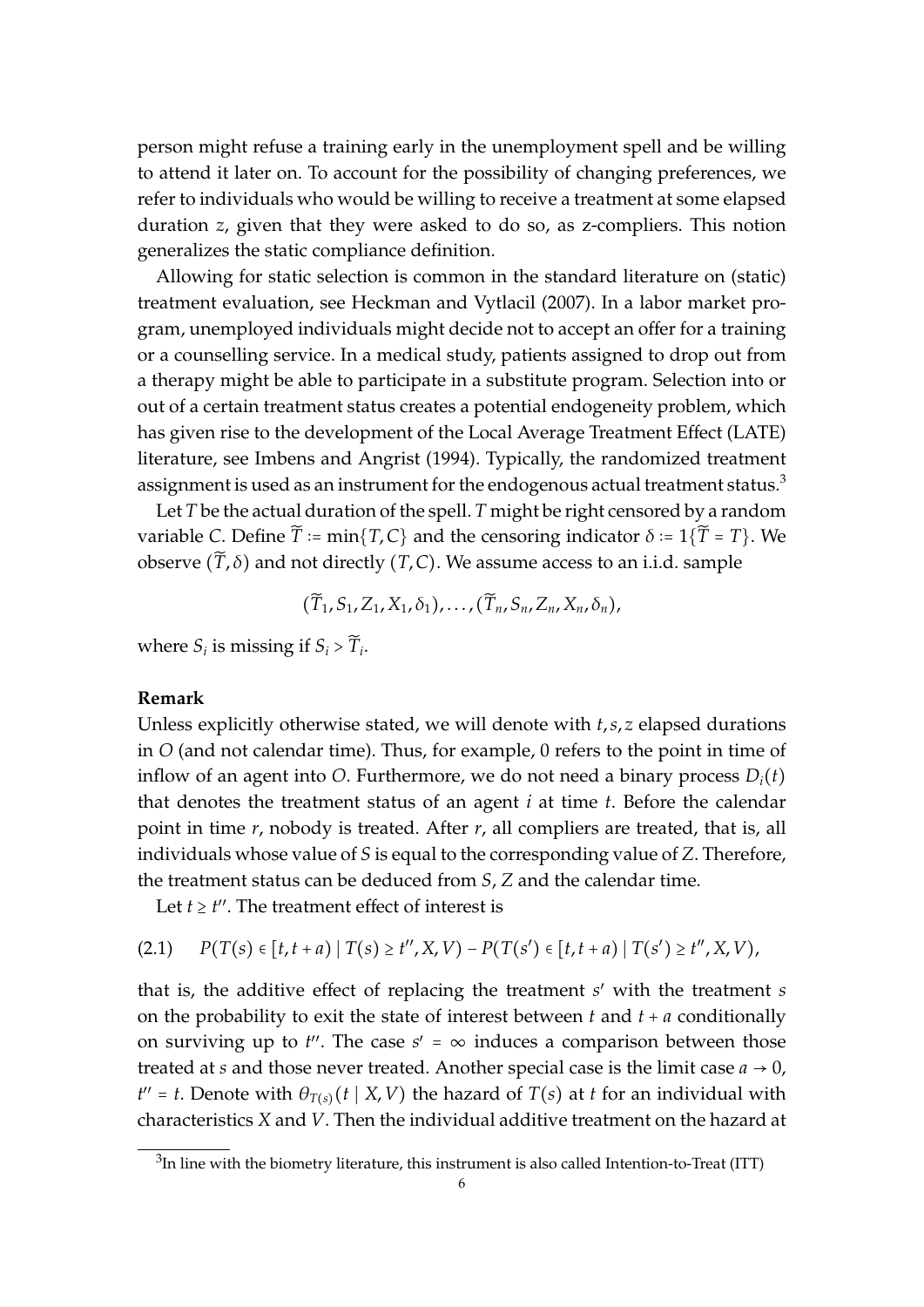person might refuse a training early in the unemployment spell and be willing to attend it later on. To account for the possibility of changing preferences, we refer to individuals who would be willing to receive a treatment at some elapsed duration $z$, given that they were asked to do so, as z-compliers. This notion generalizes the static compliance definition.

Allowing for static selection is common in the standard literature on (static) treatment evaluation, see Heckman and Vytlacil (2007). In a labor market program, unemployed individuals might decide not to accept an offer for a training or a counselling service. In a medical study, patients assigned to drop out from a therapy might be able to participate in a substitute program. Selection into or out of a certain treatment status creates a potential endogeneity problem, which has given rise to the development of the Local Average Treatment Effect (LATE) literature, see Imbens and Angrist (1994). Typically, the randomized treatment assignment is used as an instrument for the endogenous actual treatment status.[3]

Let $T$ be the actual duration of the spell. $T$ might be right censored by a random variable $C$. Define $\widetilde{T} := \min\{T, C\}$ and the censoring indicator $\delta := 1\{\widetilde{T} = T\}$. We observe $(\widetilde{T}, \delta)$ and not directly $(T, C)$. We assume access to an i.i.d. sample

$$(\widetilde{T}_1, S_1, Z_1, X_1, \delta_1), \ldots, (\widetilde{T}_n, S_n, Z_n, X_n, \delta_n),$$

where $S_i$ is missing if $S_i > \widetilde{T}_i$.

**Remark**

Unless explicitly otherwise stated, we will denote with $t, s, z$ elapsed durations in $O$ (and not calendar time). Thus, for example, 0 refers to the point in time of inflow of an agent into $O$. Furthermore, we do not need a binary process $D_i(t)$ that denotes the treatment status of an agent $i$ at time $t$. Before the calendar point in time $r$, nobody is treated. After $r$, all compliers are treated, that is, all individuals whose value of $S$ is equal to the corresponding value of $Z$. Therefore, the treatment status can be deduced from $S$, $Z$ and the calendar time.

Let $t \geq t''$. The treatment effect of interest is

$$P(T(s) \in [t, t+a) \mid T(s) \geq t'', X, V) - P(T(s') \in [t, t+a) \mid T(s') \geq t'', X, V), \tag{2.1}$$

that is, the additive effect of replacing the treatment $s'$ with the treatment $s$ on the probability to exit the state of interest between $t$ and $t + a$ conditionally on surviving up to $t''$. The case $s' = \infty$ induces a comparison between those treated at $s$ and those never treated. Another special case is the limit case $a \to 0$, $t'' = t$. Denote with $\theta_{T(s)}(t \mid X, V)$ the hazard of $T(s)$ at $t$ for an individual with characteristics $X$ and $V$. Then the individual additive treatment on the hazard at

[3] In line with the biometry literature, this instrument is also called Intention-to-Treat (ITT)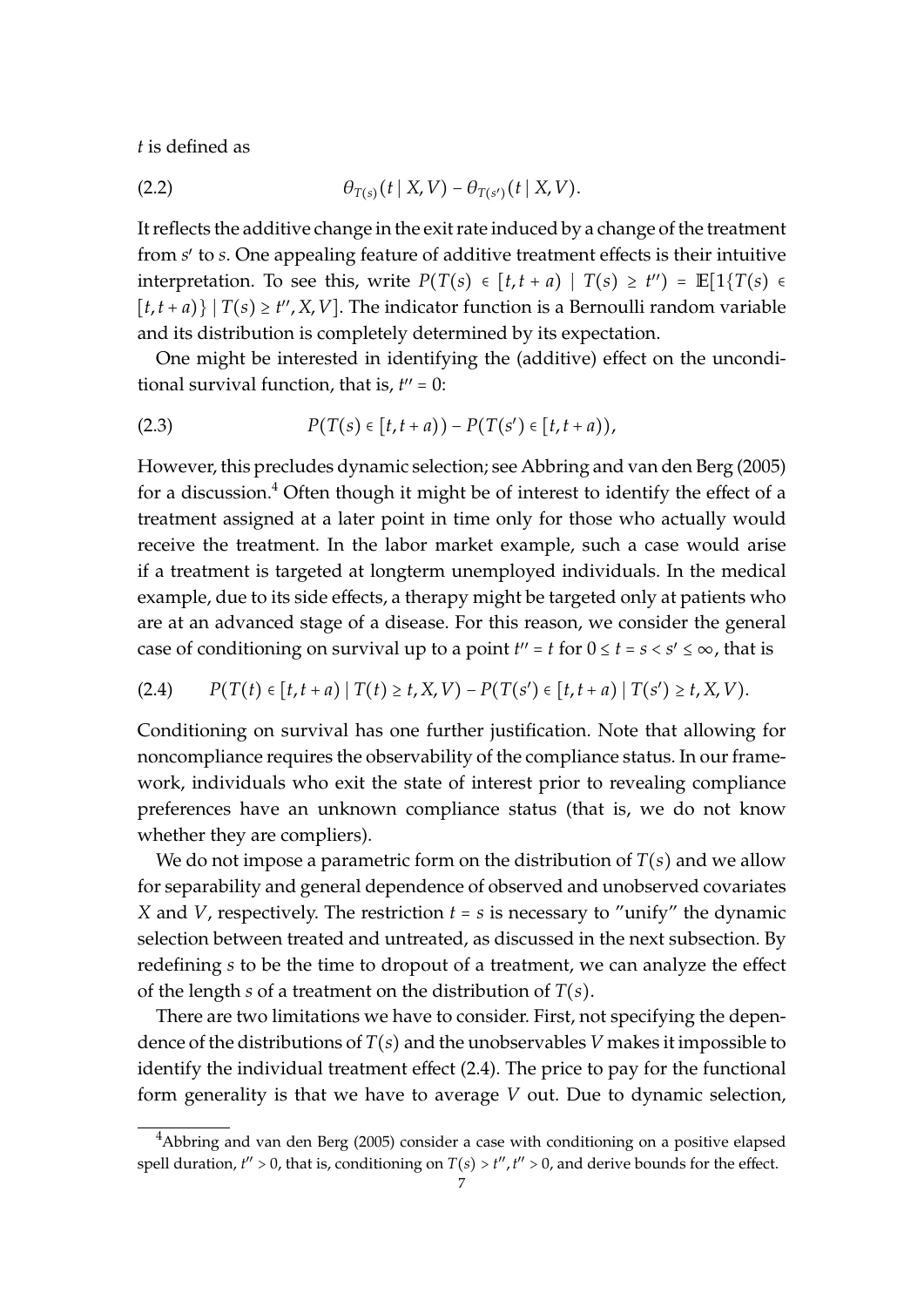$t$ is defined as

$$\theta_{T(s)}(t \mid X, V) - \theta_{T(s')}(t \mid X, V). \tag{2.2}$$

It reflects the additive change in the exit rate induced by a change of the treatment from $s'$ to $s$. One appealing feature of additive treatment effects is their intuitive interpretation. To see this, write $P(T(s) \in [t, t+a) \mid T(s) \geq t'') = \mathbb{E}[1\{T(s) \in [t, t+a)\} \mid T(s) \geq t'', X, V]$. The indicator function is a Bernoulli random variable and its distribution is completely determined by its expectation.

One might be interested in identifying the (additive) effect on the unconditional survival function, that is, $t'' = 0$:

$$P(T(s) \in [t, t+a)) - P(T(s') \in [t, t+a)), \tag{2.3}$$

However, this precludes dynamic selection; see Abbring and van den Berg (2005) for a discussion.[4] Often though it might be of interest to identify the effect of a treatment assigned at a later point in time only for those who actually would receive the treatment. In the labor market example, such a case would arise if a treatment is targeted at longterm unemployed individuals. In the medical example, due to its side effects, a therapy might be targeted only at patients who are at an advanced stage of a disease. For this reason, we consider the general case of conditioning on survival up to a point $t'' = t$ for $0 \leq t = s < s' \leq \infty$, that is

$$P(T(t) \in [t, t+a) \mid T(t) \geq t, X, V) - P(T(s') \in [t, t+a) \mid T(s') \geq t, X, V). \tag{2.4}$$

Conditioning on survival has one further justification. Note that allowing for noncompliance requires the observability of the compliance status. In our framework, individuals who exit the state of interest prior to revealing compliance preferences have an unknown compliance status (that is, we do not know whether they are compliers).

We do not impose a parametric form on the distribution of $T(s)$ and we allow for separability and general dependence of observed and unobserved covariates $X$ and $V$, respectively. The restriction $t = s$ is necessary to "unify" the dynamic selection between treated and untreated, as discussed in the next subsection. By redefining $s$ to be the time to dropout of a treatment, we can analyze the effect of the length $s$ of a treatment on the distribution of $T(s)$.

There are two limitations we have to consider. First, not specifying the dependence of the distributions of $T(s)$ and the unobservables $V$ makes it impossible to identify the individual treatment effect (2.4). The price to pay for the functional form generality is that we have to average $V$ out. Due to dynamic selection,

[4] Abbring and van den Berg (2005) consider a case with conditioning on a positive elapsed spell duration, $t'' > 0$, that is, conditioning on $T(s) > t'', t'' > 0$, and derive bounds for the effect.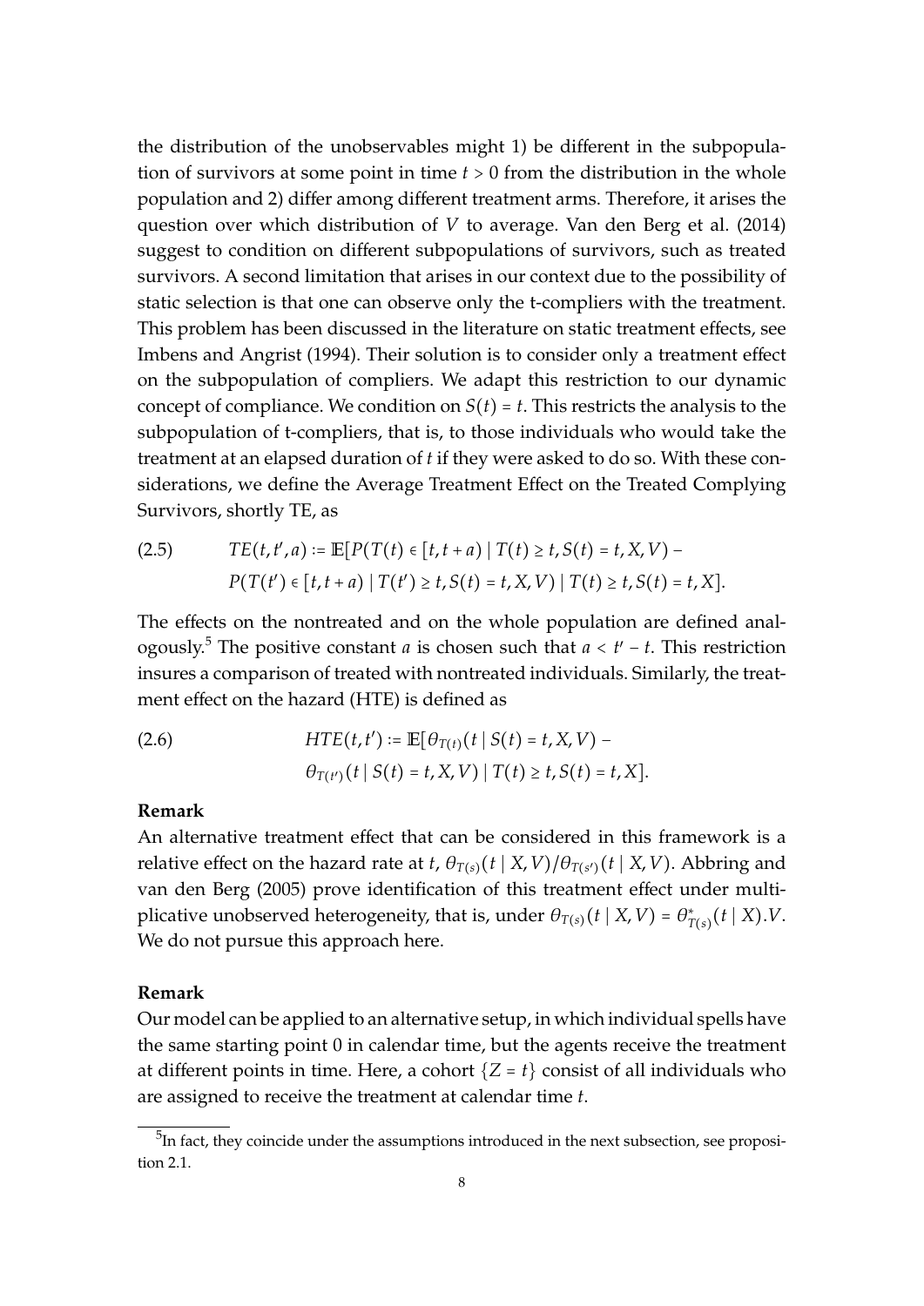the distribution of the unobservables might 1) be different in the subpopulation of survivors at some point in time $t > 0$ from the distribution in the whole population and 2) differ among different treatment arms. Therefore, it arises the question over which distribution of $V$ to average. Van den Berg et al. (2014) suggest to condition on different subpopulations of survivors, such as treated survivors. A second limitation that arises in our context due to the possibility of static selection is that one can observe only the t-compliers with the treatment. This problem has been discussed in the literature on static treatment effects, see Imbens and Angrist (1994). Their solution is to consider only a treatment effect on the subpopulation of compliers. We adapt this restriction to our dynamic concept of compliance. We condition on $S(t) = t$. This restricts the analysis to the subpopulation of t-compliers, that is, to those individuals who would take the treatment at an elapsed duration of $t$ if they were asked to do so. With these considerations, we define the Average Treatment Effect on the Treated Complying Survivors, shortly TE, as

$$
\begin{aligned}
(2.5) \qquad TE(t,t',a) := \mathbb{E}[&P(T(t) \in [t, t+a) \mid T(t) \geq t, S(t) = t, X, V) - \\
&P(T(t') \in [t, t+a) \mid T(t') \geq t, S(t) = t, X, V) \mid T(t) \geq t, S(t) = t, X].
\end{aligned}
$$

The effects on the nontreated and on the whole population are defined analogously.[5] The positive constant $a$ is chosen such that $a < t' - t$. This restriction insures a comparison of treated with nontreated individuals. Similarly, the treatment effect on the hazard (HTE) is defined as

$$
\begin{aligned}
(2.6) \qquad HTE(t,t') := \mathbb{E}[&\theta_{T(t)}(t \mid S(t) = t, X, V) - \\
&\theta_{T(t')}(t \mid S(t) = t, X, V) \mid T(t) \geq t, S(t) = t, X].
\end{aligned}
$$

**Remark**

An alternative treatment effect that can be considered in this framework is a relative effect on the hazard rate at $t$, $\theta_{T(s)}(t \mid X, V)/\theta_{T(s')}(t \mid X, V)$. Abbring and van den Berg (2005) prove identification of this treatment effect under multiplicative unobserved heterogeneity, that is, under $\theta_{T(s)}(t \mid X, V) = \theta^*_{T(s)}(t \mid X).V$. We do not pursue this approach here.

**Remark**

Our model can be applied to an alternative setup, in which individual spells have the same starting point 0 in calendar time, but the agents receive the treatment at different points in time. Here, a cohort $\{Z = t\}$ consist of all individuals who are assigned to receive the treatment at calendar time $t$.

[5] In fact, they coincide under the assumptions introduced in the next subsection, see proposition 2.1.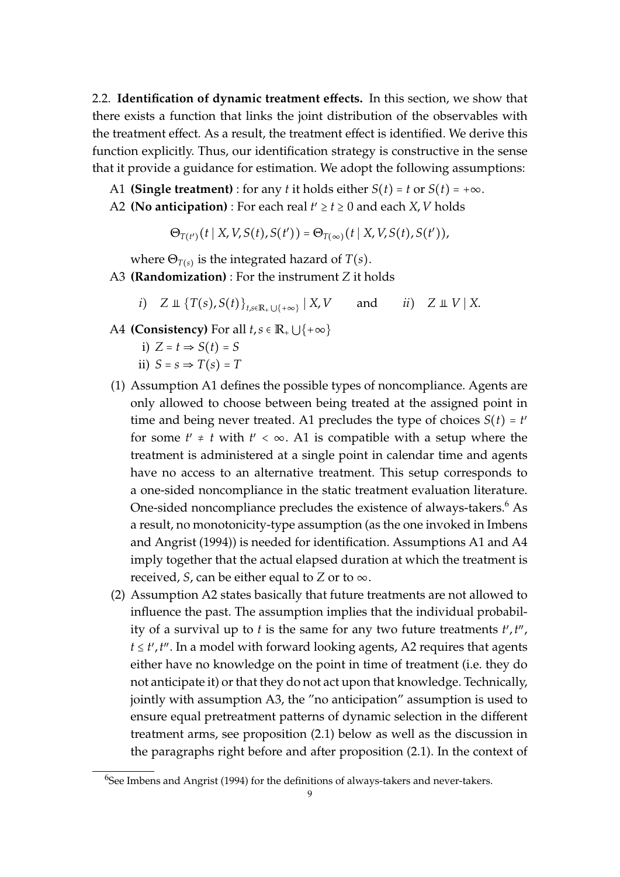2.2. **Identification of dynamic treatment effects.** In this section, we show that there exists a function that links the joint distribution of the observables with the treatment effect. As a result, the treatment effect is identified. We derive this function explicitly. Thus, our identification strategy is constructive in the sense that it provide a guidance for estimation. We adopt the following assumptions:

A1 **(Single treatment)** : for any $t$ it holds either $S(t) = t$ or $S(t) = +\infty$.

A2 **(No anticipation)** : For each real $t' \geq t \geq 0$ and each $X, V$ holds

$$\Theta_{T(t')}(t \mid X, V, S(t), S(t')) = \Theta_{T(\infty)}(t \mid X, V, S(t), S(t')),$$

where $\Theta_{T(s)}$ is the integrated hazard of $T(s)$.

A3 **(Randomization)** : For the instrument $Z$ it holds

$$i) \quad Z \perp\!\!\!\perp \{T(s), S(t)\}_{t,s \in \mathbb{R}_+ \bigcup\{+\infty\}} \mid X, V \qquad \text{and} \qquad ii) \quad Z \perp\!\!\!\perp V \mid X.$$

A4 **(Consistency)** For all $t, s \in \mathbb{R}_+ \bigcup\{+\infty\}$

i) $Z = t \Rightarrow S(t) = S$

ii) $S = s \Rightarrow T(s) = T$

(1) Assumption A1 defines the possible types of noncompliance. Agents are only allowed to choose between being treated at the assigned point in time and being never treated. A1 precludes the type of choices $S(t) = t'$ for some $t' \neq t$ with $t' < \infty$. A1 is compatible with a setup where the treatment is administered at a single point in calendar time and agents have no access to an alternative treatment. This setup corresponds to a one-sided noncompliance in the static treatment evaluation literature. One-sided noncompliance precludes the existence of always-takers.[6] As a result, no monotonicity-type assumption (as the one invoked in Imbens and Angrist (1994)) is needed for identification. Assumptions A1 and A4 imply together that the actual elapsed duration at which the treatment is received, $S$, can be either equal to $Z$ or to $\infty$.

(2) Assumption A2 states basically that future treatments are not allowed to influence the past. The assumption implies that the individual probability of a survival up to $t$ is the same for any two future treatments $t', t''$, $t \leq t', t''$. In a model with forward looking agents, A2 requires that agents either have no knowledge on the point in time of treatment (i.e. they do not anticipate it) or that they do not act upon that knowledge. Technically, jointly with assumption A3, the "no anticipation" assumption is used to ensure equal pretreatment patterns of dynamic selection in the different treatment arms, see proposition (2.1) below as well as the discussion in the paragraphs right before and after proposition (2.1). In the context of

[6] See Imbens and Angrist (1994) for the definitions of always-takers and never-takers.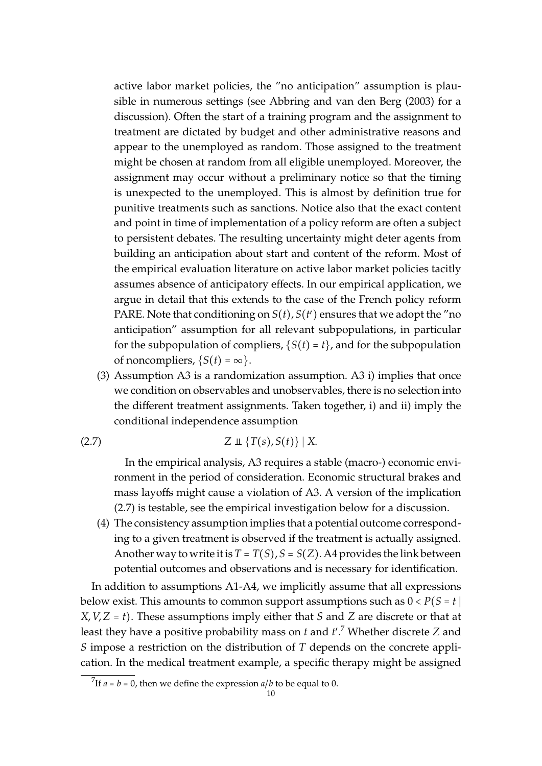active labor market policies, the "no anticipation" assumption is plausible in numerous settings (see Abbring and van den Berg (2003) for a discussion). Often the start of a training program and the assignment to treatment are dictated by budget and other administrative reasons and appear to the unemployed as random. Those assigned to the treatment might be chosen at random from all eligible unemployed. Moreover, the assignment may occur without a preliminary notice so that the timing is unexpected to the unemployed. This is almost by definition true for punitive treatments such as sanctions. Notice also that the exact content and point in time of implementation of a policy reform are often a subject to persistent debates. The resulting uncertainty might deter agents from building an anticipation about start and content of the reform. Most of the empirical evaluation literature on active labor market policies tacitly assumes absence of anticipatory effects. In our empirical application, we argue in detail that this extends to the case of the French policy reform PARE. Note that conditioning on $S(t), S(t')$ ensures that we adopt the "no anticipation" assumption for all relevant subpopulations, in particular for the subpopulation of compliers, $\{S(t) = t\}$, and for the subpopulation of noncompliers, $\{S(t) = \infty\}$.

(3) Assumption A3 is a randomization assumption. A3 i) implies that once we condition on observables and unobservables, there is no selection into the different treatment assignments. Taken together, i) and ii) imply the conditional independence assumption

$$Z \perp\!\!\!\perp \{T(s), S(t)\} \mid X. \tag{2.7}$$

In the empirical analysis, A3 requires a stable (macro-) economic environment in the period of consideration. Economic structural brakes and mass layoffs might cause a violation of A3. A version of the implication (2.7) is testable, see the empirical investigation below for a discussion.

(4) The consistency assumption implies that a potential outcome corresponding to a given treatment is observed if the treatment is actually assigned. Another way to write it is $T = T(S), S = S(Z)$. A4 provides the link between potential outcomes and observations and is necessary for identification.

In addition to assumptions A1-A4, we implicitly assume that all expressions below exist. This amounts to common support assumptions such as $0 < P(S = t \mid X, V, Z = t)$. These assumptions imply either that $S$ and $Z$ are discrete or that at least they have a positive probability mass on $t$ and $t'$.[7] Whether discrete $Z$ and $S$ impose a restriction on the distribution of $T$ depends on the concrete application. In the medical treatment example, a specific therapy might be assigned

[7] If $a = b = 0$, then we define the expression $a/b$ to be equal to 0.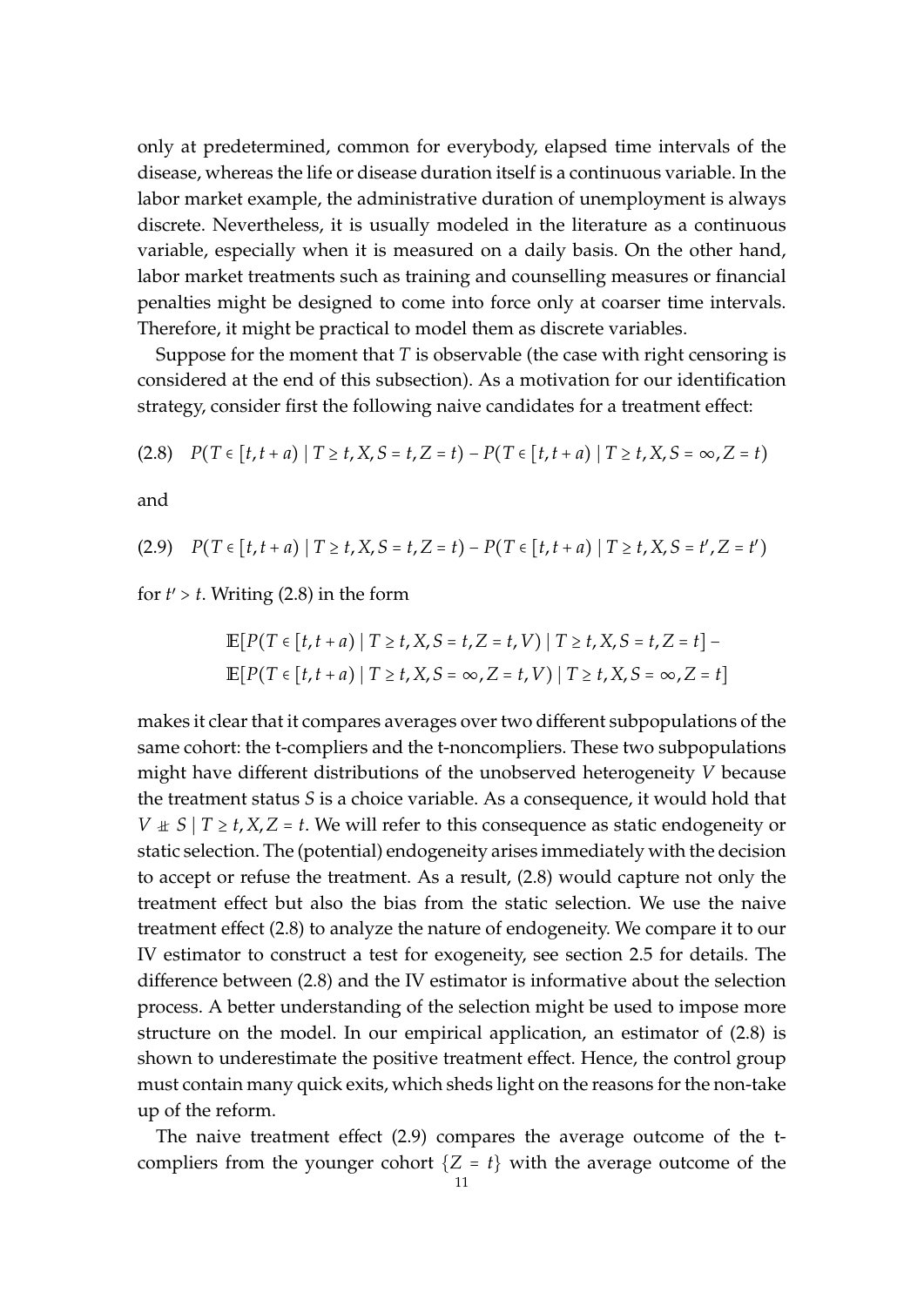only at predetermined, common for everybody, elapsed time intervals of the disease, whereas the life or disease duration itself is a continuous variable. In the labor market example, the administrative duration of unemployment is always discrete. Nevertheless, it is usually modeled in the literature as a continuous variable, especially when it is measured on a daily basis. On the other hand, labor market treatments such as training and counselling measures or financial penalties might be designed to come into force only at coarser time intervals. Therefore, it might be practical to model them as discrete variables.

Suppose for the moment that $T$ is observable (the case with right censoring is considered at the end of this subsection). As a motivation for our identification strategy, consider first the following naive candidates for a treatment effect:

$$P(T \in [t, t+a) \mid T \geq t, X, S = t, Z = t) - P(T \in [t, t+a) \mid T \geq t, X, S = \infty, Z = t) \tag{2.8}$$

and

$$P(T \in [t, t+a) \mid T \geq t, X, S = t, Z = t) - P(T \in [t, t+a) \mid T \geq t, X, S = t', Z = t') \tag{2.9}$$

for $t' > t$. Writing (2.8) in the form

$$\begin{aligned}
&\mathbb{E}[P(T \in [t, t+a) \mid T \geq t, X, S = t, Z = t, V) \mid T \geq t, X, S = t, Z = t] - \\
&\mathbb{E}[P(T \in [t, t+a) \mid T \geq t, X, S = \infty, Z = t, V) \mid T \geq t, X, S = \infty, Z = t]
\end{aligned}$$

makes it clear that it compares averages over two different subpopulations of the same cohort: the t-compliers and the t-noncompliers. These two subpopulations might have different distributions of the unobserved heterogeneity $V$ because the treatment status $S$ is a choice variable. As a consequence, it would hold that $V \not\perp S \mid T \geq t, X, Z = t$. We will refer to this consequence as static endogeneity or static selection. The (potential) endogeneity arises immediately with the decision to accept or refuse the treatment. As a result, (2.8) would capture not only the treatment effect but also the bias from the static selection. We use the naive treatment effect (2.8) to analyze the nature of endogeneity. We compare it to our IV estimator to construct a test for exogeneity, see section 2.5 for details. The difference between (2.8) and the IV estimator is informative about the selection process. A better understanding of the selection might be used to impose more structure on the model. In our empirical application, an estimator of (2.8) is shown to underestimate the positive treatment effect. Hence, the control group must contain many quick exits, which sheds light on the reasons for the non-take up of the reform.

The naive treatment effect (2.9) compares the average outcome of the t-compliers from the younger cohort $\{Z = t\}$ with the average outcome of the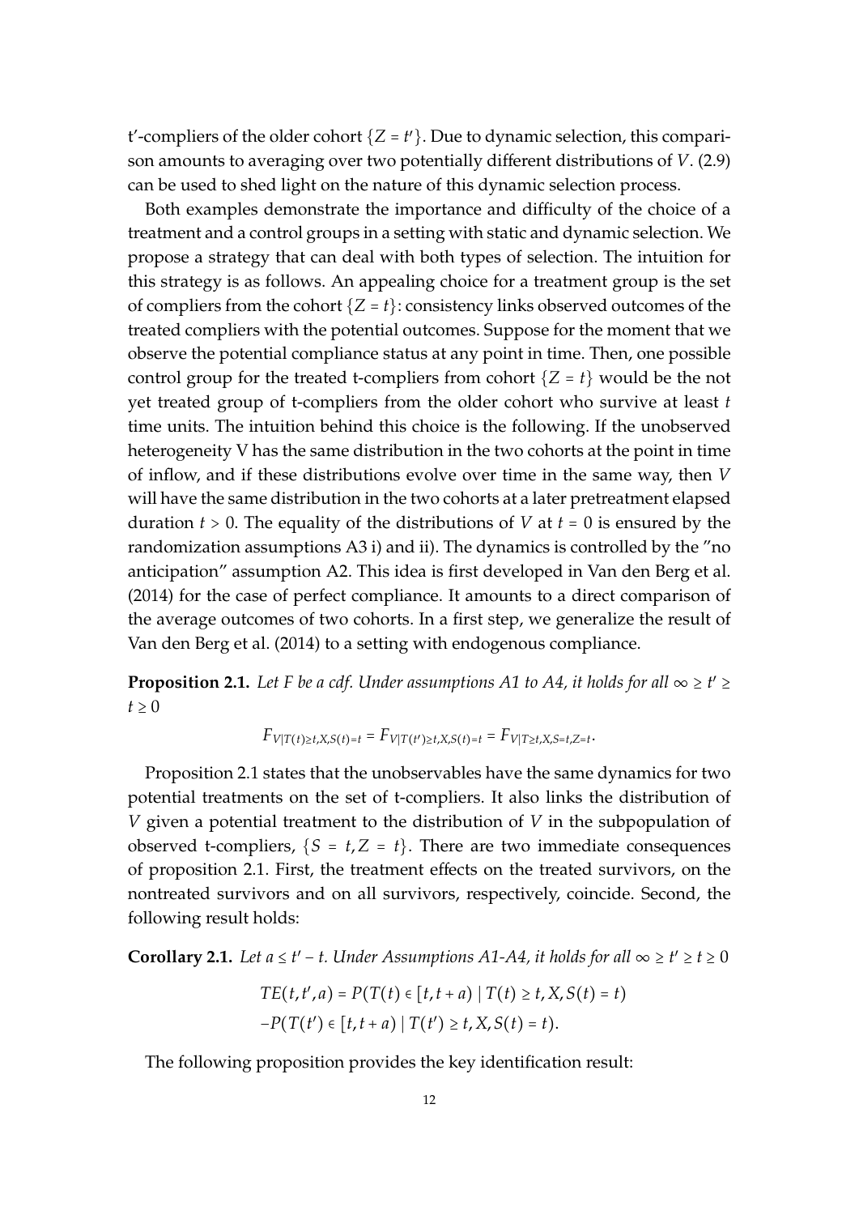t'-compliers of the older cohort $\{Z = t'\}$. Due to dynamic selection, this comparison amounts to averaging over two potentially different distributions of $V$. (2.9) can be used to shed light on the nature of this dynamic selection process.

Both examples demonstrate the importance and difficulty of the choice of a treatment and a control groups in a setting with static and dynamic selection. We propose a strategy that can deal with both types of selection. The intuition for this strategy is as follows. An appealing choice for a treatment group is the set of compliers from the cohort $\{Z = t\}$: consistency links observed outcomes of the treated compliers with the potential outcomes. Suppose for the moment that we observe the potential compliance status at any point in time. Then, one possible control group for the treated t-compliers from cohort $\{Z = t\}$ would be the not yet treated group of t-compliers from the older cohort who survive at least $t$ time units. The intuition behind this choice is the following. If the unobserved heterogeneity V has the same distribution in the two cohorts at the point in time of inflow, and if these distributions evolve over time in the same way, then $V$ will have the same distribution in the two cohorts at a later pretreatment elapsed duration $t > 0$. The equality of the distributions of $V$ at $t = 0$ is ensured by the randomization assumptions A3 i) and ii). The dynamics is controlled by the "no anticipation" assumption A2. This idea is first developed in Van den Berg et al. (2014) for the case of perfect compliance. It amounts to a direct comparison of the average outcomes of two cohorts. In a first step, we generalize the result of Van den Berg et al. (2014) to a setting with endogenous compliance.

**Proposition 2.1.** *Let F be a cdf. Under assumptions A1 to A4, it holds for all* $\infty \geq t' \geq t \geq 0$

$$F_{V|T(t)\geq t,X,S(t)=t} = F_{V|T(t')\geq t,X,S(t)=t} = F_{V|T\geq t,X,S=t,Z=t}.$$

Proposition 2.1 states that the unobservables have the same dynamics for two potential treatments on the set of t-compliers. It also links the distribution of $V$ given a potential treatment to the distribution of $V$ in the subpopulation of observed t-compliers, $\{S = t, Z = t\}$. There are two immediate consequences of proposition 2.1. First, the treatment effects on the treated survivors, on the nontreated survivors and on all survivors, respectively, coincide. Second, the following result holds:

**Corollary 2.1.** *Let* $a \leq t' - t$*. Under Assumptions A1-A4, it holds for all* $\infty \geq t' \geq t \geq 0$

$$\begin{aligned}
TE(t,t',a) &= P(T(t) \in [t,t+a) \mid T(t) \geq t, X, S(t) = t) \\
&- P(T(t') \in [t,t+a) \mid T(t') \geq t, X, S(t) = t).
\end{aligned}$$

The following proposition provides the key identification result: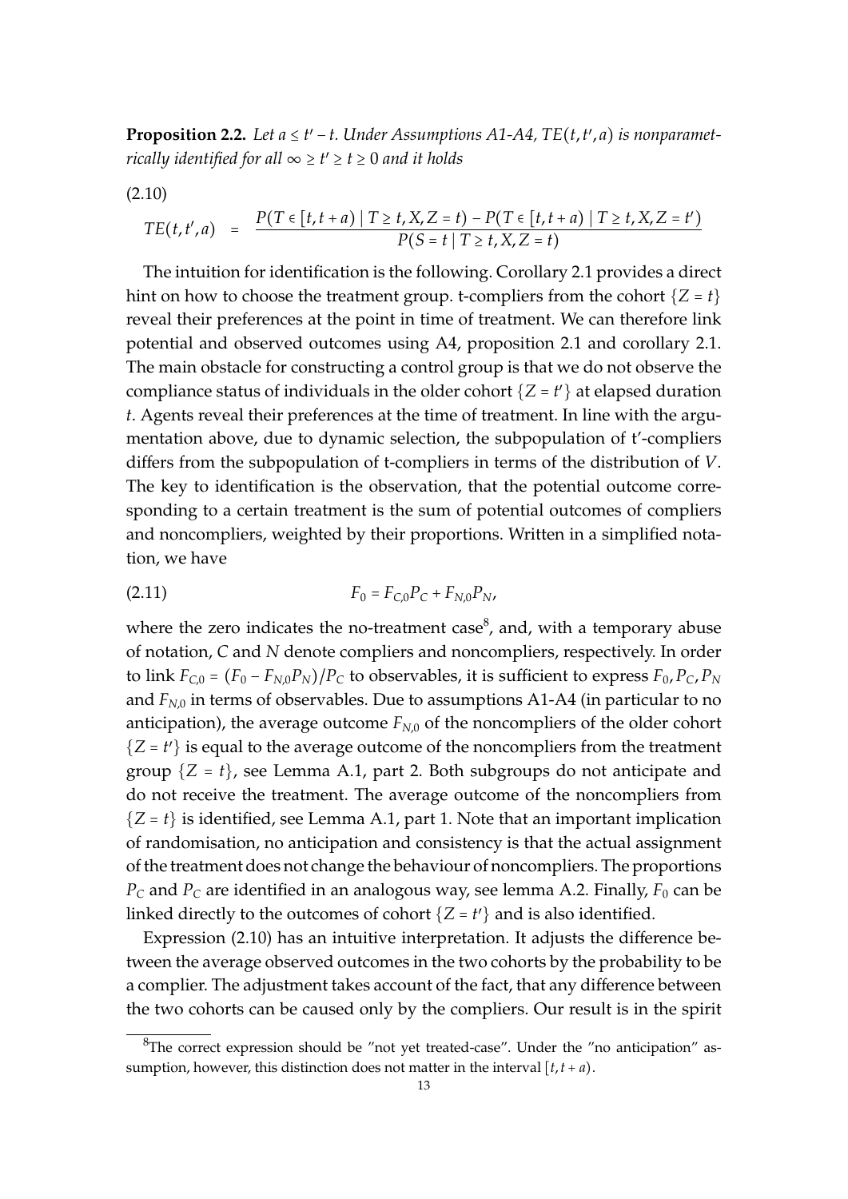**Proposition 2.2.** *Let $a \leq t' - t$. Under Assumptions A1-A4, $TE(t,t',a)$ is nonparametrically identified for all $\infty \geq t' \geq t \geq 0$ and it holds*

(2.10)

$$TE(t,t',a) \quad = \quad \frac{P(T \in [t,t+a) \mid T \geq t, X, Z = t) - P(T \in [t,t+a) \mid T \geq t, X, Z = t')}{P(S = t \mid T \geq t, X, Z = t)}$$

The intuition for identification is the following. Corollary 2.1 provides a direct hint on how to choose the treatment group. t-compliers from the cohort $\{Z = t\}$ reveal their preferences at the point in time of treatment. We can therefore link potential and observed outcomes using A4, proposition 2.1 and corollary 2.1. The main obstacle for constructing a control group is that we do not observe the compliance status of individuals in the older cohort $\{Z = t'\}$ at elapsed duration $t$. Agents reveal their preferences at the time of treatment. In line with the argumentation above, due to dynamic selection, the subpopulation of t'-compliers differs from the subpopulation of t-compliers in terms of the distribution of $V$. The key to identification is the observation, that the potential outcome corresponding to a certain treatment is the sum of potential outcomes of compliers and noncompliers, weighted by their proportions. Written in a simplified notation, we have

$$F_0 = F_{C,0} P_C + F_{N,0} P_N, \tag{2.11}$$

where the zero indicates the no-treatment case[8], and, with a temporary abuse of notation, $C$ and $N$ denote compliers and noncompliers, respectively. In order to link $F_{C,0} = (F_0 - F_{N,0} P_N)/P_C$ to observables, it is sufficient to express $F_0, P_C, P_N$ and $F_{N,0}$ in terms of observables. Due to assumptions A1-A4 (in particular to no anticipation), the average outcome $F_{N,0}$ of the noncompliers of the older cohort $\{Z = t'\}$ is equal to the average outcome of the noncompliers from the treatment group $\{Z = t\}$, see Lemma A.1, part 2. Both subgroups do not anticipate and do not receive the treatment. The average outcome of the noncompliers from $\{Z = t\}$ is identified, see Lemma A.1, part 1. Note that an important implication of randomisation, no anticipation and consistency is that the actual assignment of the treatment does not change the behaviour of noncompliers. The proportions $P_C$ and $P_C$ are identified in an analogous way, see lemma A.2. Finally, $F_0$ can be linked directly to the outcomes of cohort $\{Z = t'\}$ and is also identified.

Expression (2.10) has an intuitive interpretation. It adjusts the difference between the average observed outcomes in the two cohorts by the probability to be a complier. The adjustment takes account of the fact, that any difference between the two cohorts can be caused only by the compliers. Our result is in the spirit

[8] The correct expression should be "not yet treated-case". Under the "no anticipation" assumption, however, this distinction does not matter in the interval $[t, t + a)$.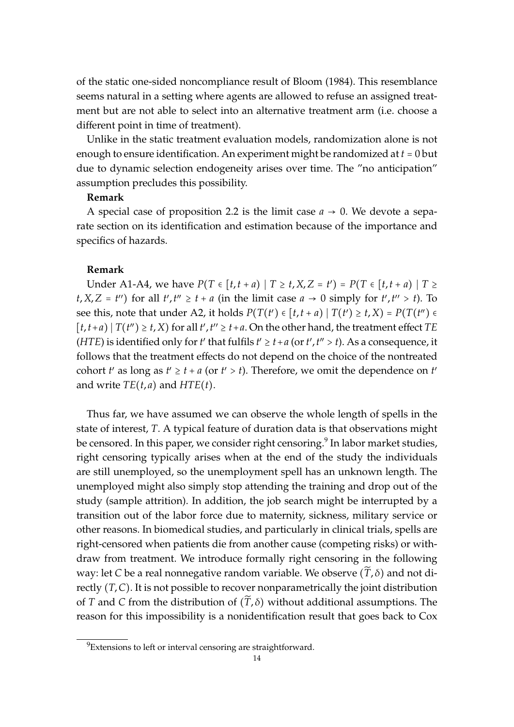of the static one-sided noncompliance result of Bloom (1984). This resemblance seems natural in a setting where agents are allowed to refuse an assigned treatment but are not able to select into an alternative treatment arm (i.e. choose a different point in time of treatment).

Unlike in the static treatment evaluation models, randomization alone is not enough to ensure identification. An experiment might be randomized at $t = 0$ but due to dynamic selection endogeneity arises over time. The "no anticipation" assumption precludes this possibility.

**Remark**

A special case of proposition 2.2 is the limit case $a \to 0$. We devote a separate section on its identification and estimation because of the importance and specifics of hazards.

**Remark**

Under A1-A4, we have $P(T \in [t, t+a) \mid T \geq t, X, Z = t') = P(T \in [t, t+a) \mid T \geq t, X, Z = t'')$ for all $t', t'' \geq t + a$ (in the limit case $a \to 0$ simply for $t', t'' > t$). To see this, note that under A2, it holds $P(T(t') \in [t, t+a) \mid T(t') \geq t, X) = P(T(t'') \in [t, t+a) \mid T(t'') \geq t, X)$ for all $t', t'' \geq t+a$. On the other hand, the treatment effect $TE$ ($HTE$) is identified only for $t'$ that fulfils $t' \geq t+a$ (or $t', t'' > t$). As a consequence, it follows that the treatment effects do not depend on the choice of the nontreated cohort $t'$ as long as $t' \geq t + a$ (or $t' > t$). Therefore, we omit the dependence on $t'$ and write $TE(t, a)$ and $HTE(t)$.

Thus far, we have assumed we can observe the whole length of spells in the state of interest, $T$. A typical feature of duration data is that observations might be censored. In this paper, we consider right censoring.[9] In labor market studies, right censoring typically arises when at the end of the study the individuals are still unemployed, so the unemployment spell has an unknown length. The unemployed might also simply stop attending the training and drop out of the study (sample attrition). In addition, the job search might be interrupted by a transition out of the labor force due to maternity, sickness, military service or other reasons. In biomedical studies, and particularly in clinical trials, spells are right-censored when patients die from another cause (competing risks) or withdraw from treatment. We introduce formally right censoring in the following way: let $C$ be a real nonnegative random variable. We observe $(\widetilde{T}, \delta)$ and not directly $(T, C)$. It is not possible to recover nonparametrically the joint distribution of $T$ and $C$ from the distribution of $(\widetilde{T}, \delta)$ without additional assumptions. The reason for this impossibility is a nonidentification result that goes back to Cox

[9] Extensions to left or interval censoring are straightforward.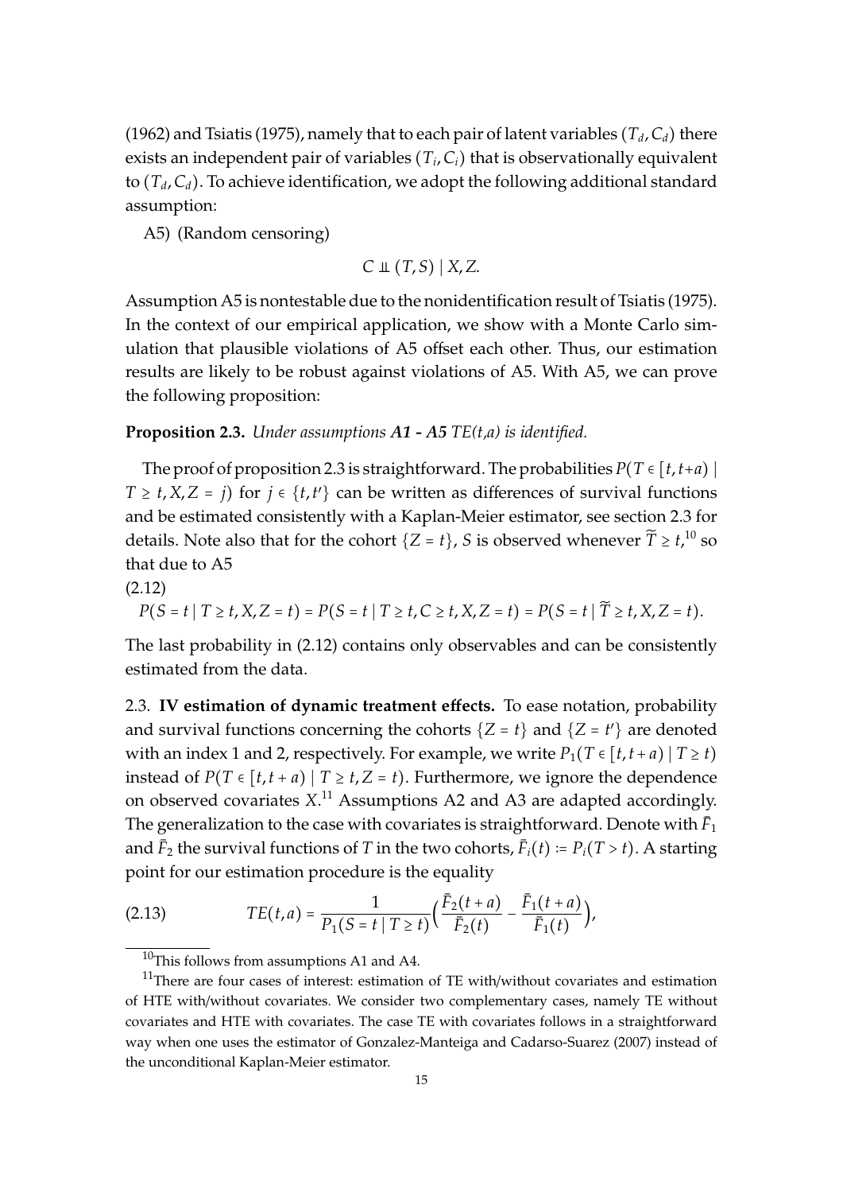(1962) and Tsiatis (1975), namely that to each pair of latent variables $(T_d, C_d)$ there exists an independent pair of variables $(T_i, C_i)$ that is observationally equivalent to $(T_d, C_d)$. To achieve identification, we adopt the following additional standard assumption:

A5) (Random censoring)

$$C \perp\!\!\!\perp (T, S) \mid X, Z.$$

Assumption A5 is nontestable due to the nonidentification result of Tsiatis (1975). In the context of our empirical application, we show with a Monte Carlo simulation that plausible violations of A5 offset each other. Thus, our estimation results are likely to be robust against violations of A5. With A5, we can prove the following proposition:

**Proposition 2.3.** *Under assumptions **A1 - A5** TE(t,a) is identified.*

The proof of proposition 2.3 is straightforward. The probabilities $P(T \in [t, t{+}a) \mid T \geq t, X, Z = j)$ for $j \in \{t, t'\}$ can be written as differences of survival functions and be estimated consistently with a Kaplan-Meier estimator, see section 2.3 for details. Note also that for the cohort $\{Z = t\}$, $S$ is observed whenever $\widetilde{T} \geq t$,[10] so that due to A5

(2.12)

$$P(S = t \mid T \geq t, X, Z = t) = P(S = t \mid T \geq t, C \geq t, X, Z = t) = P(S = t \mid \widetilde{T} \geq t, X, Z = t).$$

The last probability in (2.12) contains only observables and can be consistently estimated from the data.

2.3. **IV estimation of dynamic treatment effects.** To ease notation, probability and survival functions concerning the cohorts $\{Z = t\}$ and $\{Z = t'\}$ are denoted with an index 1 and 2, respectively. For example, we write $P_1(T \in [t, t + a) \mid T \geq t)$ instead of $P(T \in [t, t + a) \mid T \geq t, Z = t)$. Furthermore, we ignore the dependence on observed covariates $X$.[11] Assumptions A2 and A3 are adapted accordingly. The generalization to the case with covariates is straightforward. Denote with $\bar{F}_1$ and $\bar{F}_2$ the survival functions of $T$ in the two cohorts, $\bar{F}_i(t) := P_i(T > t)$. A starting point for our estimation procedure is the equality

$$TE(t, a) = \frac{1}{P_1(S = t \mid T \geq t)} \Big( \frac{\bar{F}_2(t + a)}{\bar{F}_2(t)} - \frac{\bar{F}_1(t + a)}{\bar{F}_1(t)} \Big), \tag{2.13}$$

[10] This follows from assumptions A1 and A4.

[11] There are four cases of interest: estimation of TE with/without covariates and estimation of HTE with/without covariates. We consider two complementary cases, namely TE without covariates and HTE with covariates. The case TE with covariates follows in a straightforward way when one uses the estimator of Gonzalez-Manteiga and Cadarso-Suarez (2007) instead of the unconditional Kaplan-Meier estimator.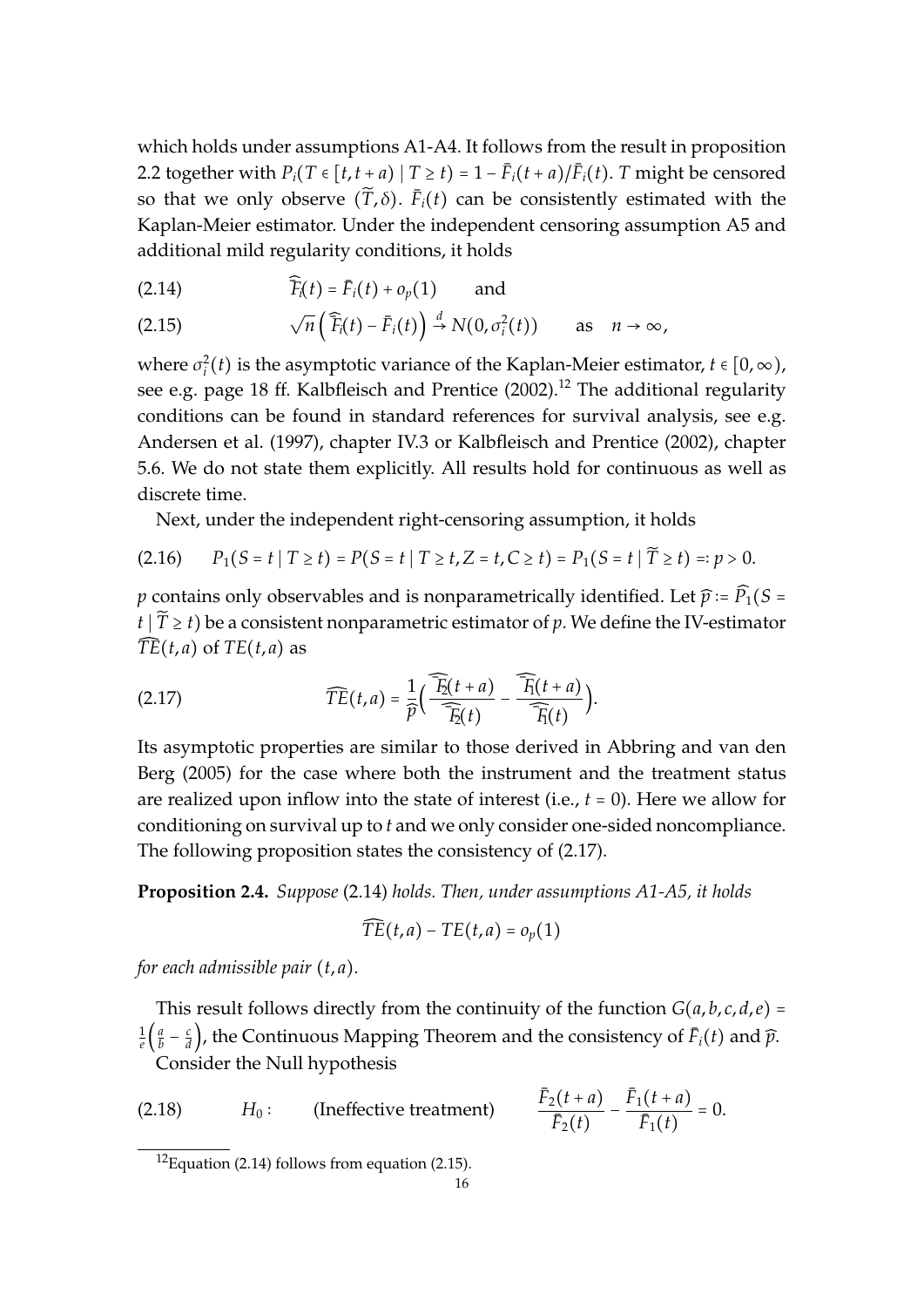which holds under assumptions A1-A4. It follows from the result in proposition 2.2 together with $P_i(T \in [t, t+a) \mid T \geq t) = 1 - \bar{F}_i(t+a)/\bar{F}_i(t)$. $T$ might be censored so that we only observe $(\widetilde{T}, \delta)$. $\bar{F}_i(t)$ can be consistently estimated with the Kaplan-Meier estimator. Under the independent censoring assumption A5 and additional mild regularity conditions, it holds

$$\widehat{\bar{F}_i}(t) = \bar{F}_i(t) + o_p(1) \qquad \text{and} \tag{2.14}$$

$$\sqrt{n}\left(\widehat{\bar{F}_i}(t) - \bar{F}_i(t)\right) \overset{d}{\to} N(0, \sigma_i^2(t)) \qquad \text{as} \quad n \to \infty, \tag{2.15}$$

where $\sigma_i^2(t)$ is the asymptotic variance of the Kaplan-Meier estimator, $t \in [0, \infty)$, see e.g. page 18 ff. Kalbfleisch and Prentice (2002).[12] The additional regularity conditions can be found in standard references for survival analysis, see e.g. Andersen et al. (1997), chapter IV.3 or Kalbfleisch and Prentice (2002), chapter 5.6. We do not state them explicitly. All results hold for continuous as well as discrete time.

Next, under the independent right-censoring assumption, it holds

$$P_1(S = t \mid T \geq t) = P(S = t \mid T \geq t, Z = t, C \geq t) = P_1(S = t \mid \widetilde{T} \geq t) =: p > 0. \tag{2.16}$$

$p$ contains only observables and is nonparametrically identified. Let $\widehat{p} := \widehat{P}_1(S = t \mid \widetilde{T} \geq t)$ be a consistent nonparametric estimator of $p$. We define the IV-estimator $\widehat{TE}(t, a)$ of $TE(t, a)$ as

$$\widehat{TE}(t, a) = \frac{1}{\widehat{p}}\left(\frac{\widehat{\bar{F}_2}(t+a)}{\widehat{\bar{F}_2}(t)} - \frac{\widehat{\bar{F}_1}(t+a)}{\widehat{\bar{F}_1}(t)}\right). \tag{2.17}$$

Its asymptotic properties are similar to those derived in Abbring and van den Berg (2005) for the case where both the instrument and the treatment status are realized upon inflow into the state of interest (i.e., $t = 0$). Here we allow for conditioning on survival up to $t$ and we only consider one-sided noncompliance. The following proposition states the consistency of (2.17).

**Proposition 2.4.** *Suppose* (2.14) *holds. Then, under assumptions A1-A5, it holds*

$$\widehat{TE}(t, a) - TE(t, a) = o_p(1)$$

*for each admissible pair* $(t, a)$.

This result follows directly from the continuity of the function $G(a, b, c, d, e) = \frac{1}{e}\left(\frac{a}{b} - \frac{c}{d}\right)$, the Continuous Mapping Theorem and the consistency of $\bar{F}_i(t)$ and $\widehat{p}$.

Consider the Null hypothesis

$$H_0: \qquad \text{(Ineffective treatment)} \qquad \frac{\bar{F}_2(t+a)}{\bar{F}_2(t)} - \frac{\bar{F}_1(t+a)}{\bar{F}_1(t)} = 0. \tag{2.18}$$

[12] Equation (2.14) follows from equation (2.15).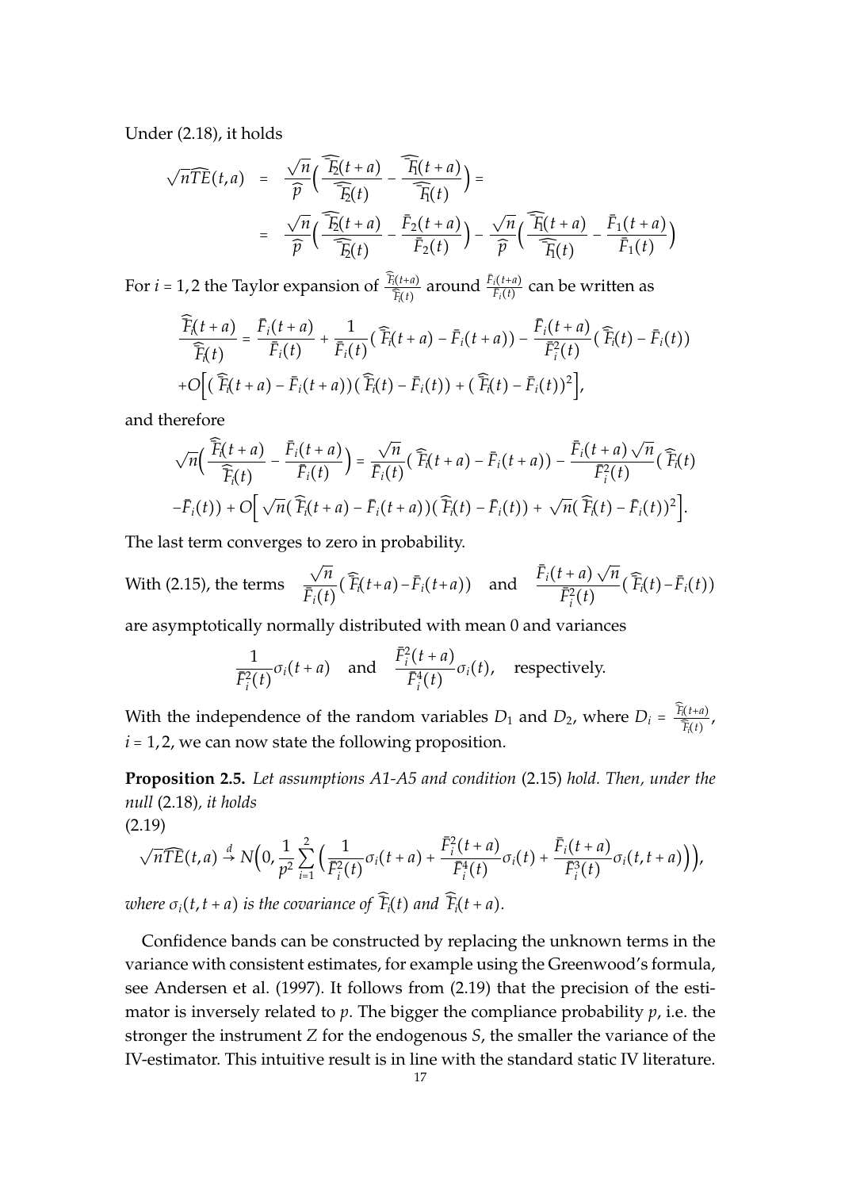Under (2.18), it holds

$$
\begin{aligned}
\sqrt{n}\widehat{TE}(t,a) &= \frac{\sqrt{n}}{\widehat{p}}\Big(\frac{\widehat{\bar{F}_2}(t+a)}{\widehat{\bar{F}_2}(t)} - \frac{\widehat{\bar{F}_1}(t+a)}{\widehat{\bar{F}_1}(t)}\Big) = \\
&= \frac{\sqrt{n}}{\widehat{p}}\Big(\frac{\widehat{\bar{F}_2}(t+a)}{\widehat{\bar{F}_2}(t)} - \frac{\bar{F}_2(t+a)}{\bar{F}_2(t)}\Big) - \frac{\sqrt{n}}{\widehat{p}}\Big(\frac{\widehat{\bar{F}_1}(t+a)}{\widehat{\bar{F}_1}(t)} - \frac{\bar{F}_1(t+a)}{\bar{F}_1(t)}\Big)
\end{aligned}
$$

For $i = 1,2$ the Taylor expansion of $\frac{\widehat{\bar{F}_i}(t+a)}{\widehat{\bar{F}_i}(t)}$ around $\frac{\bar{F}_i(t+a)}{\bar{F}_i(t)}$ can be written as

$$
\begin{aligned}
\frac{\widehat{\bar{F}_i}(t+a)}{\widehat{\bar{F}_i}(t)} &= \frac{\bar{F}_i(t+a)}{\bar{F}_i(t)} + \frac{1}{\bar{F}_i(t)}\big(\widehat{\bar{F}_i}(t+a) - \bar{F}_i(t+a)\big) - \frac{\bar{F}_i(t+a)}{\bar{F}_i^2(t)}\big(\widehat{\bar{F}_i}(t) - \bar{F}_i(t)\big) \\
&+ O\Big[\big(\widehat{\bar{F}_i}(t+a) - \bar{F}_i(t+a)\big)\big(\widehat{\bar{F}_i}(t) - \bar{F}_i(t)\big) + \big(\widehat{\bar{F}_i}(t) - \bar{F}_i(t)\big)^2\Big],
\end{aligned}
$$

and therefore

$$
\begin{aligned}
\sqrt{n}\Big(\frac{\widehat{\bar{F}_i}(t+a)}{\widehat{\bar{F}_i}(t)} - \frac{\bar{F}_i(t+a)}{\bar{F}_i(t)}\Big) &= \frac{\sqrt{n}}{\bar{F}_i(t)}\big(\widehat{\bar{F}_i}(t+a) - \bar{F}_i(t+a)\big) - \frac{\bar{F}_i(t+a)\sqrt{n}}{\bar{F}_i^2(t)}\big(\widehat{\bar{F}_i}(t) \\
-\bar{F}_i(t)\big) &+ O\Big[\sqrt{n}\big(\widehat{\bar{F}_i}(t+a) - \bar{F}_i(t+a)\big)\big(\widehat{\bar{F}_i}(t) - \bar{F}_i(t)\big) + \sqrt{n}\big(\widehat{\bar{F}_i}(t) - \bar{F}_i(t)\big)^2\Big].
\end{aligned}
$$

The last term converges to zero in probability.

With (2.15), the terms $\frac{\sqrt{n}}{\bar{F}_i(t)}\big(\widehat{\bar{F}_i}(t+a) - \bar{F}_i(t+a)\big)$ and $\frac{\bar{F}_i(t+a)\sqrt{n}}{\bar{F}_i^2(t)}\big(\widehat{\bar{F}_i}(t) - \bar{F}_i(t)\big)$

are asymptotically normally distributed with mean 0 and variances

$$
\frac{1}{\bar{F}_i^2(t)}\sigma_i(t+a) \quad \text{and} \quad \frac{\bar{F}_i^2(t+a)}{\bar{F}_i^4(t)}\sigma_i(t), \quad \text{respectively.}
$$

With the independence of the random variables $D_1$ and $D_2$, where $D_i = \frac{\widehat{\bar{F}_i}(t+a)}{\widehat{\bar{F}_i}(t)}$, $i = 1,2$, we can now state the following proposition.

**Proposition 2.5.** *Let assumptions A1-A5 and condition* (2.15) *hold. Then, under the null* (2.18)*, it holds*

(2.19)

$$
\sqrt{n}\widehat{TE}(t,a) \xrightarrow{d} N\Big(0, \frac{1}{p^2}\sum_{i=1}^{2}\Big(\frac{1}{\bar{F}_i^2(t)}\sigma_i(t+a) + \frac{\bar{F}_i^2(t+a)}{\bar{F}_i^4(t)}\sigma_i(t) + \frac{\bar{F}_i(t+a)}{\bar{F}_i^3(t)}\sigma_i(t,t+a)\Big)\Big),
$$

*where $\sigma_i(t,t+a)$ is the covariance of $\widehat{\bar{F}_i}(t)$ and $\widehat{\bar{F}_i}(t+a)$.*

Confidence bands can be constructed by replacing the unknown terms in the variance with consistent estimates, for example using the Greenwood's formula, see Andersen et al. (1997). It follows from (2.19) that the precision of the estimator is inversely related to $p$. The bigger the compliance probability $p$, i.e. the stronger the instrument $Z$ for the endogenous $S$, the smaller the variance of the IV-estimator. This intuitive result is in line with the standard static IV literature.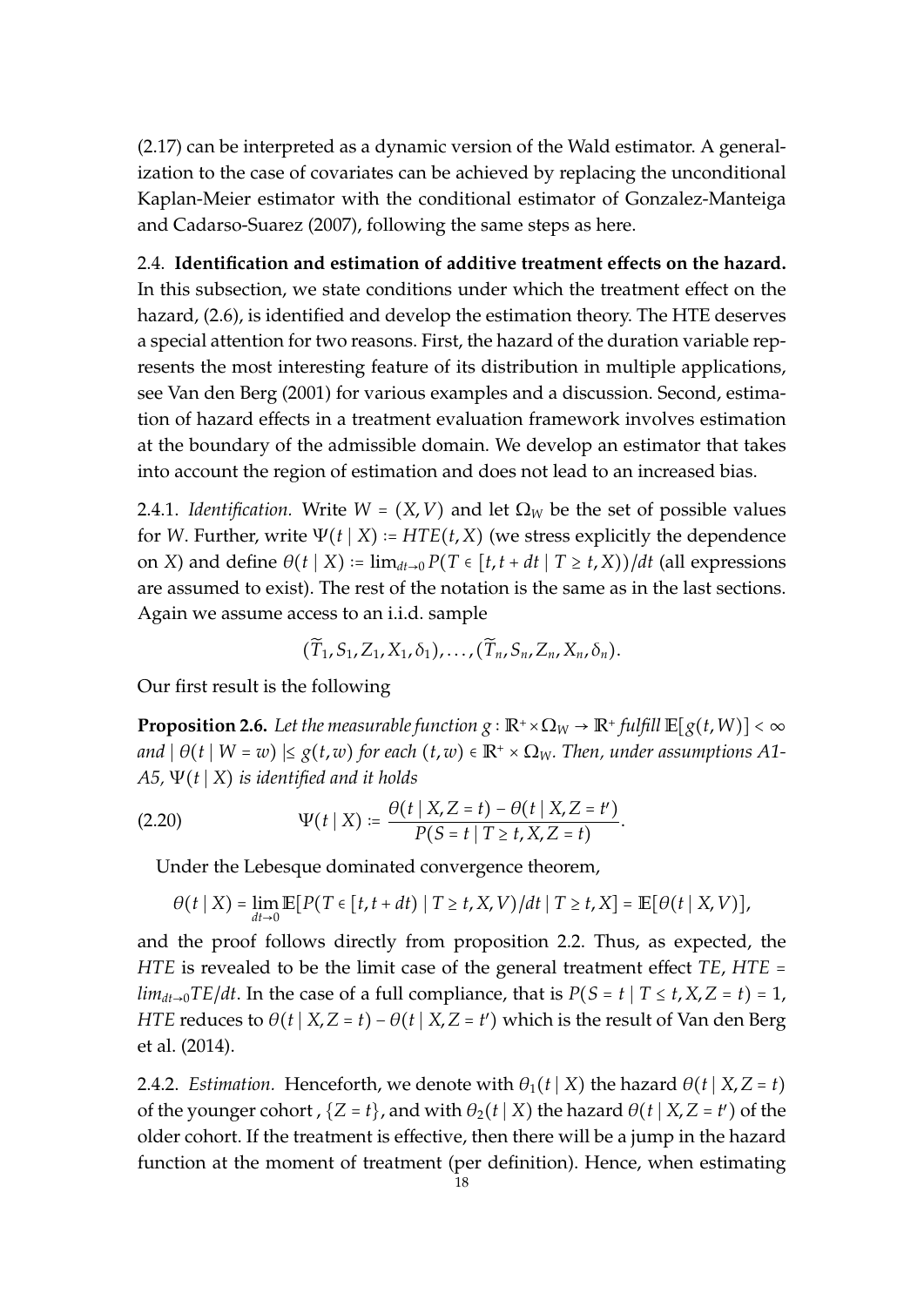(2.17) can be interpreted as a dynamic version of the Wald estimator. A generalization to the case of covariates can be achieved by replacing the unconditional Kaplan-Meier estimator with the conditional estimator of Gonzalez-Manteiga and Cadarso-Suarez (2007), following the same steps as here.

2.4. **Identification and estimation of additive treatment effects on the hazard.** In this subsection, we state conditions under which the treatment effect on the hazard, (2.6), is identified and develop the estimation theory. The HTE deserves a special attention for two reasons. First, the hazard of the duration variable represents the most interesting feature of its distribution in multiple applications, see Van den Berg (2001) for various examples and a discussion. Second, estimation of hazard effects in a treatment evaluation framework involves estimation at the boundary of the admissible domain. We develop an estimator that takes into account the region of estimation and does not lead to an increased bias.

2.4.1. *Identification.* Write $W = (X, V)$ and let $\Omega_W$ be the set of possible values for $W$. Further, write $\Psi(t \mid X) := HTE(t, X)$ (we stress explicitly the dependence on $X$) and define $\theta(t \mid X) := \lim_{dt \to 0} P(T \in [t, t+dt \mid T \geq t, X))/dt$ (all expressions are assumed to exist). The rest of the notation is the same as in the last sections. Again we assume access to an i.i.d. sample

$$(\widetilde{T}_1, S_1, Z_1, X_1, \delta_1), \ldots, (\widetilde{T}_n, S_n, Z_n, X_n, \delta_n).$$

Our first result is the following

**Proposition 2.6.** *Let the measurable function $g : \mathbb{R}^+ \times \Omega_W \to \mathbb{R}^+$ fulfill $\mathbb{E}[g(t, W)] < \infty$ and $\mid \theta(t \mid W = w) \mid \leq g(t, w)$ for each $(t, w) \in \mathbb{R}^+ \times \Omega_W$. Then, under assumptions A1-A5, $\Psi(t \mid X)$ is identified and it holds*

$$\Psi(t \mid X) := \frac{\theta(t \mid X, Z = t) - \theta(t \mid X, Z = t')}{P(S = t \mid T \geq t, X, Z = t)}. \tag{2.20}$$

Under the Lebesque dominated convergence theorem,

$$\theta(t \mid X) = \lim_{dt \to 0} \mathbb{E}[P(T \in [t, t+dt) \mid T \geq t, X, V)/dt \mid T \geq t, X] = \mathbb{E}[\theta(t \mid X, V)],$$

and the proof follows directly from proposition 2.2. Thus, as expected, the *HTE* is revealed to be the limit case of the general treatment effect *TE*, $HTE = lim_{dt \to 0} TE/dt$. In the case of a full compliance, that is $P(S = t \mid T \leq t, X, Z = t) = 1$, *HTE* reduces to $\theta(t \mid X, Z = t) - \theta(t \mid X, Z = t')$ which is the result of Van den Berg et al. (2014).

2.4.2. *Estimation.* Henceforth, we denote with $\theta_1(t \mid X)$ the hazard $\theta(t \mid X, Z = t)$ of the younger cohort , $\{Z = t\}$, and with $\theta_2(t \mid X)$ the hazard $\theta(t \mid X, Z = t')$ of the older cohort. If the treatment is effective, then there will be a jump in the hazard function at the moment of treatment (per definition). Hence, when estimating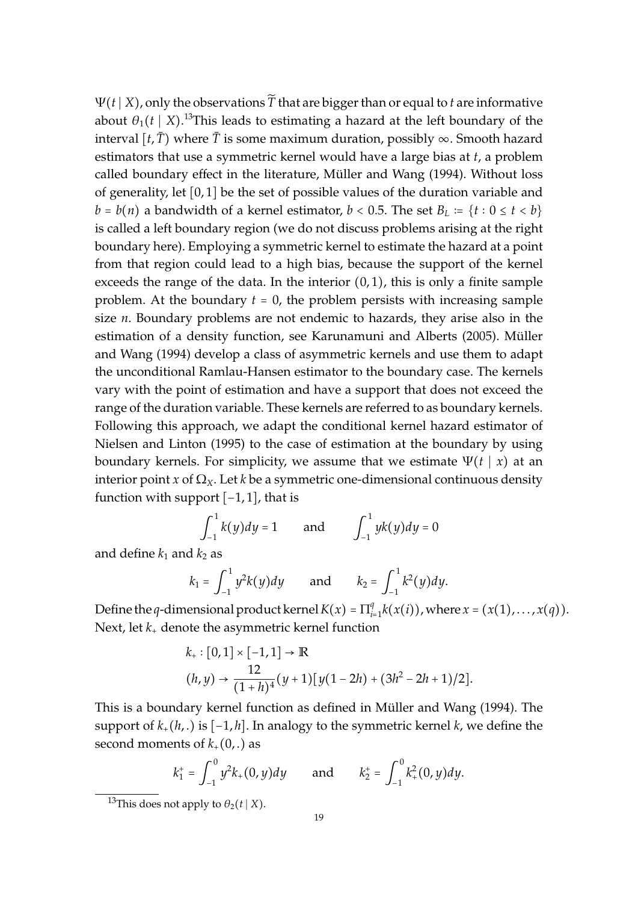$\Psi(t \mid X)$, only the observations $\widetilde{T}$ that are bigger than or equal to $t$ are informative about $\theta_1(t \mid X)$.[13] This leads to estimating a hazard at the left boundary of the interval $[t, \bar{T})$ where $\bar{T}$ is some maximum duration, possibly $\infty$. Smooth hazard estimators that use a symmetric kernel would have a large bias at $t$, a problem called boundary effect in the literature, Müller and Wang (1994). Without loss of generality, let $[0,1]$ be the set of possible values of the duration variable and $b = b(n)$ a bandwidth of a kernel estimator, $b < 0.5$. The set $B_L := \{t : 0 \le t < b\}$ is called a left boundary region (we do not discuss problems arising at the right boundary here). Employing a symmetric kernel to estimate the hazard at a point from that region could lead to a high bias, because the support of the kernel exceeds the range of the data. In the interior $(0,1)$, this is only a finite sample problem. At the boundary $t = 0$, the problem persists with increasing sample size $n$. Boundary problems are not endemic to hazards, they arise also in the estimation of a density function, see Karunamuni and Alberts (2005). Müller and Wang (1994) develop a class of asymmetric kernels and use them to adapt the unconditional Ramlau-Hansen estimator to the boundary case. The kernels vary with the point of estimation and have a support that does not exceed the range of the duration variable. These kernels are referred to as boundary kernels. Following this approach, we adapt the conditional kernel hazard estimator of Nielsen and Linton (1995) to the case of estimation at the boundary by using boundary kernels. For simplicity, we assume that we estimate $\Psi(t \mid x)$ at an interior point $x$ of $\Omega_X$. Let $k$ be a symmetric one-dimensional continuous density function with support $[-1,1]$, that is

$$\int_{-1}^{1} k(y)dy = 1 \qquad \text{and} \qquad \int_{-1}^{1} yk(y)dy = 0$$

and define $k_1$ and $k_2$ as

$$k_1 = \int_{-1}^{1} y^2 k(y)dy \qquad \text{and} \qquad k_2 = \int_{-1}^{1} k^2(y)dy.$$

Define the $q$-dimensional product kernel $K(x) = \Pi_{i=1}^{q} k(x(i))$, where $x = (x(1), \ldots, x(q))$. Next, let $k_+$ denote the asymmetric kernel function

$$\begin{aligned} &k_+ : [0,1] \times [-1,1] \to \mathbb{R} \\ &(h, y) \to \frac{12}{(1+h)^4}(y+1)[y(1-2h) + (3h^2 - 2h + 1)/2]. \end{aligned}$$

This is a boundary kernel function as defined in Müller and Wang (1994). The support of $k_+(h, .)$ is $[-1, h]$. In analogy to the symmetric kernel $k$, we define the second moments of $k_+(0, .)$ as

$$k_1^+ = \int_{-1}^{0} y^2 k_+(0, y)dy \qquad \text{and} \qquad k_2^+ = \int_{-1}^{0} k_+^2(0, y)dy.$$

[13] This does not apply to $\theta_2(t \mid X)$.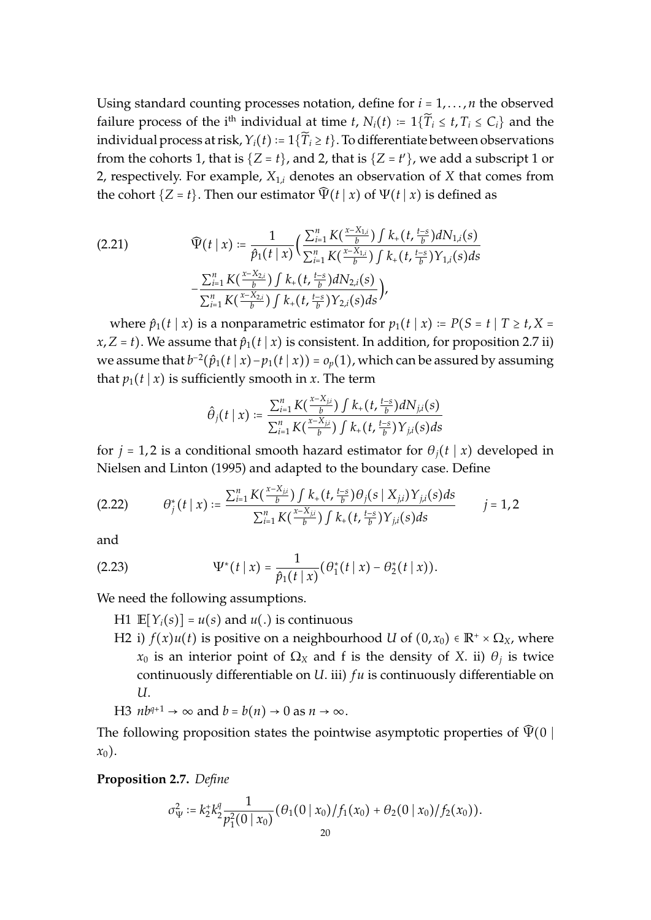Using standard counting processes notation, define for $i = 1, \dots, n$ the observed failure process of the i[th] individual at time $t$, $N_i(t) := 1\{\widetilde{T}_i \le t, T_i \le C_i\}$ and the individual process at risk, $Y_i(t) := 1\{\widetilde{T}_i \ge t\}$. To differentiate between observations from the cohorts 1, that is $\{Z = t\}$, and 2, that is $\{Z = t'\}$, we add a subscript 1 or 2, respectively. For example, $X_{1,i}$ denotes an observation of $X$ that comes from the cohort $\{Z = t\}$. Then our estimator $\widehat{\Psi}(t \mid x)$ of $\Psi(t \mid x)$ is defined as

$$
\begin{aligned}
\text{(2.21)} \qquad \widehat{\Psi}(t \mid x) := \frac{1}{\hat{p}_1(t \mid x)} \Big( & \frac{\sum_{i=1}^n K(\frac{x - X_{1,i}}{b}) \int k_+(t, \frac{t-s}{b}) dN_{1,i}(s)}{\sum_{i=1}^n K(\frac{x - X_{1,i}}{b}) \int k_+(t, \frac{t-s}{b}) Y_{1,i}(s) ds} \\
& - \frac{\sum_{i=1}^n K(\frac{x - X_{2,i}}{b}) \int k_+(t, \frac{t-s}{b}) dN_{2,i}(s)}{\sum_{i=1}^n K(\frac{x - X_{2,i}}{b}) \int k_+(t, \frac{t-s}{b}) Y_{2,i}(s) ds} \Big),
\end{aligned}
$$

where $\hat{p}_1(t \mid x)$ is a nonparametric estimator for $p_1(t \mid x) := P(S = t \mid T \ge t, X = x, Z = t)$. We assume that $\hat{p}_1(t \mid x)$ is consistent. In addition, for proposition 2.7 ii) we assume that $b^{-2}(\hat{p}_1(t \mid x) - p_1(t \mid x)) = o_p(1)$, which can be assured by assuming that $p_1(t \mid x)$ is sufficiently smooth in $x$. The term

$$
\hat{\theta}_j(t \mid x) := \frac{\sum_{i=1}^n K(\frac{x - X_{j,i}}{b}) \int k_+(t, \frac{t-s}{b}) dN_{j,i}(s)}{\sum_{i=1}^n K(\frac{x - X_{j,i}}{b}) \int k_+(t, \frac{t-s}{b}) Y_{j,i}(s) ds}
$$

for $j = 1, 2$ is a conditional smooth hazard estimator for $\theta_j(t \mid x)$ developed in Nielsen and Linton (1995) and adapted to the boundary case. Define

$$
\text{(2.22)} \qquad \theta_j^*(t \mid x) := \frac{\sum_{i=1}^n K(\frac{x - X_{j,i}}{b}) \int k_+(t, \frac{t-s}{b}) \theta_j(s \mid X_{j,i}) Y_{j,i}(s) ds}{\sum_{i=1}^n K(\frac{x - X_{j,i}}{b}) \int k_+(t, \frac{t-s}{b}) Y_{j,i}(s) ds} \qquad j = 1, 2
$$

and

$$
\text{(2.23)} \qquad \Psi^*(t \mid x) = \frac{1}{\hat{p}_1(t \mid x)} (\theta_1^*(t \mid x) - \theta_2^*(t \mid x)).
$$

We need the following assumptions.

H1 $\mathbb{E}[Y_i(s)] = u(s)$ and $u(.)$ is continuous

H2 i) $f(x)u(t)$ is positive on a neighbourhood $U$ of $(0, x_0) \in \mathbb{R}^+ \times \Omega_X$, where $x_0$ is an interior point of $\Omega_X$ and f is the density of $X$. ii) $\theta_j$ is twice continuously differentiable on $U$. iii) $fu$ is continuously differentiable on $U$.

H3 $nb^{q+1} \to \infty$ and $b = b(n) \to 0$ as $n \to \infty$.

The following proposition states the pointwise asymptotic properties of $\widehat{\Psi}(0 \mid x_0)$.

**Proposition 2.7.** *Define*

$$
\sigma_\Psi^2 := k_2^+ k_2^q \frac{1}{p_1^2(0 \mid x_0)} (\theta_1(0 \mid x_0)/f_1(x_0) + \theta_2(0 \mid x_0)/f_2(x_0)).
$$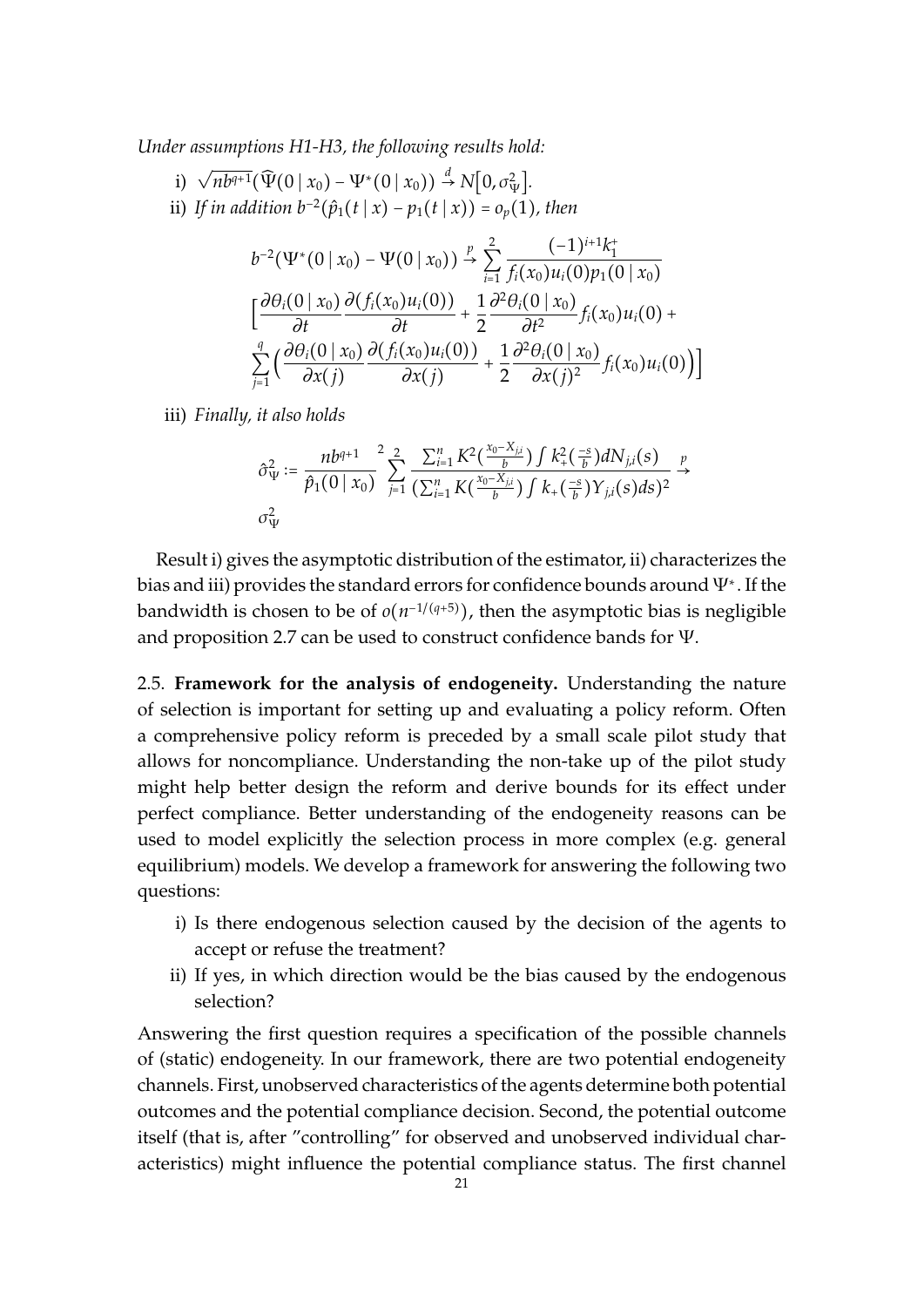*Under assumptions H1-H3, the following results hold:*

i) $\sqrt{nb^{q+1}}(\widehat{\Psi}(0 \mid x_0) - \Psi^*(0 \mid x_0)) \xrightarrow{d} N\big[0, \sigma^2_\Psi\big]$.

ii) *If in addition $b^{-2}(\hat{p}_1(t \mid x) - p_1(t \mid x)) = o_p(1)$, then*

$$
b^{-2}(\Psi^*(0 \mid x_0) - \Psi(0 \mid x_0)) \xrightarrow{p} \sum_{i=1}^{2} \frac{(-1)^{i+1} k_1^+}{f_i(x_0) u_i(0) p_1(0 \mid x_0)}
\Big[\frac{\partial \theta_i(0 \mid x_0)}{\partial t} \frac{\partial (f_i(x_0) u_i(0))}{\partial t} + \frac{1}{2}\frac{\partial^2 \theta_i(0 \mid x_0)}{\partial t^2} f_i(x_0) u_i(0) +
\sum_{j=1}^{q}\Big(\frac{\partial \theta_i(0 \mid x_0)}{\partial x(j)} \frac{\partial (f_i(x_0) u_i(0))}{\partial x(j)} + \frac{1}{2}\frac{\partial^2 \theta_i(0 \mid x_0)}{\partial x(j)^2} f_i(x_0) u_i(0)\Big)\Big]
$$

iii) *Finally, it also holds*

$$
\hat{\sigma}^2_\Psi := \frac{nb^{q+1}}{\hat{p}_1(0 \mid x_0)}^2 \sum_{j=1}^{2} \frac{\sum_{i=1}^{n} K^2(\frac{x_0 - X_{j,i}}{b}) \int k_+^2(\frac{-s}{b}) dN_{j,i}(s)}{(\sum_{i=1}^{n} K(\frac{x_0 - X_{j,i}}{b}) \int k_+(\frac{-s}{b}) Y_{j,i}(s) ds)^2} \xrightarrow{p} \sigma^2_\Psi
$$

Result i) gives the asymptotic distribution of the estimator, ii) characterizes the bias and iii) provides the standard errors for confidence bounds around $\Psi^*$. If the bandwidth is chosen to be of $o(n^{-1/(q+5)})$, then the asymptotic bias is negligible and proposition 2.7 can be used to construct confidence bands for $\Psi$.

2.5. **Framework for the analysis of endogeneity.** Understanding the nature of selection is important for setting up and evaluating a policy reform. Often a comprehensive policy reform is preceded by a small scale pilot study that allows for noncompliance. Understanding the non-take up of the pilot study might help better design the reform and derive bounds for its effect under perfect compliance. Better understanding of the endogeneity reasons can be used to model explicitly the selection process in more complex (e.g. general equilibrium) models. We develop a framework for answering the following two questions:

i) Is there endogenous selection caused by the decision of the agents to accept or refuse the treatment?
ii) If yes, in which direction would be the bias caused by the endogenous selection?

Answering the first question requires a specification of the possible channels of (static) endogeneity. In our framework, there are two potential endogeneity channels. First, unobserved characteristics of the agents determine both potential outcomes and the potential compliance decision. Second, the potential outcome itself (that is, after "controlling" for observed and unobserved individual characteristics) might influence the potential compliance status. The first channel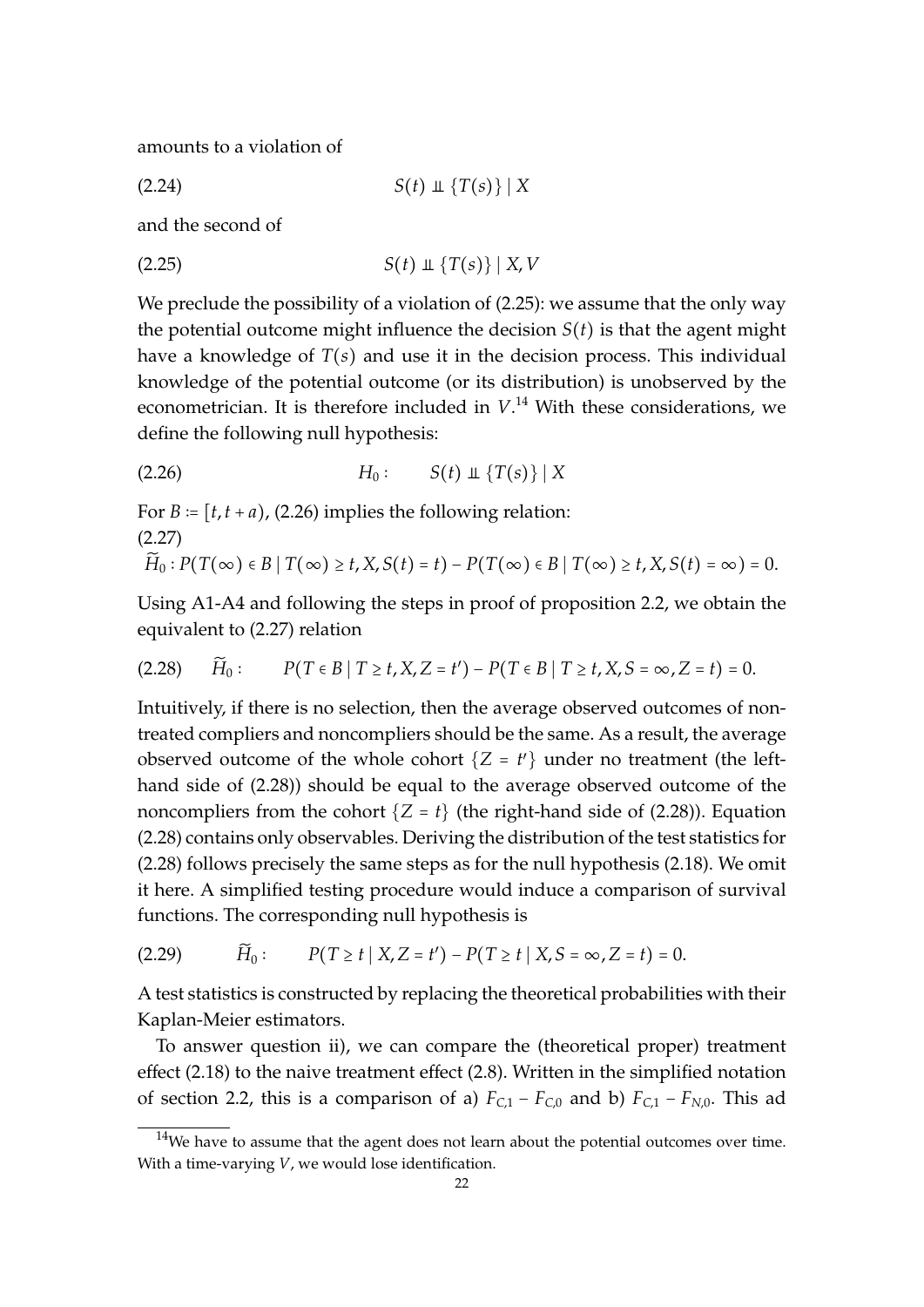amounts to a violation of

$$S(t) \perp\!\!\!\perp \{T(s)\} \mid X \tag{2.24}$$

and the second of

$$S(t) \perp\!\!\!\perp \{T(s)\} \mid X, V \tag{2.25}$$

We preclude the possibility of a violation of (2.25): we assume that the only way the potential outcome might influence the decision $S(t)$ is that the agent might have a knowledge of $T(s)$ and use it in the decision process. This individual knowledge of the potential outcome (or its distribution) is unobserved by the econometrician. It is therefore included in $V$.[14] With these considerations, we define the following null hypothesis:

$$H_0: \qquad S(t) \perp\!\!\!\perp \{T(s)\} \mid X \tag{2.26}$$

For $B := [t, t+a)$, (2.26) implies the following relation:

$$\widetilde{H}_0 : P(T(\infty) \in B \mid T(\infty) \geq t, X, S(t) = t) - P(T(\infty) \in B \mid T(\infty) \geq t, X, S(t) = \infty) = 0. \tag{2.27}$$

Using A1-A4 and following the steps in proof of proposition 2.2, we obtain the equivalent to (2.27) relation

$$\widetilde{H}_0 : \qquad P(T \in B \mid T \geq t, X, Z = t') - P(T \in B \mid T \geq t, X, S = \infty, Z = t) = 0. \tag{2.28}$$

Intuitively, if there is no selection, then the average observed outcomes of nontreated compliers and noncompliers should be the same. As a result, the average observed outcome of the whole cohort $\{Z = t'\}$ under no treatment (the left-hand side of (2.28)) should be equal to the average observed outcome of the noncompliers from the cohort $\{Z = t\}$ (the right-hand side of (2.28)). Equation (2.28) contains only observables. Deriving the distribution of the test statistics for (2.28) follows precisely the same steps as for the null hypothesis (2.18). We omit it here. A simplified testing procedure would induce a comparison of survival functions. The corresponding null hypothesis is

$$\widetilde{H}_0 : \qquad P(T \geq t \mid X, Z = t') - P(T \geq t \mid X, S = \infty, Z = t) = 0. \tag{2.29}$$

A test statistics is constructed by replacing the theoretical probabilities with their Kaplan-Meier estimators.

To answer question ii), we can compare the (theoretical proper) treatment effect (2.18) to the naive treatment effect (2.8). Written in the simplified notation of section 2.2, this is a comparison of a) $F_{C,1} - F_{C,0}$ and b) $F_{C,1} - F_{N,0}$. This ad

[14] We have to assume that the agent does not learn about the potential outcomes over time. With a time-varying $V$, we would lose identification.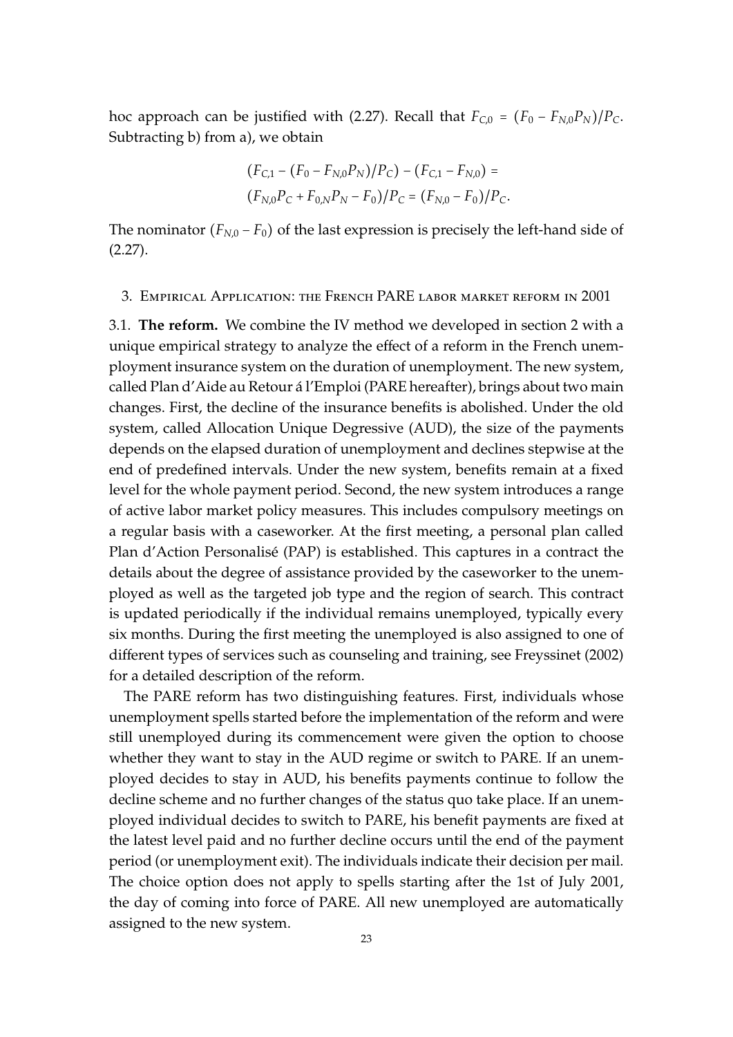hoc approach can be justified with (2.27). Recall that $F_{C,0} = (F_0 - F_{N,0}P_N)/P_C$. Subtracting b) from a), we obtain

$$
\begin{aligned}
&(F_{C,1} - (F_0 - F_{N,0}P_N)/P_C) - (F_{C,1} - F_{N,0}) = \\
&(F_{N,0}P_C + F_{0,N}P_N - F_0)/P_C = (F_{N,0} - F_0)/P_C.
\end{aligned}
$$

The nominator $(F_{N,0} - F_0)$ of the last expression is precisely the left-hand side of (2.27).

## 3. Empirical Application: the French PARE labor market reform in 2001

### 3.1. The reform.

We combine the IV method we developed in section 2 with a unique empirical strategy to analyze the effect of a reform in the French unemployment insurance system on the duration of unemployment. The new system, called Plan d'Aide au Retour á l'Emploi (PARE hereafter), brings about two main changes. First, the decline of the insurance benefits is abolished. Under the old system, called Allocation Unique Degressive (AUD), the size of the payments depends on the elapsed duration of unemployment and declines stepwise at the end of predefined intervals. Under the new system, benefits remain at a fixed level for the whole payment period. Second, the new system introduces a range of active labor market policy measures. This includes compulsory meetings on a regular basis with a caseworker. At the first meeting, a personal plan called Plan d'Action Personalisé (PAP) is established. This captures in a contract the details about the degree of assistance provided by the caseworker to the unemployed as well as the targeted job type and the region of search. This contract is updated periodically if the individual remains unemployed, typically every six months. During the first meeting the unemployed is also assigned to one of different types of services such as counseling and training, see Freyssinet (2002) for a detailed description of the reform.

The PARE reform has two distinguishing features. First, individuals whose unemployment spells started before the implementation of the reform and were still unemployed during its commencement were given the option to choose whether they want to stay in the AUD regime or switch to PARE. If an unemployed decides to stay in AUD, his benefits payments continue to follow the decline scheme and no further changes of the status quo take place. If an unemployed individual decides to switch to PARE, his benefit payments are fixed at the latest level paid and no further decline occurs until the end of the payment period (or unemployment exit). The individuals indicate their decision per mail. The choice option does not apply to spells starting after the 1st of July 2001, the day of coming into force of PARE. All new unemployed are automatically assigned to the new system.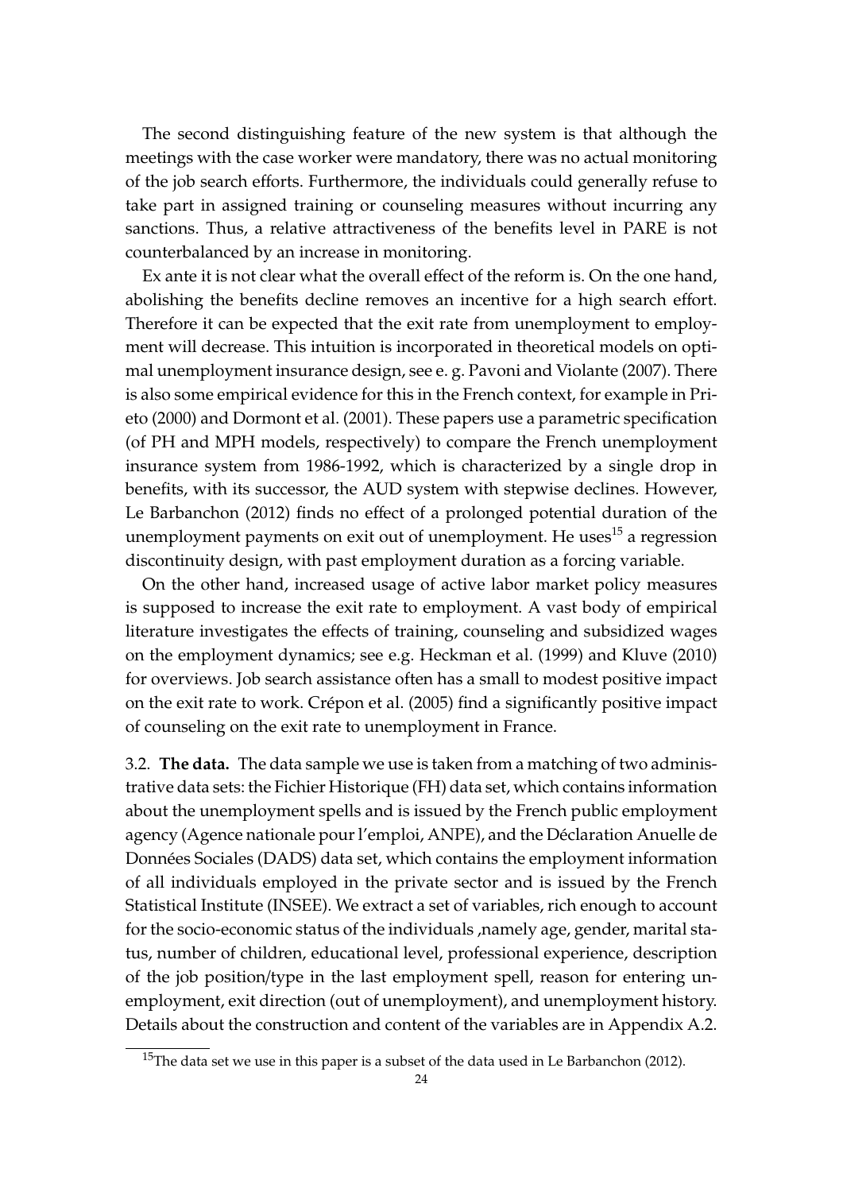The second distinguishing feature of the new system is that although the meetings with the case worker were mandatory, there was no actual monitoring of the job search efforts. Furthermore, the individuals could generally refuse to take part in assigned training or counseling measures without incurring any sanctions. Thus, a relative attractiveness of the benefits level in PARE is not counterbalanced by an increase in monitoring.

Ex ante it is not clear what the overall effect of the reform is. On the one hand, abolishing the benefits decline removes an incentive for a high search effort. Therefore it can be expected that the exit rate from unemployment to employment will decrease. This intuition is incorporated in theoretical models on optimal unemployment insurance design, see e. g. Pavoni and Violante (2007). There is also some empirical evidence for this in the French context, for example in Prieto (2000) and Dormont et al. (2001). These papers use a parametric specification (of PH and MPH models, respectively) to compare the French unemployment insurance system from 1986-1992, which is characterized by a single drop in benefits, with its successor, the AUD system with stepwise declines. However, Le Barbanchon (2012) finds no effect of a prolonged potential duration of the unemployment payments on exit out of unemployment. He uses[15] a regression discontinuity design, with past employment duration as a forcing variable.

On the other hand, increased usage of active labor market policy measures is supposed to increase the exit rate to employment. A vast body of empirical literature investigates the effects of training, counseling and subsidized wages on the employment dynamics; see e.g. Heckman et al. (1999) and Kluve (2010) for overviews. Job search assistance often has a small to modest positive impact on the exit rate to work. Crépon et al. (2005) find a significantly positive impact of counseling on the exit rate to unemployment in France.

3.2. **The data.** The data sample we use is taken from a matching of two administrative data sets: the Fichier Historique (FH) data set, which contains information about the unemployment spells and is issued by the French public employment agency (Agence nationale pour l'emploi, ANPE), and the Déclaration Anuelle de Données Sociales (DADS) data set, which contains the employment information of all individuals employed in the private sector and is issued by the French Statistical Institute (INSEE). We extract a set of variables, rich enough to account for the socio-economic status of the individuals ,namely age, gender, marital status, number of children, educational level, professional experience, description of the job position/type in the last employment spell, reason for entering unemployment, exit direction (out of unemployment), and unemployment history. Details about the construction and content of the variables are in Appendix A.2.

[15]The data set we use in this paper is a subset of the data used in Le Barbanchon (2012).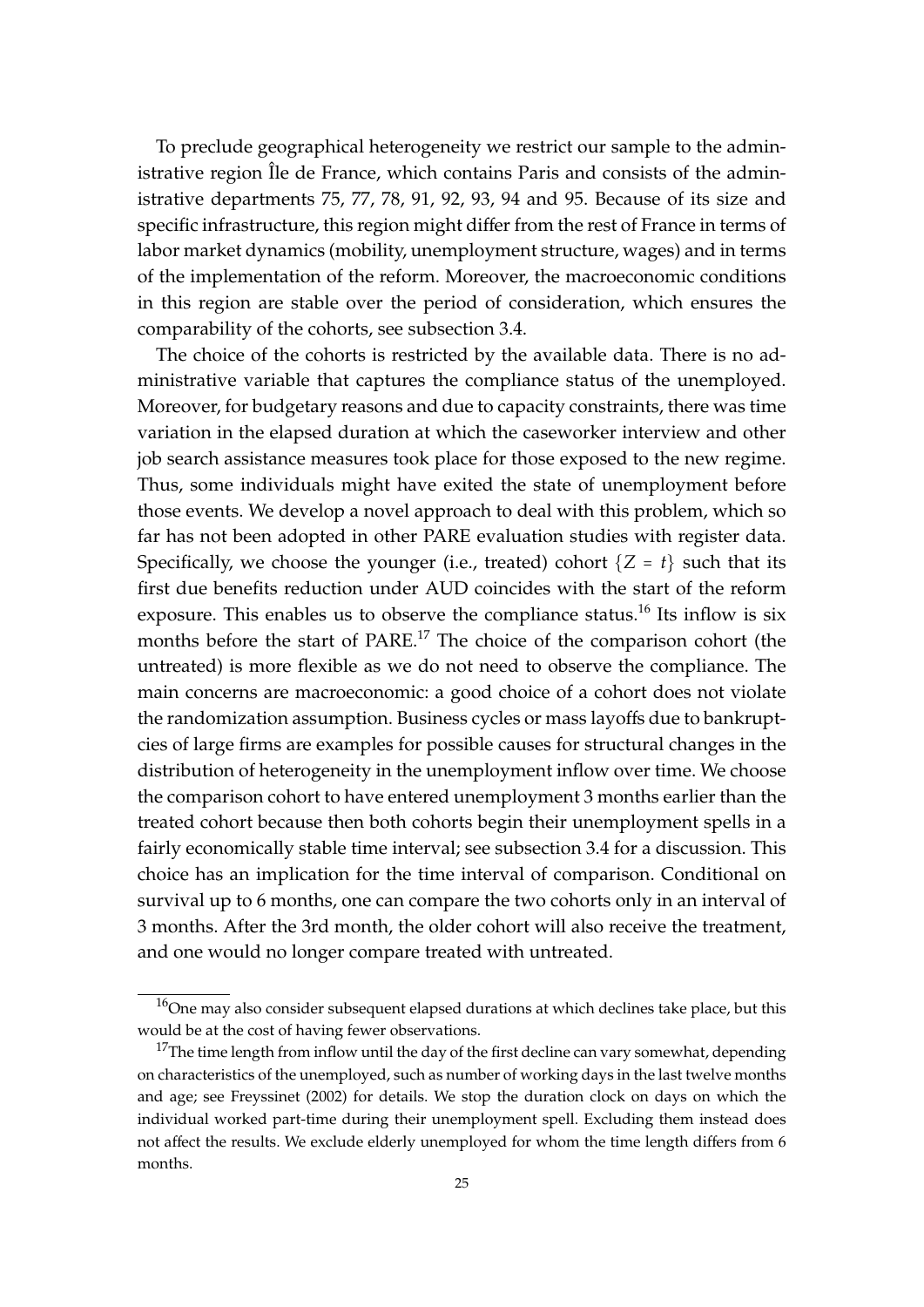To preclude geographical heterogeneity we restrict our sample to the administrative region Île de France, which contains Paris and consists of the administrative departments 75, 77, 78, 91, 92, 93, 94 and 95. Because of its size and specific infrastructure, this region might differ from the rest of France in terms of labor market dynamics (mobility, unemployment structure, wages) and in terms of the implementation of the reform. Moreover, the macroeconomic conditions in this region are stable over the period of consideration, which ensures the comparability of the cohorts, see subsection 3.4.

The choice of the cohorts is restricted by the available data. There is no administrative variable that captures the compliance status of the unemployed. Moreover, for budgetary reasons and due to capacity constraints, there was time variation in the elapsed duration at which the caseworker interview and other job search assistance measures took place for those exposed to the new regime. Thus, some individuals might have exited the state of unemployment before those events. We develop a novel approach to deal with this problem, which so far has not been adopted in other PARE evaluation studies with register data. Specifically, we choose the younger (i.e., treated) cohort $\{Z = t\}$ such that its first due benefits reduction under AUD coincides with the start of the reform exposure. This enables us to observe the compliance status.[16] Its inflow is six months before the start of PARE.[17] The choice of the comparison cohort (the untreated) is more flexible as we do not need to observe the compliance. The main concerns are macroeconomic: a good choice of a cohort does not violate the randomization assumption. Business cycles or mass layoffs due to bankruptcies of large firms are examples for possible causes for structural changes in the distribution of heterogeneity in the unemployment inflow over time. We choose the comparison cohort to have entered unemployment 3 months earlier than the treated cohort because then both cohorts begin their unemployment spells in a fairly economically stable time interval; see subsection 3.4 for a discussion. This choice has an implication for the time interval of comparison. Conditional on survival up to 6 months, one can compare the two cohorts only in an interval of 3 months. After the 3rd month, the older cohort will also receive the treatment, and one would no longer compare treated with untreated.

[16] One may also consider subsequent elapsed durations at which declines take place, but this would be at the cost of having fewer observations.

[17] The time length from inflow until the day of the first decline can vary somewhat, depending on characteristics of the unemployed, such as number of working days in the last twelve months and age; see Freyssinet (2002) for details. We stop the duration clock on days on which the individual worked part-time during their unemployment spell. Excluding them instead does not affect the results. We exclude elderly unemployed for whom the time length differs from 6 months.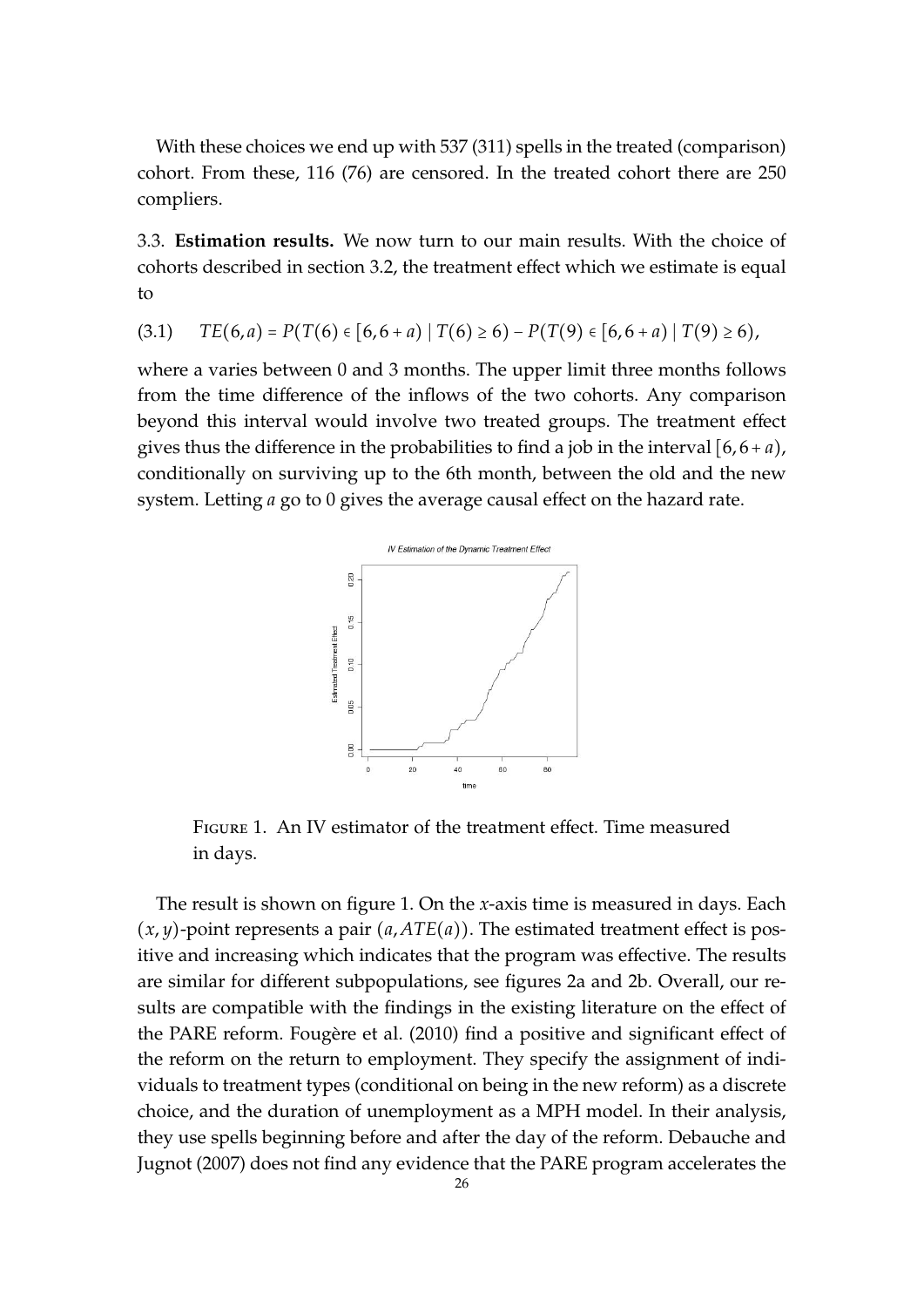With these choices we end up with 537 (311) spells in the treated (comparison) cohort. From these, 116 (76) are censored. In the treated cohort there are 250 compliers.

3.3. **Estimation results.** We now turn to our main results. With the choice of cohorts described in section 3.2, the treatment effect which we estimate is equal to

$$TE(6,a) = P(T(6) \in [6, 6+a) \mid T(6) \geq 6) - P(T(9) \in [6, 6+a) \mid T(9) \geq 6), \tag{3.1}$$

where a varies between 0 and 3 months. The upper limit three months follows from the time difference of the inflows of the two cohorts. Any comparison beyond this interval would involve two treated groups. The treatment effect gives thus the difference in the probabilities to find a job in the interval $[6, 6+a)$, conditionally on surviving up to the 6th month, between the old and the new system. Letting $a$ go to 0 gives the average causal effect on the hazard rate.

FIGURE 1. An IV estimator of the treatment effect. Time measured in days.

The result is shown on figure 1. On the $x$-axis time is measured in days. Each $(x, y)$-point represents a pair $(a, ATE(a))$. The estimated treatment effect is positive and increasing which indicates that the program was effective. The results are similar for different subpopulations, see figures 2a and 2b. Overall, our results are compatible with the findings in the existing literature on the effect of the PARE reform. Fougère et al. (2010) find a positive and significant effect of the reform on the return to employment. They specify the assignment of individuals to treatment types (conditional on being in the new reform) as a discrete choice, and the duration of unemployment as a MPH model. In their analysis, they use spells beginning before and after the day of the reform. Debauche and Jugnot (2007) does not find any evidence that the PARE program accelerates the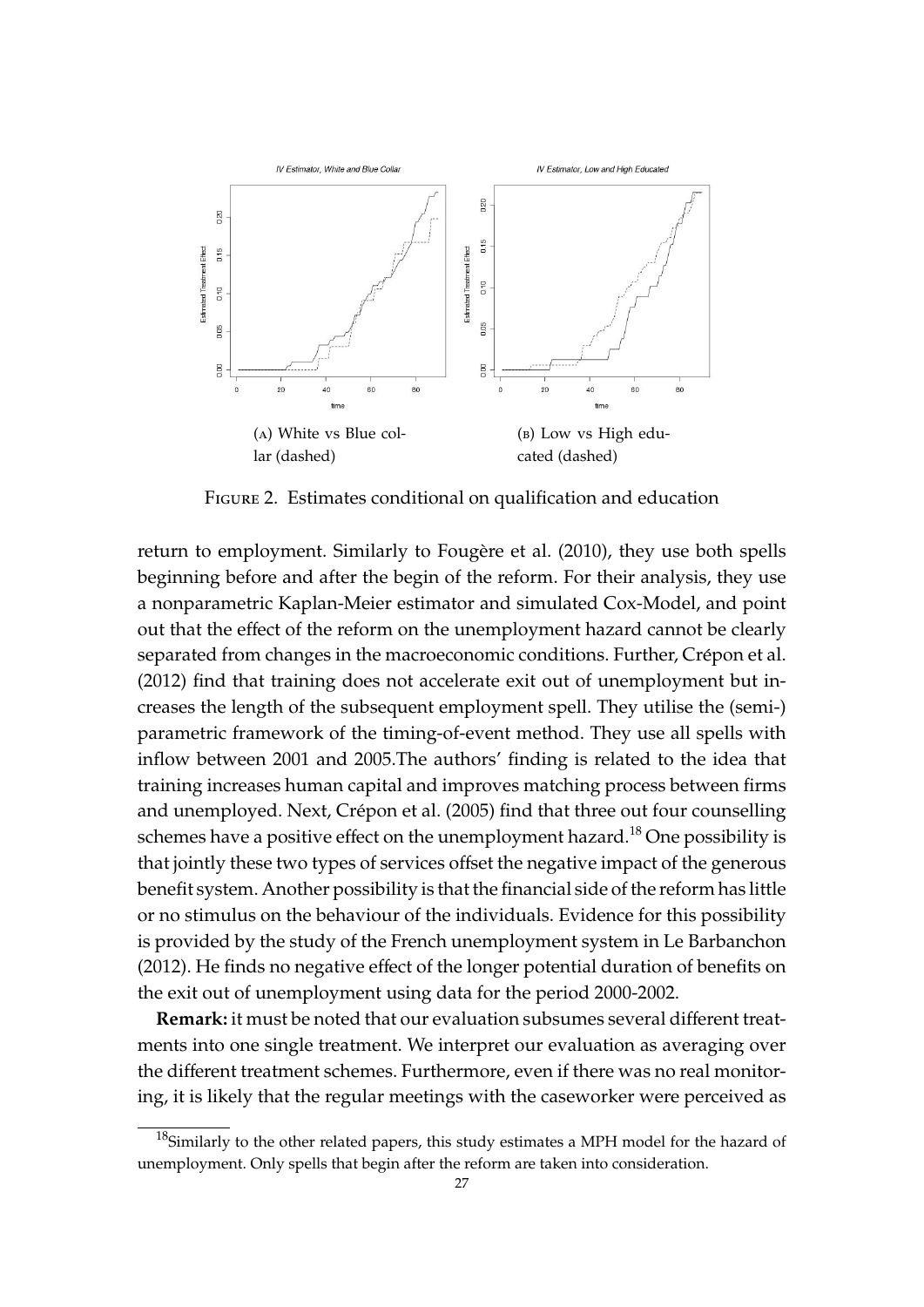(A) White vs Blue collar (dashed)

(B) Low vs High educated (dashed)

FIGURE 2. Estimates conditional on qualification and education

return to employment. Similarly to Fougère et al. (2010), they use both spells beginning before and after the begin of the reform. For their analysis, they use a nonparametric Kaplan-Meier estimator and simulated Cox-Model, and point out that the effect of the reform on the unemployment hazard cannot be clearly separated from changes in the macroeconomic conditions. Further, Crépon et al. (2012) find that training does not accelerate exit out of unemployment but increases the length of the subsequent employment spell. They utilise the (semi-) parametric framework of the timing-of-event method. They use all spells with inflow between 2001 and 2005.The authors' finding is related to the idea that training increases human capital and improves matching process between firms and unemployed. Next, Crépon et al. (2005) find that three out four counselling schemes have a positive effect on the unemployment hazard.[18] One possibility is that jointly these two types of services offset the negative impact of the generous benefit system. Another possibility is that the financial side of the reform has little or no stimulus on the behaviour of the individuals. Evidence for this possibility is provided by the study of the French unemployment system in Le Barbanchon (2012). He finds no negative effect of the longer potential duration of benefits on the exit out of unemployment using data for the period 2000-2002.

**Remark:** it must be noted that our evaluation subsumes several different treatments into one single treatment. We interpret our evaluation as averaging over the different treatment schemes. Furthermore, even if there was no real monitoring, it is likely that the regular meetings with the caseworker were perceived as

[18] Similarly to the other related papers, this study estimates a MPH model for the hazard of unemployment. Only spells that begin after the reform are taken into consideration.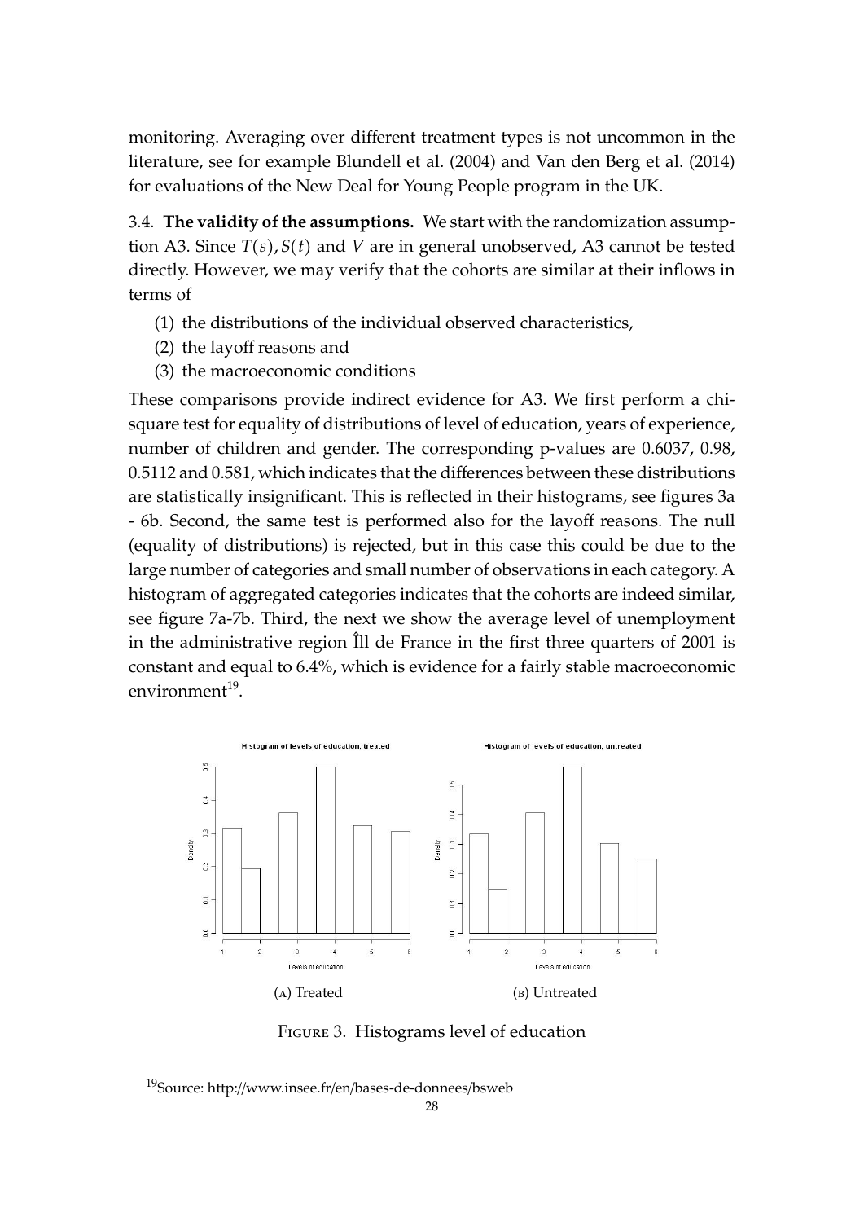monitoring. Averaging over different treatment types is not uncommon in the literature, see for example Blundell et al. (2004) and Van den Berg et al. (2014) for evaluations of the New Deal for Young People program in the UK.

3.4. **The validity of the assumptions.** We start with the randomization assumption A3. Since $T(s), S(t)$ and $V$ are in general unobserved, A3 cannot be tested directly. However, we may verify that the cohorts are similar at their inflows in terms of

(1) the distributions of the individual observed characteristics,
(2) the layoff reasons and
(3) the macroeconomic conditions

These comparisons provide indirect evidence for A3. We first perform a chi-square test for equality of distributions of level of education, years of experience, number of children and gender. The corresponding p-values are 0.6037, 0.98, 0.5112 and 0.581, which indicates that the differences between these distributions are statistically insignificant. This is reflected in their histograms, see figures 3a - 6b. Second, the same test is performed also for the layoff reasons. The null (equality of distributions) is rejected, but in this case this could be due to the large number of categories and small number of observations in each category. A histogram of aggregated categories indicates that the cohorts are indeed similar, see figure 7a-7b. Third, the next we show the average level of unemployment in the administrative region Îll de France in the first three quarters of 2001 is constant and equal to 6.4%, which is evidence for a fairly stable macroeconomic environment[19].

(A) Treated

(B) Untreated

FIGURE 3. Histograms level of education

[19] Source: http://www.insee.fr/en/bases-de-donnees/bsweb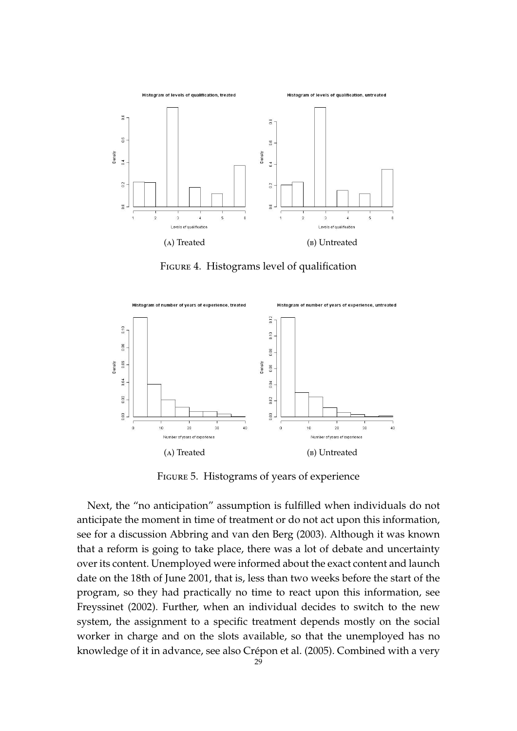(A) Treated

(B) Untreated

Figure 4. Histograms level of qualification

(A) Treated

(B) Untreated

Figure 5. Histograms of years of experience

Next, the "no anticipation" assumption is fulfilled when individuals do not anticipate the moment in time of treatment or do not act upon this information, see for a discussion Abbring and van den Berg (2003). Although it was known that a reform is going to take place, there was a lot of debate and uncertainty over its content. Unemployed were informed about the exact content and launch date on the 18th of June 2001, that is, less than two weeks before the start of the program, so they had practically no time to react upon this information, see Freyssinet (2002). Further, when an individual decides to switch to the new system, the assignment to a specific treatment depends mostly on the social worker in charge and on the slots available, so that the unemployed has no knowledge of it in advance, see also Crépon et al. (2005). Combined with a very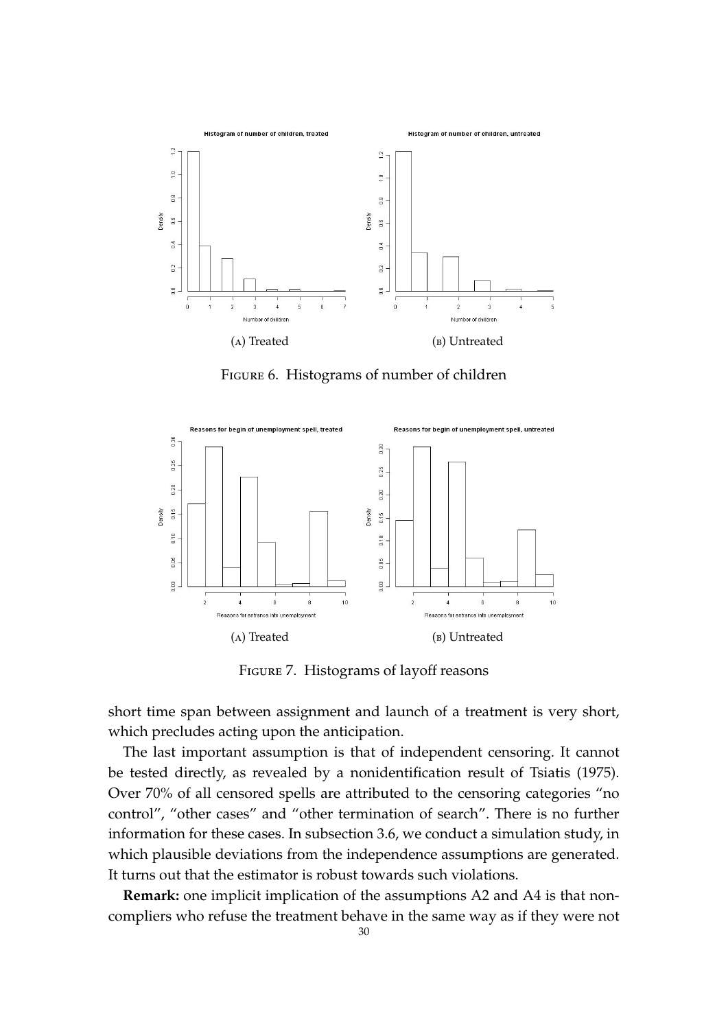(A) Treated

(B) Untreated

FIGURE 6. Histograms of number of children

(A) Treated

(B) Untreated

FIGURE 7. Histograms of layoff reasons

short time span between assignment and launch of a treatment is very short, which precludes acting upon the anticipation.

The last important assumption is that of independent censoring. It cannot be tested directly, as revealed by a nonidentification result of Tsiatis (1975). Over 70% of all censored spells are attributed to the censoring categories "no control", "other cases" and "other termination of search". There is no further information for these cases. In subsection 3.6, we conduct a simulation study, in which plausible deviations from the independence assumptions are generated. It turns out that the estimator is robust towards such violations.

**Remark:** one implicit implication of the assumptions A2 and A4 is that non-compliers who refuse the treatment behave in the same way as if they were not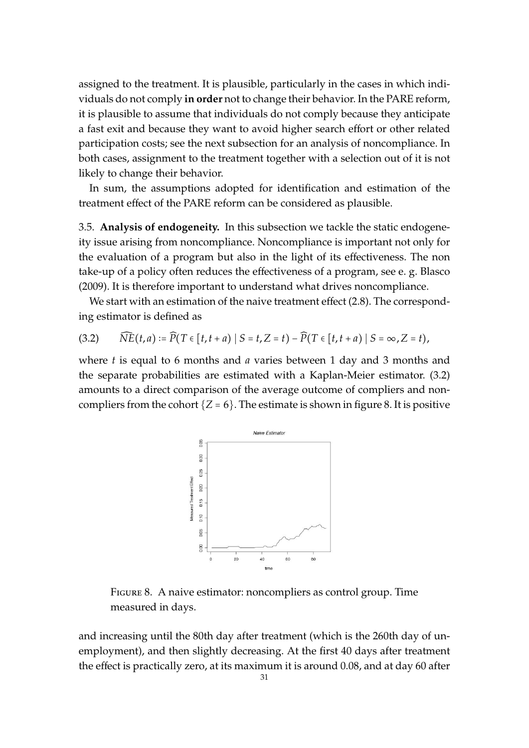assigned to the treatment. It is plausible, particularly in the cases in which individuals do not comply **in order** not to change their behavior. In the PARE reform, it is plausible to assume that individuals do not comply because they anticipate a fast exit and because they want to avoid higher search effort or other related participation costs; see the next subsection for an analysis of noncompliance. In both cases, assignment to the treatment together with a selection out of it is not likely to change their behavior.

In sum, the assumptions adopted for identification and estimation of the treatment effect of the PARE reform can be considered as plausible.

3.5. **Analysis of endogeneity.** In this subsection we tackle the static endogeneity issue arising from noncompliance. Noncompliance is important not only for the evaluation of a program but also in the light of its effectiveness. The non take-up of a policy often reduces the effectiveness of a program, see e. g. Blasco (2009). It is therefore important to understand what drives noncompliance.

We start with an estimation of the naive treatment effect (2.8). The corresponding estimator is defined as

$$\widehat{NE}(t,a) := \widehat{P}(T \in [t, t+a) \mid S = t, Z = t) - \widehat{P}(T \in [t, t+a) \mid S = \infty, Z = t), \tag{3.2}$$

where $t$ is equal to 6 months and $a$ varies between 1 day and 3 months and the separate probabilities are estimated with a Kaplan-Meier estimator. (3.2) amounts to a direct comparison of the average outcome of compliers and noncompliers from the cohort $\{Z = 6\}$. The estimate is shown in figure 8. It is positive

FIGURE 8. A naive estimator: noncompliers as control group. Time measured in days.

and increasing until the 80th day after treatment (which is the 260th day of unemployment), and then slightly decreasing. At the first 40 days after treatment the effect is practically zero, at its maximum it is around 0.08, and at day 60 after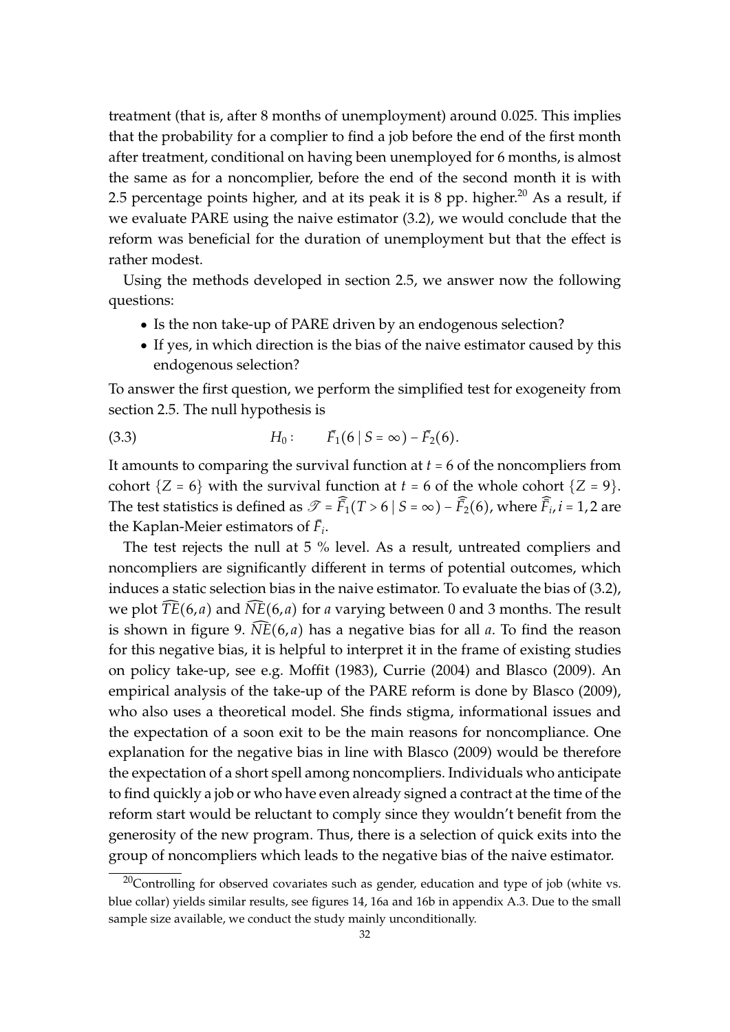treatment (that is, after 8 months of unemployment) around 0.025. This implies that the probability for a complier to find a job before the end of the first month after treatment, conditional on having been unemployed for 6 months, is almost the same as for a noncomplier, before the end of the second month it is with 2.5 percentage points higher, and at its peak it is 8 pp. higher.[20] As a result, if we evaluate PARE using the naive estimator (3.2), we would conclude that the reform was beneficial for the duration of unemployment but that the effect is rather modest.

Using the methods developed in section 2.5, we answer now the following questions:

- Is the non take-up of PARE driven by an endogenous selection?
- If yes, in which direction is the bias of the naive estimator caused by this endogenous selection?

To answer the first question, we perform the simplified test for exogeneity from section 2.5. The null hypothesis is

$$H_0: \qquad \bar{F}_1(6 \mid S = \infty) - \bar{F}_2(6). \tag{3.3}$$

It amounts to comparing the survival function at $t = 6$ of the noncompliers from cohort $\{Z = 6\}$ with the survival function at $t = 6$ of the whole cohort $\{Z = 9\}$. The test statistics is defined as $\mathscr{T} = \widehat{\bar{F}}_1(T > 6 \mid S = \infty) - \widehat{\bar{F}}_2(6)$, where $\widehat{\bar{F}}_i, i = 1, 2$ are the Kaplan-Meier estimators of $\bar{F}_i$.

The test rejects the null at 5 % level. As a result, untreated compliers and noncompliers are significantly different in terms of potential outcomes, which induces a static selection bias in the naive estimator. To evaluate the bias of (3.2), we plot $\widehat{TE}(6, a)$ and $\widehat{NE}(6, a)$ for $a$ varying between 0 and 3 months. The result is shown in figure 9. $\widehat{NE}(6, a)$ has a negative bias for all $a$. To find the reason for this negative bias, it is helpful to interpret it in the frame of existing studies on policy take-up, see e.g. Moffit (1983), Currie (2004) and Blasco (2009). An empirical analysis of the take-up of the PARE reform is done by Blasco (2009), who also uses a theoretical model. She finds stigma, informational issues and the expectation of a soon exit to be the main reasons for noncompliance. One explanation for the negative bias in line with Blasco (2009) would be therefore the expectation of a short spell among noncompliers. Individuals who anticipate to find quickly a job or who have even already signed a contract at the time of the reform start would be reluctant to comply since they wouldn't benefit from the generosity of the new program. Thus, there is a selection of quick exits into the group of noncompliers which leads to the negative bias of the naive estimator.

[20]Controlling for observed covariates such as gender, education and type of job (white vs. blue collar) yields similar results, see figures 14, 16a and 16b in appendix A.3. Due to the small sample size available, we conduct the study mainly unconditionally.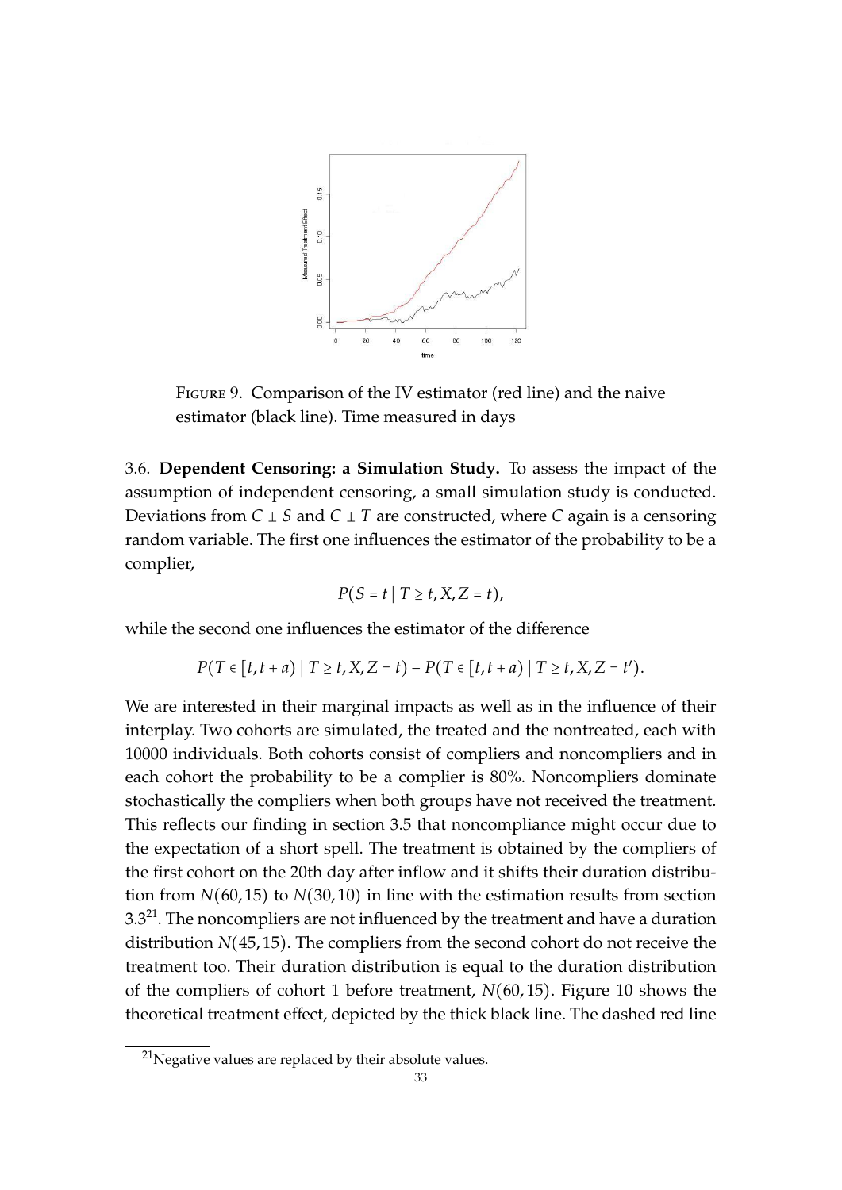FIGURE 9. Comparison of the IV estimator (red line) and the naive estimator (black line). Time measured in days

3.6. **Dependent Censoring: a Simulation Study.** To assess the impact of the assumption of independent censoring, a small simulation study is conducted. Deviations from $C \perp S$ and $C \perp T$ are constructed, where $C$ again is a censoring random variable. The first one influences the estimator of the probability to be a complier,

$$P(S = t \mid T \geq t, X, Z = t),$$

while the second one influences the estimator of the difference

$$P(T \in [t, t + a) \mid T \geq t, X, Z = t) - P(T \in [t, t + a) \mid T \geq t, X, Z = t').$$

We are interested in their marginal impacts as well as in the influence of their interplay. Two cohorts are simulated, the treated and the nontreated, each with 10000 individuals. Both cohorts consist of compliers and noncompliers and in each cohort the probability to be a complier is 80%. Noncompliers dominate stochastically the compliers when both groups have not received the treatment. This reflects our finding in section 3.5 that noncompliance might occur due to the expectation of a short spell. The treatment is obtained by the compliers of the first cohort on the 20th day after inflow and it shifts their duration distribution from $N(60, 15)$ to $N(30, 10)$ in line with the estimation results from section 3.3[21]. The noncompliers are not influenced by the treatment and have a duration distribution $N(45, 15)$. The compliers from the second cohort do not receive the treatment too. Their duration distribution is equal to the duration distribution of the compliers of cohort 1 before treatment, $N(60, 15)$. Figure 10 shows the theoretical treatment effect, depicted by the thick black line. The dashed red line

[21]Negative values are replaced by their absolute values.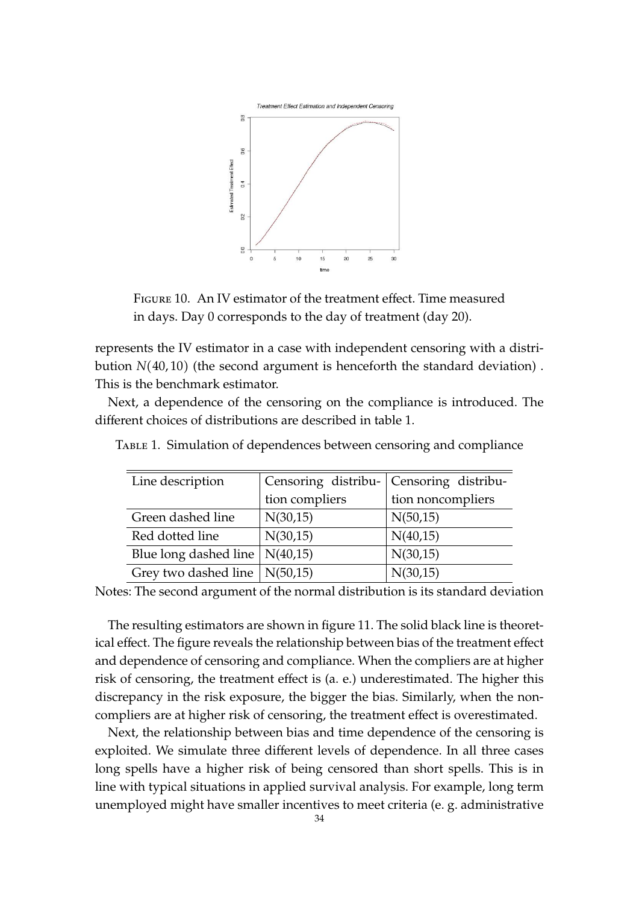FIGURE 10. An IV estimator of the treatment effect. Time measured in days. Day 0 corresponds to the day of treatment (day 20).

represents the IV estimator in a case with independent censoring with a distribution $N(40, 10)$ (the second argument is henceforth the standard deviation) . This is the benchmark estimator.

Next, a dependence of the censoring on the compliance is introduced. The different choices of distributions are described in table 1.

TABLE 1. Simulation of dependences between censoring and compliance

| Line description | Censoring distribution compliers | Censoring distribution noncompliers |
|---|---|---|
| Green dashed line | N(30,15) | N(50,15) |
| Red dotted line | N(30,15) | N(40,15) |
| Blue long dashed line | N(40,15) | N(30,15) |
| Grey two dashed line | N(50,15) | N(30,15) |

Notes: The second argument of the normal distribution is its standard deviation

The resulting estimators are shown in figure 11. The solid black line is theoretical effect. The figure reveals the relationship between bias of the treatment effect and dependence of censoring and compliance. When the compliers are at higher risk of censoring, the treatment effect is (a. e.) underestimated. The higher this discrepancy in the risk exposure, the bigger the bias. Similarly, when the noncompliers are at higher risk of censoring, the treatment effect is overestimated.

Next, the relationship between bias and time dependence of the censoring is exploited. We simulate three different levels of dependence. In all three cases long spells have a higher risk of being censored than short spells. This is in line with typical situations in applied survival analysis. For example, long term unemployed might have smaller incentives to meet criteria (e. g. administrative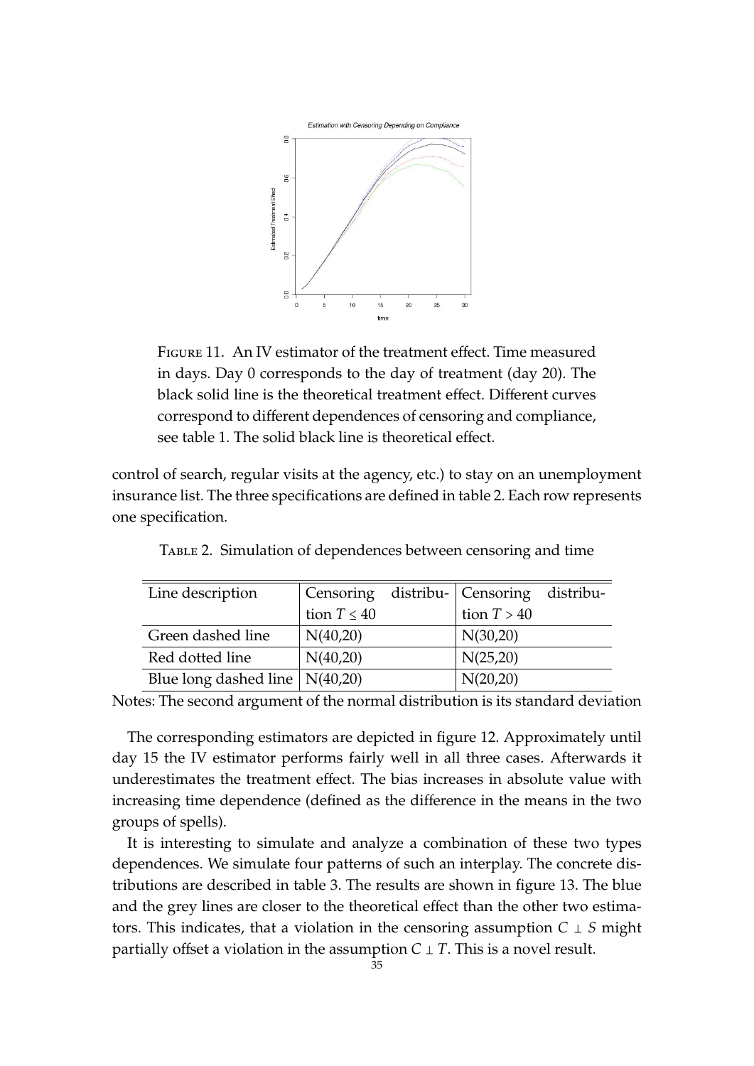FIGURE 11. An IV estimator of the treatment effect. Time measured in days. Day 0 corresponds to the day of treatment (day 20). The black solid line is the theoretical treatment effect. Different curves correspond to different dependences of censoring and compliance, see table 1. The solid black line is theoretical effect.

control of search, regular visits at the agency, etc.) to stay on an unemployment insurance list. The three specifications are defined in table 2. Each row represents one specification.

TABLE 2. Simulation of dependences between censoring and time

| Line description | Censoring distribution $T \leq 40$ | Censoring distribution $T > 40$ |
|---|---|---|
| Green dashed line | N(40,20) | N(30,20) |
| Red dotted line | N(40,20) | N(25,20) |
| Blue long dashed line | N(40,20) | N(20,20) |

Notes: The second argument of the normal distribution is its standard deviation

The corresponding estimators are depicted in figure 12. Approximately until day 15 the IV estimator performs fairly well in all three cases. Afterwards it underestimates the treatment effect. The bias increases in absolute value with increasing time dependence (defined as the difference in the means in the two groups of spells).

It is interesting to simulate and analyze a combination of these two types dependences. We simulate four patterns of such an interplay. The concrete distributions are described in table 3. The results are shown in figure 13. The blue and the grey lines are closer to the theoretical effect than the other two estimators. This indicates, that a violation in the censoring assumption $C \perp S$ might partially offset a violation in the assumption $C \perp T$. This is a novel result.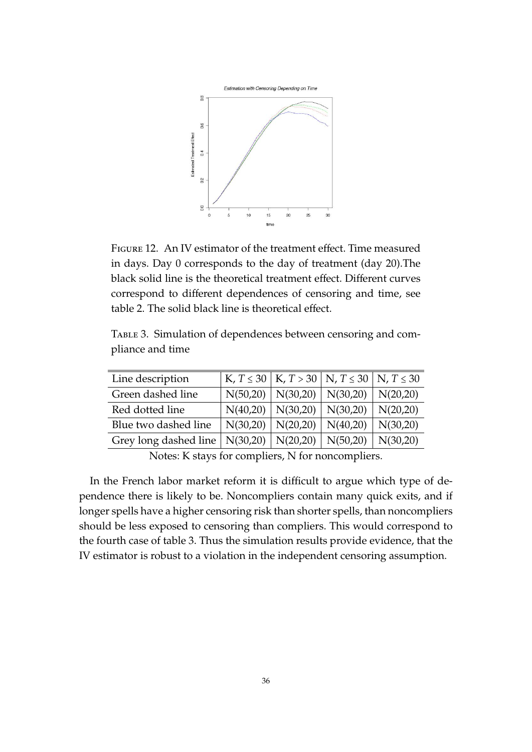Figure 12. An IV estimator of the treatment effect. Time measured in days. Day 0 corresponds to the day of treatment (day 20).The black solid line is the theoretical treatment effect. Different curves correspond to different dependences of censoring and time, see table 2. The solid black line is theoretical effect.

Table 3. Simulation of dependences between censoring and compliance and time

| Line description | K, $T \leq 30$ | K, $T > 30$ | N, $T \leq 30$ | N, $T \leq 30$ |
|---|---|---|---|---|
| Green dashed line | N(50,20) | N(30,20) | N(30,20) | N(20,20) |
| Red dotted line | N(40,20) | N(30,20) | N(30,20) | N(20,20) |
| Blue two dashed line | N(30,20) | N(20,20) | N(40,20) | N(30,20) |
| Grey long dashed line | N(30,20) | N(20,20) | N(50,20) | N(30,20) |

Notes: K stays for compliers, N for noncompliers.

In the French labor market reform it is difficult to argue which type of dependence there is likely to be. Noncompliers contain many quick exits, and if longer spells have a higher censoring risk than shorter spells, than noncompliers should be less exposed to censoring than compliers. This would correspond to the fourth case of table 3. Thus the simulation results provide evidence, that the IV estimator is robust to a violation in the independent censoring assumption.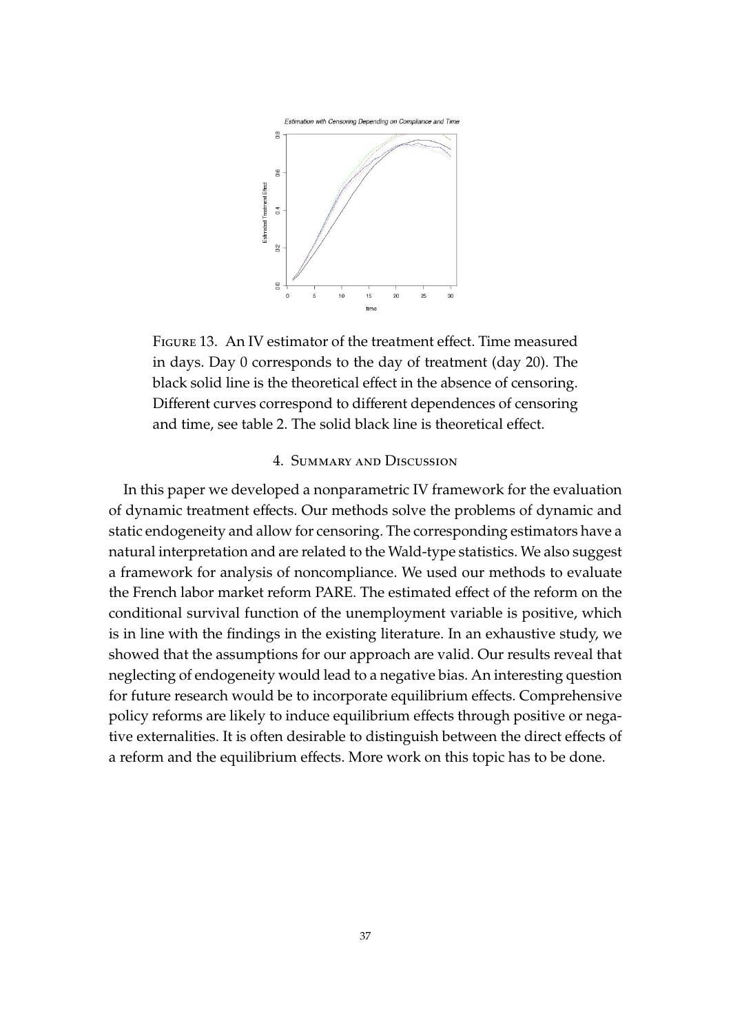Figure 13. An IV estimator of the treatment effect. Time measured in days. Day 0 corresponds to the day of treatment (day 20). The black solid line is the theoretical effect in the absence of censoring. Different curves correspond to different dependences of censoring and time, see table 2. The solid black line is theoretical effect.

## 4. Summary and Discussion

In this paper we developed a nonparametric IV framework for the evaluation of dynamic treatment effects. Our methods solve the problems of dynamic and static endogeneity and allow for censoring. The corresponding estimators have a natural interpretation and are related to the Wald-type statistics. We also suggest a framework for analysis of noncompliance. We used our methods to evaluate the French labor market reform PARE. The estimated effect of the reform on the conditional survival function of the unemployment variable is positive, which is in line with the findings in the existing literature. In an exhaustive study, we showed that the assumptions for our approach are valid. Our results reveal that neglecting of endogeneity would lead to a negative bias. An interesting question for future research would be to incorporate equilibrium effects. Comprehensive policy reforms are likely to induce equilibrium effects through positive or negative externalities. It is often desirable to distinguish between the direct effects of a reform and the equilibrium effects. More work on this topic has to be done.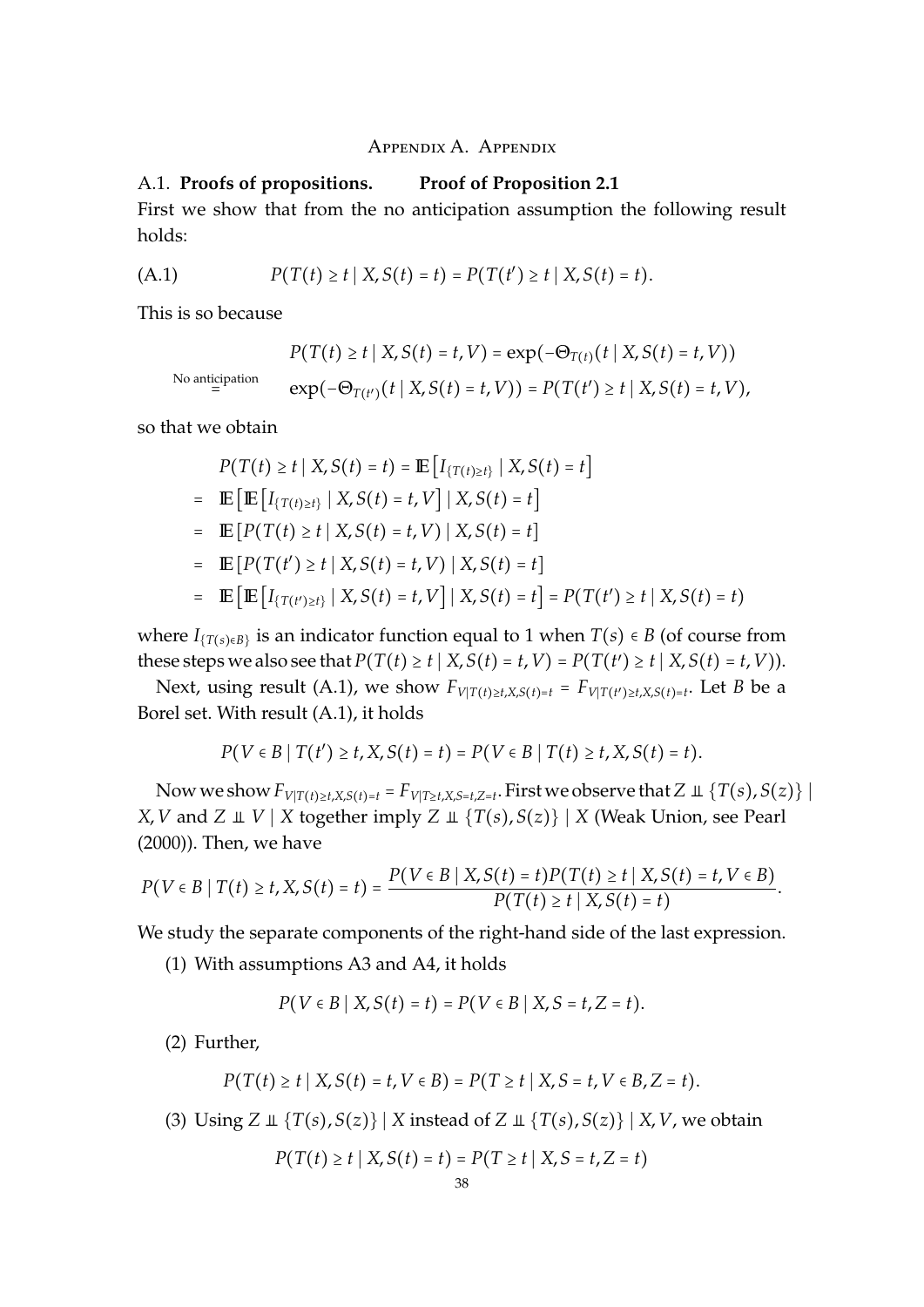# Appendix A. Appendix

## A.1. Proofs of propositions. Proof of Proposition 2.1

First we show that from the no anticipation assumption the following result holds:

$$P(T(t) \geq t \mid X, S(t) = t) = P(T(t') \geq t \mid X, S(t) = t). \tag{A.1}$$

This is so because

$$\begin{aligned} & P(T(t) \geq t \mid X, S(t) = t, V) = \exp(-\Theta_{T(t)}(t \mid X, S(t) = t, V)) \\ \overset{\text{No anticipation}}{=} \quad & \exp(-\Theta_{T(t')}(t \mid X, S(t) = t, V)) = P(T(t') \geq t \mid X, S(t) = t, V), \end{aligned}$$

so that we obtain

$$\begin{aligned} & P(T(t) \geq t \mid X, S(t) = t) = \mathbb{E}\left[I_{\{T(t) \geq t\}} \mid X, S(t) = t\right] \\ = \quad & \mathbb{E}\left[\mathbb{E}\left[I_{\{T(t) \geq t\}} \mid X, S(t) = t, V\right] \mid X, S(t) = t\right] \\ = \quad & \mathbb{E}\left[P(T(t) \geq t \mid X, S(t) = t, V) \mid X, S(t) = t\right] \\ = \quad & \mathbb{E}\left[P(T(t') \geq t \mid X, S(t) = t, V) \mid X, S(t) = t\right] \\ = \quad & \mathbb{E}\left[\mathbb{E}\left[I_{\{T(t') \geq t\}} \mid X, S(t) = t, V\right] \mid X, S(t) = t\right] = P(T(t') \geq t \mid X, S(t) = t) \end{aligned}$$

where $I_{\{T(s) \in B\}}$ is an indicator function equal to 1 when $T(s) \in B$ (of course from these steps we also see that $P(T(t) \geq t \mid X, S(t) = t, V) = P(T(t') \geq t \mid X, S(t) = t, V)$).

Next, using result (A.1), we show $F_{V|T(t) \geq t, X, S(t)=t} = F_{V|T(t') \geq t, X, S(t)=t}$. Let $B$ be a Borel set. With result (A.1), it holds

$$P(V \in B \mid T(t') \geq t, X, S(t) = t) = P(V \in B \mid T(t) \geq t, X, S(t) = t).$$

Now we show $F_{V|T(t) \geq t, X, S(t)=t} = F_{V|T \geq t, X, S=t, Z=t}$. First we observe that $Z \perp\!\!\!\perp \{T(s), S(z)\} \mid X, V$ and $Z \perp\!\!\!\perp V \mid X$ together imply $Z \perp\!\!\!\perp \{T(s), S(z)\} \mid X$ (Weak Union, see Pearl (2000)). Then, we have

$$P(V \in B \mid T(t) \geq t, X, S(t) = t) = \frac{P(V \in B \mid X, S(t) = t) P(T(t) \geq t \mid X, S(t) = t, V \in B)}{P(T(t) \geq t \mid X, S(t) = t)}.$$

We study the separate components of the right-hand side of the last expression.

1. With assumptions A3 and A4, it holds

$$P(V \in B \mid X, S(t) = t) = P(V \in B \mid X, S = t, Z = t).$$

2. Further,

$$P(T(t) \geq t \mid X, S(t) = t, V \in B) = P(T \geq t \mid X, S = t, V \in B, Z = t).$$

3. Using $Z \perp\!\!\!\perp \{T(s), S(z)\} \mid X$ instead of $Z \perp\!\!\!\perp \{T(s), S(z)\} \mid X, V$, we obtain

$$P(T(t) \geq t \mid X, S(t) = t) = P(T \geq t \mid X, S = t, Z = t)$$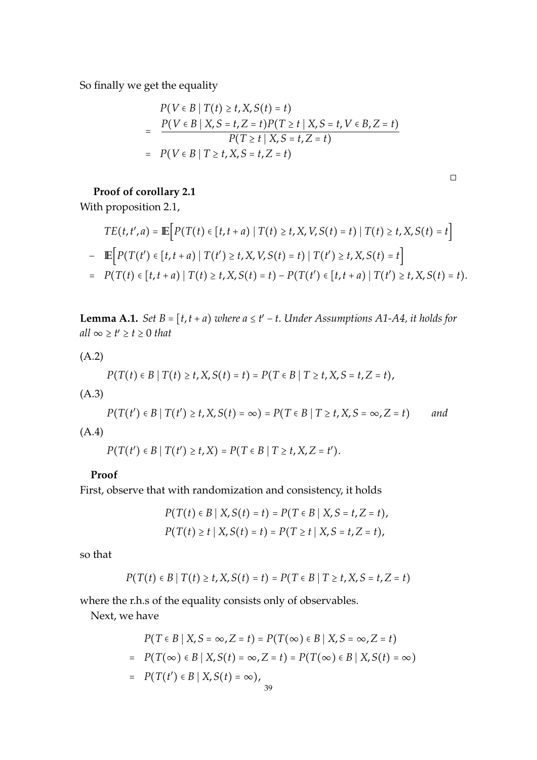So finally we get the equality

$$
\begin{aligned}
& P(V \in B \mid T(t) \geq t, X, S(t) = t) \\
= \; & \frac{P(V \in B \mid X, S = t, Z = t) P(T \geq t \mid X, S = t, V \in B, Z = t)}{P(T \geq t \mid X, S = t, Z = t)} \\
= \; & P(V \in B \mid T \geq t, X, S = t, Z = t)
\end{aligned}
$$

□

**Proof of corollary 2.1**

With proposition 2.1,

$$
\begin{aligned}
& TE(t, t', a) = \mathbb{E}\Big[P(T(t) \in [t, t+a) \mid T(t) \geq t, X, V, S(t) = t) \mid T(t) \geq t, X, S(t) = t\Big] \\
- \; & \mathbb{E}\Big[P(T(t') \in [t, t+a) \mid T(t') \geq t, X, V, S(t) = t) \mid T(t') \geq t, X, S(t) = t\Big] \\
= \; & P(T(t) \in [t, t+a) \mid T(t) \geq t, X, S(t) = t) - P(T(t') \in [t, t+a) \mid T(t') \geq t, X, S(t) = t).
\end{aligned}
$$

**Lemma A.1.** *Set $B = [t, t+a)$ where $a \leq t' - t$. Under Assumptions A1-A4, it holds for all $\infty \geq t' \geq t \geq 0$ that*

(A.2)

$$P(T(t) \in B \mid T(t) \geq t, X, S(t) = t) = P(T \in B \mid T \geq t, X, S = t, Z = t),$$

(A.3)

$$P(T(t') \in B \mid T(t') \geq t, X, S(t) = \infty) = P(T \in B \mid T \geq t, X, S = \infty, Z = t) \qquad and$$

(A.4)

$$P(T(t') \in B \mid T(t') \geq t, X) = P(T \in B \mid T \geq t, X, Z = t').$$

**Proof**

First, observe that with randomization and consistency, it holds

$$
\begin{aligned}
P(T(t) \in B \mid X, S(t) = t) &= P(T \in B \mid X, S = t, Z = t), \\
P(T(t) \geq t \mid X, S(t) = t) &= P(T \geq t \mid X, S = t, Z = t),
\end{aligned}
$$

so that

$$P(T(t) \in B \mid T(t) \geq t, X, S(t) = t) = P(T \in B \mid T \geq t, X, S = t, Z = t)$$

where the r.h.s of the equality consists only of observables.

Next, we have

$$
\begin{aligned}
& P(T \in B \mid X, S = \infty, Z = t) = P(T(\infty) \in B \mid X, S = \infty, Z = t) \\
= \; & P(T(\infty) \in B \mid X, S(t) = \infty, Z = t) = P(T(\infty) \in B \mid X, S(t) = \infty) \\
= \; & P(T(t') \in B \mid X, S(t) = \infty),
\end{aligned}
$$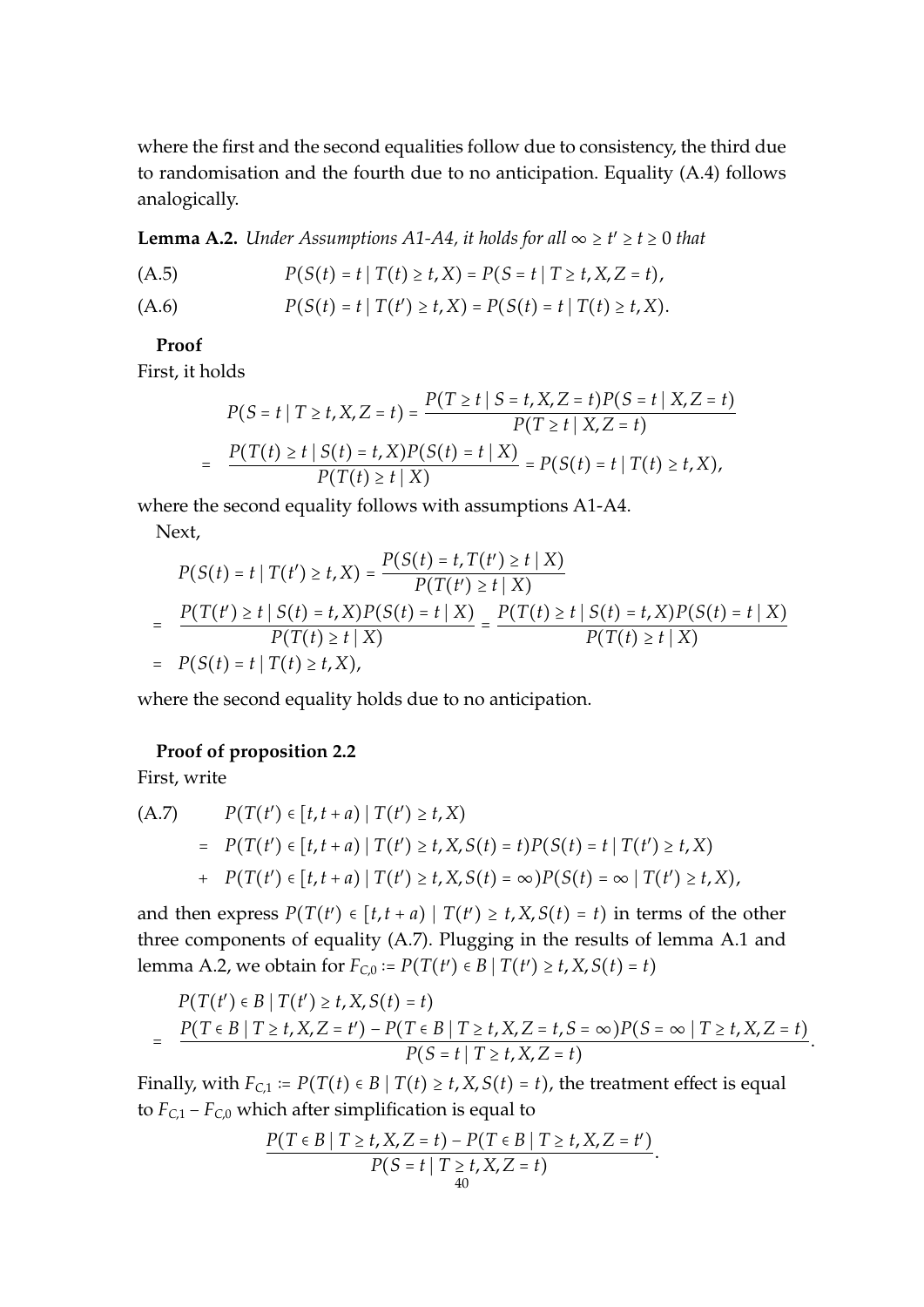where the first and the second equalities follow due to consistency, the third due to randomisation and the fourth due to no anticipation. Equality (A.4) follows analogically.

**Lemma A.2.** *Under Assumptions A1-A4, it holds for all $\infty \geq t' \geq t \geq 0$ that*

$$P(S(t) = t \mid T(t) \geq t, X) = P(S = t \mid T \geq t, X, Z = t), \tag{A.5}$$

$$P(S(t) = t \mid T(t') \geq t, X) = P(S(t) = t \mid T(t) \geq t, X). \tag{A.6}$$

**Proof**

First, it holds

$$P(S = t \mid T \geq t, X, Z = t) = \frac{P(T \geq t \mid S = t, X, Z = t)P(S = t \mid X, Z = t)}{P(T \geq t \mid X, Z = t)}$$

$$= \frac{P(T(t) \geq t \mid S(t) = t, X)P(S(t) = t \mid X)}{P(T(t) \geq t \mid X)} = P(S(t) = t \mid T(t) \geq t, X),$$

where the second equality follows with assumptions A1-A4.

Next,

$$P(S(t) = t \mid T(t') \geq t, X) = \frac{P(S(t) = t, T(t') \geq t \mid X)}{P(T(t') \geq t \mid X)}$$

$$= \frac{P(T(t') \geq t \mid S(t) = t, X)P(S(t) = t \mid X)}{P(T(t) \geq t \mid X)} = \frac{P(T(t) \geq t \mid S(t) = t, X)P(S(t) = t \mid X)}{P(T(t) \geq t \mid X)}$$

$$= P(S(t) = t \mid T(t) \geq t, X),$$

where the second equality holds due to no anticipation.

**Proof of proposition 2.2**

First, write

$$\begin{aligned} &P(T(t') \in [t, t+a) \mid T(t') \geq t, X) \\ &= P(T(t') \in [t, t+a) \mid T(t') \geq t, X, S(t) = t)P(S(t) = t \mid T(t') \geq t, X) \\ &+ P(T(t') \in [t, t+a) \mid T(t') \geq t, X, S(t) = \infty)P(S(t) = \infty \mid T(t') \geq t, X), \end{aligned} \tag{A.7}$$

and then express $P(T(t') \in [t, t+a) \mid T(t') \geq t, X, S(t) = t)$ in terms of the other three components of equality (A.7). Plugging in the results of lemma A.1 and lemma A.2, we obtain for $F_{C,0} := P(T(t') \in B \mid T(t') \geq t, X, S(t) = t)$

$$P(T(t') \in B \mid T(t') \geq t, X, S(t) = t)$$

$$= \frac{P(T \in B \mid T \geq t, X, Z = t') - P(T \in B \mid T \geq t, X, Z = t, S = \infty)P(S = \infty \mid T \geq t, X, Z = t)}{P(S = t \mid T \geq t, X, Z = t)}.$$

Finally, with $F_{C,1} := P(T(t) \in B \mid T(t) \geq t, X, S(t) = t)$, the treatment effect is equal to $F_{C,1} - F_{C,0}$ which after simplification is equal to

$$\frac{P(T \in B \mid T \geq t, X, Z = t) - P(T \in B \mid T \geq t, X, Z = t')}{P(S = t \mid T \geq t, X, Z = t)}.$$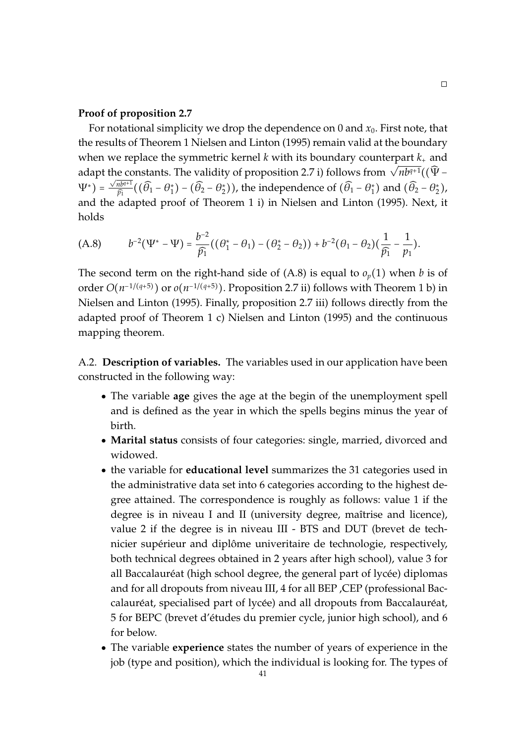□

**Proof of proposition 2.7**

For notational simplicity we drop the dependence on 0 and $x_0$. First note, that the results of Theorem 1 Nielsen and Linton (1995) remain valid at the boundary when we replace the symmetric kernel $k$ with its boundary counterpart $k_+$ and adapt the constants. The validity of proposition 2.7 i) follows from $\sqrt{nb^{q+1}}((\widehat{\Psi} - \Psi^*) = \frac{\sqrt{nb^{q+1}}}{\widehat{p}_1}((\widehat{\theta}_1 - \theta_1^*) - (\widehat{\theta}_2 - \theta_2^*))$, the independence of $(\widehat{\theta}_1 - \theta_1^*)$ and $(\widehat{\theta}_2 - \theta_2^*)$, and the adapted proof of Theorem 1 i) in Nielsen and Linton (1995). Next, it holds

$$
b^{-2}(\Psi^* - \Psi) = \frac{b^{-2}}{\widehat{p}_1}((\theta_1^* - \theta_1) - (\theta_2^* - \theta_2)) + b^{-2}(\theta_1 - \theta_2)(\frac{1}{\widehat{p}_1} - \frac{1}{p_1}). \tag{A.8}
$$

The second term on the right-hand side of (A.8) is equal to $o_p(1)$ when $b$ is of order $O(n^{-1/(q+5)})$ or $o(n^{-1/(q+5)})$. Proposition 2.7 ii) follows with Theorem 1 b) in Nielsen and Linton (1995). Finally, proposition 2.7 iii) follows directly from the adapted proof of Theorem 1 c) Nielsen and Linton (1995) and the continuous mapping theorem.

A.2. **Description of variables.** The variables used in our application have been constructed in the following way:

- The variable **age** gives the age at the begin of the unemployment spell and is defined as the year in which the spells begins minus the year of birth.
- **Marital status** consists of four categories: single, married, divorced and widowed.
- the variable for **educational level** summarizes the 31 categories used in the administrative data set into 6 categories according to the highest degree attained. The correspondence is roughly as follows: value 1 if the degree is in niveau I and II (university degree, maîtrise and licence), value 2 if the degree is in niveau III - BTS and DUT (brevet de technicier supérieur and diplôme univeritaire de technologie, respectively, both technical degrees obtained in 2 years after high school), value 3 for all Baccalauréat (high school degree, the general part of lycée) diplomas and for all dropouts from niveau III, 4 for all BEP ,CEP (professional Baccalauréat, specialised part of lycée) and all dropouts from Baccalauréat, 5 for BEPC (brevet d'études du premier cycle, junior high school), and 6 for below.
- The variable **experience** states the number of years of experience in the job (type and position), which the individual is looking for. The types of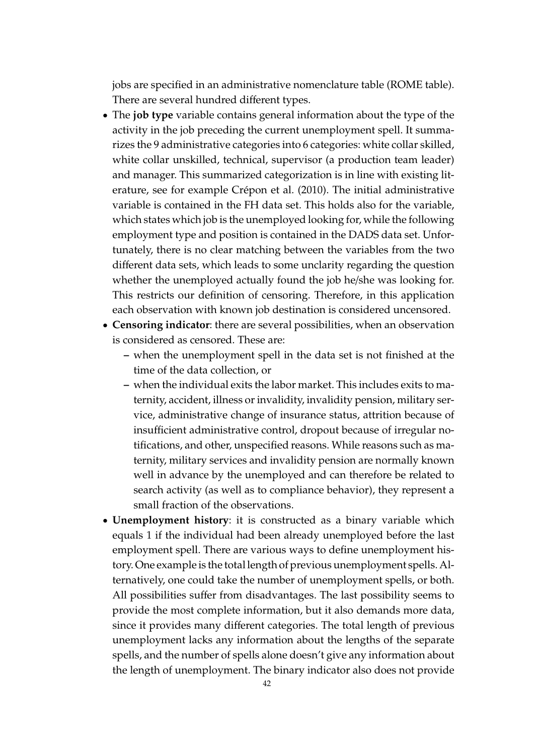jobs are specified in an administrative nomenclature table (ROME table). There are several hundred different types.

- The **job type** variable contains general information about the type of the activity in the job preceding the current unemployment spell. It summarizes the 9 administrative categories into 6 categories: white collar skilled, white collar unskilled, technical, supervisor (a production team leader) and manager. This summarized categorization is in line with existing literature, see for example Crépon et al. (2010). The initial administrative variable is contained in the FH data set. This holds also for the variable, which states which job is the unemployed looking for, while the following employment type and position is contained in the DADS data set. Unfortunately, there is no clear matching between the variables from the two different data sets, which leads to some unclarity regarding the question whether the unemployed actually found the job he/she was looking for. This restricts our definition of censoring. Therefore, in this application each observation with known job destination is considered uncensored.
- **Censoring indicator**: there are several possibilities, when an observation is considered as censored. These are:
  - when the unemployment spell in the data set is not finished at the time of the data collection, or
  - when the individual exits the labor market. This includes exits to maternity, accident, illness or invalidity, invalidity pension, military service, administrative change of insurance status, attrition because of insufficient administrative control, dropout because of irregular notifications, and other, unspecified reasons. While reasons such as maternity, military services and invalidity pension are normally known well in advance by the unemployed and can therefore be related to search activity (as well as to compliance behavior), they represent a small fraction of the observations.
- **Unemployment history**: it is constructed as a binary variable which equals 1 if the individual had been already unemployed before the last employment spell. There are various ways to define unemployment history. One example is the total length of previous unemployment spells. Alternatively, one could take the number of unemployment spells, or both. All possibilities suffer from disadvantages. The last possibility seems to provide the most complete information, but it also demands more data, since it provides many different categories. The total length of previous unemployment lacks any information about the lengths of the separate spells, and the number of spells alone doesn't give any information about the length of unemployment. The binary indicator also does not provide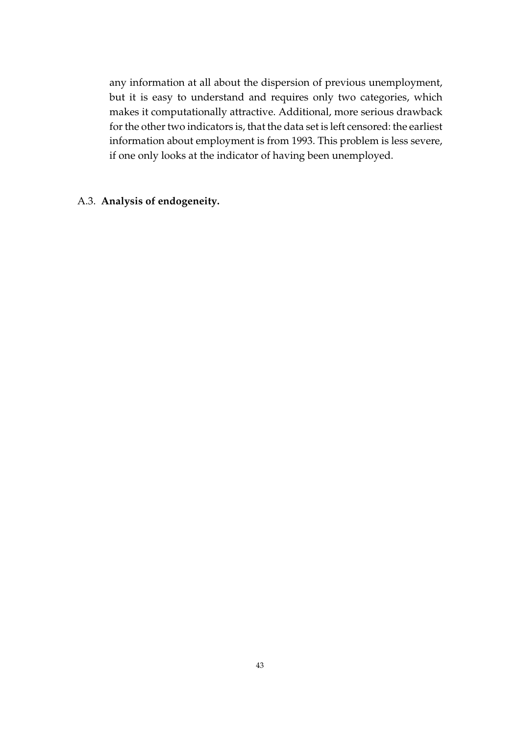any information at all about the dispersion of previous unemployment, but it is easy to understand and requires only two categories, which makes it computationally attractive. Additional, more serious drawback for the other two indicators is, that the data set is left censored: the earliest information about employment is from 1993. This problem is less severe, if one only looks at the indicator of having been unemployed.

### A.3. **Analysis of endogeneity.**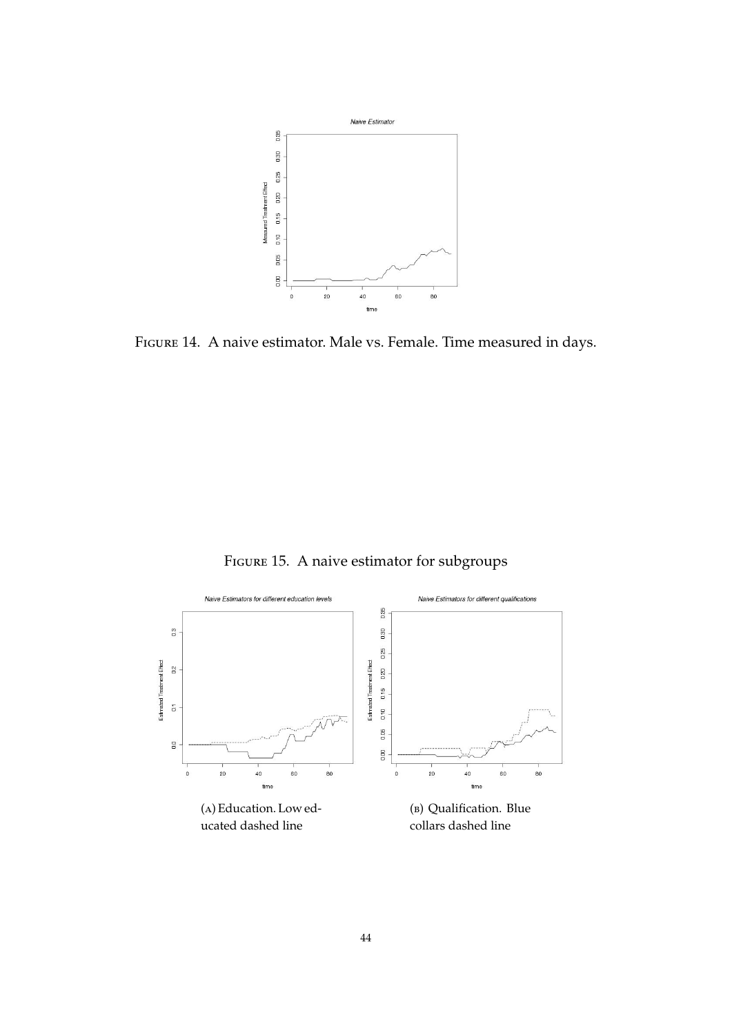Figure 14. A naive estimator. Male vs. Female. Time measured in days.

Figure 15. A naive estimator for subgroups

(a) Education. Low educated dashed line

(b) Qualification. Blue collars dashed line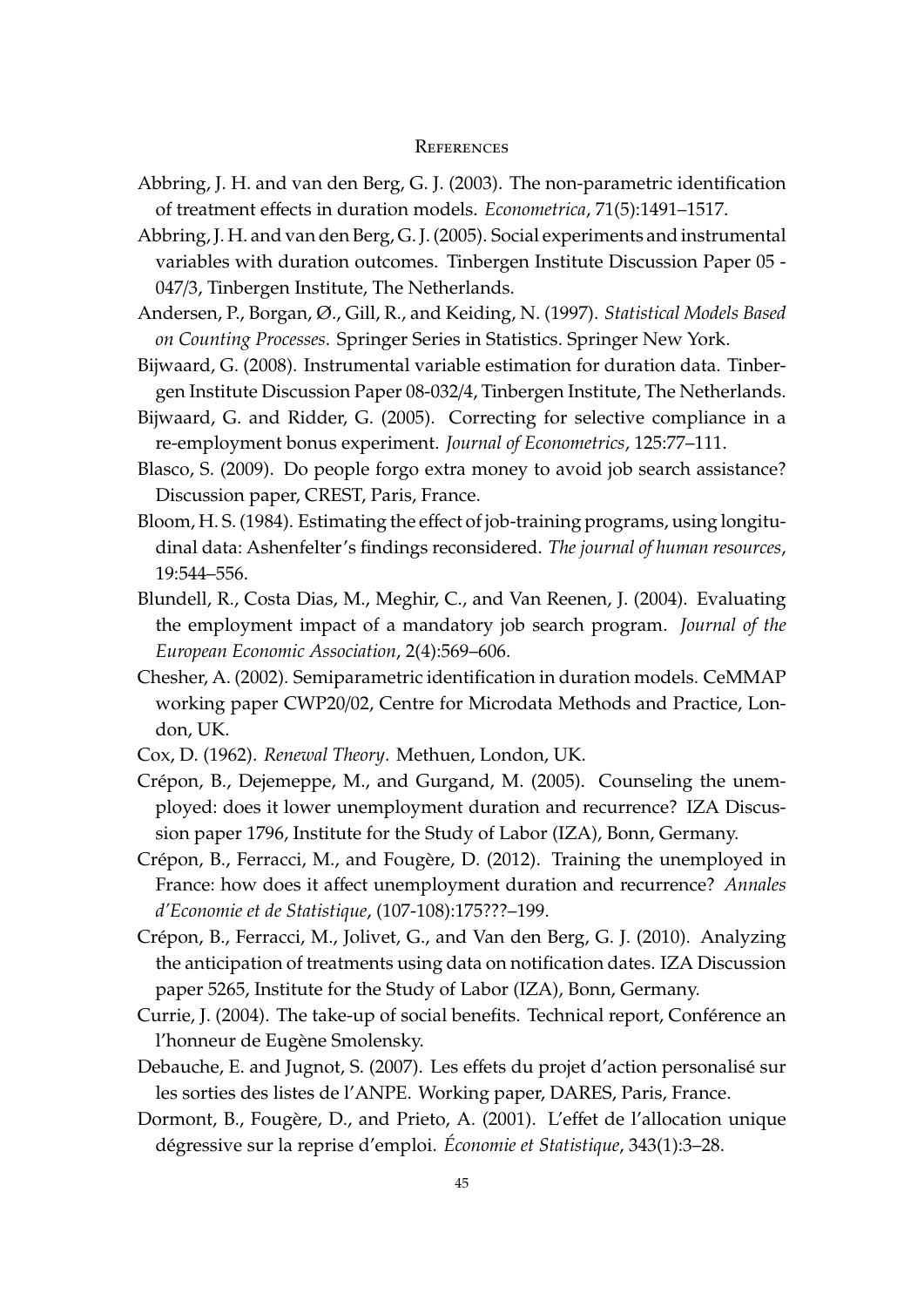# References

Abbring, J. H. and van den Berg, G. J. (2003). The non-parametric identification of treatment effects in duration models. *Econometrica*, 71(5):1491–1517.

Abbring, J. H. and van den Berg, G. J. (2005). Social experiments and instrumental variables with duration outcomes. Tinbergen Institute Discussion Paper 05 - 047/3, Tinbergen Institute, The Netherlands.

Andersen, P., Borgan, Ø., Gill, R., and Keiding, N. (1997). *Statistical Models Based on Counting Processes*. Springer Series in Statistics. Springer New York.

Bijwaard, G. (2008). Instrumental variable estimation for duration data. Tinbergen Institute Discussion Paper 08-032/4, Tinbergen Institute, The Netherlands.

Bijwaard, G. and Ridder, G. (2005). Correcting for selective compliance in a re-employment bonus experiment. *Journal of Econometrics*, 125:77–111.

Blasco, S. (2009). Do people forgo extra money to avoid job search assistance? Discussion paper, CREST, Paris, France.

Bloom, H. S. (1984). Estimating the effect of job-training programs, using longitudinal data: Ashenfelter's findings reconsidered. *The journal of human resources*, 19:544–556.

Blundell, R., Costa Dias, M., Meghir, C., and Van Reenen, J. (2004). Evaluating the employment impact of a mandatory job search program. *Journal of the European Economic Association*, 2(4):569–606.

Chesher, A. (2002). Semiparametric identification in duration models. CeMMAP working paper CWP20/02, Centre for Microdata Methods and Practice, London, UK.

Cox, D. (1962). *Renewal Theory*. Methuen, London, UK.

Crépon, B., Dejemeppe, M., and Gurgand, M. (2005). Counseling the unemployed: does it lower unemployment duration and recurrence? IZA Discussion paper 1796, Institute for the Study of Labor (IZA), Bonn, Germany.

Crépon, B., Ferracci, M., and Fougère, D. (2012). Training the unemployed in France: how does it affect unemployment duration and recurrence? *Annales d'Economie et de Statistique*, (107-108):175???–199.

Crépon, B., Ferracci, M., Jolivet, G., and Van den Berg, G. J. (2010). Analyzing the anticipation of treatments using data on notification dates. IZA Discussion paper 5265, Institute for the Study of Labor (IZA), Bonn, Germany.

Currie, J. (2004). The take-up of social benefits. Technical report, Conférence an l'honneur de Eugène Smolensky.

Debauche, E. and Jugnot, S. (2007). Les effets du projet d'action personalisé sur les sorties des listes de l'ANPE. Working paper, DARES, Paris, France.

Dormont, B., Fougère, D., and Prieto, A. (2001). L'effet de l'allocation unique dégressive sur la reprise d'emploi. *Économie et Statistique*, 343(1):3–28.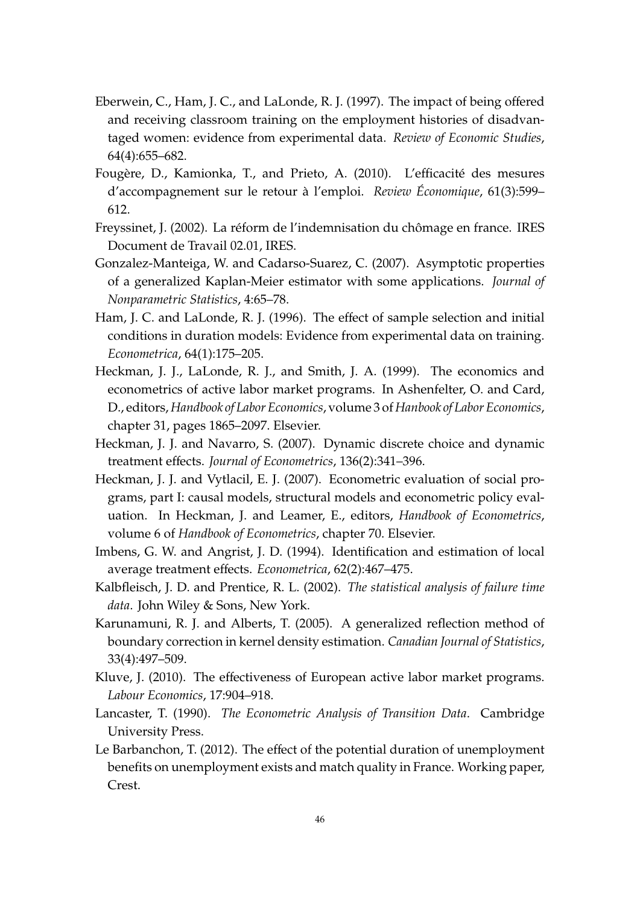Eberwein, C., Ham, J. C., and LaLonde, R. J. (1997). The impact of being offered and receiving classroom training on the employment histories of disadvantaged women: evidence from experimental data. *Review of Economic Studies*, 64(4):655–682.

Fougère, D., Kamionka, T., and Prieto, A. (2010). L'efficacité des mesures d'accompagnement sur le retour à l'emploi. *Review Économique*, 61(3):599–612.

Freyssinet, J. (2002). La réform de l'indemnisation du chômage en france. IRES Document de Travail 02.01, IRES.

Gonzalez-Manteiga, W. and Cadarso-Suarez, C. (2007). Asymptotic properties of a generalized Kaplan-Meier estimator with some applications. *Journal of Nonparametric Statistics*, 4:65–78.

Ham, J. C. and LaLonde, R. J. (1996). The effect of sample selection and initial conditions in duration models: Evidence from experimental data on training. *Econometrica*, 64(1):175–205.

Heckman, J. J., LaLonde, R. J., and Smith, J. A. (1999). The economics and econometrics of active labor market programs. In Ashenfelter, O. and Card, D., editors, *Handbook of Labor Economics*, volume 3 of *Hanbook of Labor Economics*, chapter 31, pages 1865–2097. Elsevier.

Heckman, J. J. and Navarro, S. (2007). Dynamic discrete choice and dynamic treatment effects. *Journal of Econometrics*, 136(2):341–396.

Heckman, J. J. and Vytlacil, E. J. (2007). Econometric evaluation of social programs, part I: causal models, structural models and econometric policy evaluation. In Heckman, J. and Leamer, E., editors, *Handbook of Econometrics*, volume 6 of *Handbook of Econometrics*, chapter 70. Elsevier.

Imbens, G. W. and Angrist, J. D. (1994). Identification and estimation of local average treatment effects. *Econometrica*, 62(2):467–475.

Kalbfleisch, J. D. and Prentice, R. L. (2002). *The statistical analysis of failure time data*. John Wiley & Sons, New York.

Karunamuni, R. J. and Alberts, T. (2005). A generalized reflection method of boundary correction in kernel density estimation. *Canadian Journal of Statistics*, 33(4):497–509.

Kluve, J. (2010). The effectiveness of European active labor market programs. *Labour Economics*, 17:904–918.

Lancaster, T. (1990). *The Econometric Analysis of Transition Data*. Cambridge University Press.

Le Barbanchon, T. (2012). The effect of the potential duration of unemployment benefits on unemployment exists and match quality in France. Working paper, Crest.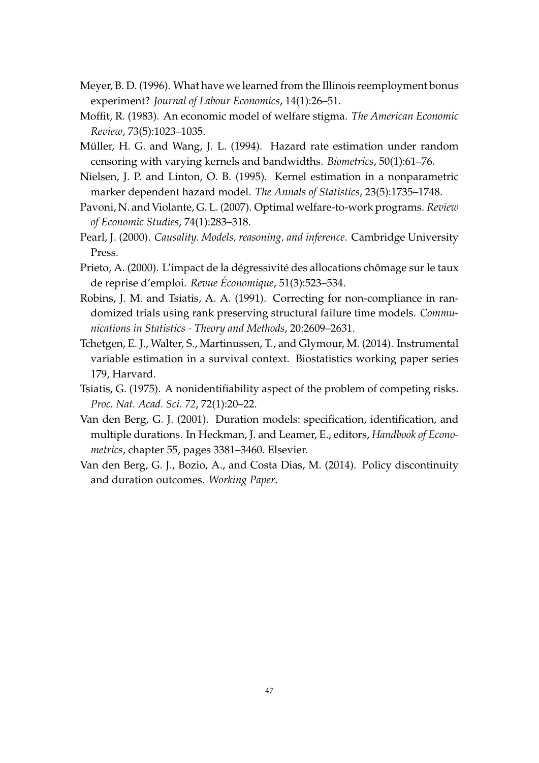Meyer, B. D. (1996). What have we learned from the Illinois reemployment bonus experiment? *Journal of Labour Economics*, 14(1):26–51.

Moffit, R. (1983). An economic model of welfare stigma. *The American Economic Review*, 73(5):1023–1035.

Müller, H. G. and Wang, J. L. (1994). Hazard rate estimation under random censoring with varying kernels and bandwidths. *Biometrics*, 50(1):61–76.

Nielsen, J. P. and Linton, O. B. (1995). Kernel estimation in a nonparametric marker dependent hazard model. *The Annals of Statistics*, 23(5):1735–1748.

Pavoni, N. and Violante, G. L. (2007). Optimal welfare-to-work programs. *Review of Economic Studies*, 74(1):283–318.

Pearl, J. (2000). *Causality. Models, reasoning, and inference*. Cambridge University Press.

Prieto, A. (2000). L'impact de la dégressivité des allocations chômage sur le taux de reprise d'emploi. *Revue Économique*, 51(3):523–534.

Robins, J. M. and Tsiatis, A. A. (1991). Correcting for non-compliance in randomized trials using rank preserving structural failure time models. *Communications in Statistics - Theory and Methods*, 20:2609–2631.

Tchetgen, E. J., Walter, S., Martinussen, T., and Glymour, M. (2014). Instrumental variable estimation in a survival context. Biostatistics working paper series 179, Harvard.

Tsiatis, G. (1975). A nonidentifiability aspect of the problem of competing risks. *Proc. Nat. Acad. Sci. 72*, 72(1):20–22.

Van den Berg, G. J. (2001). Duration models: specification, identification, and multiple durations. In Heckman, J. and Leamer, E., editors, *Handbook of Econometrics*, chapter 55, pages 3381–3460. Elsevier.

Van den Berg, G. J., Bozio, A., and Costa Dias, M. (2014). Policy discontinuity and duration outcomes. *Working Paper*.